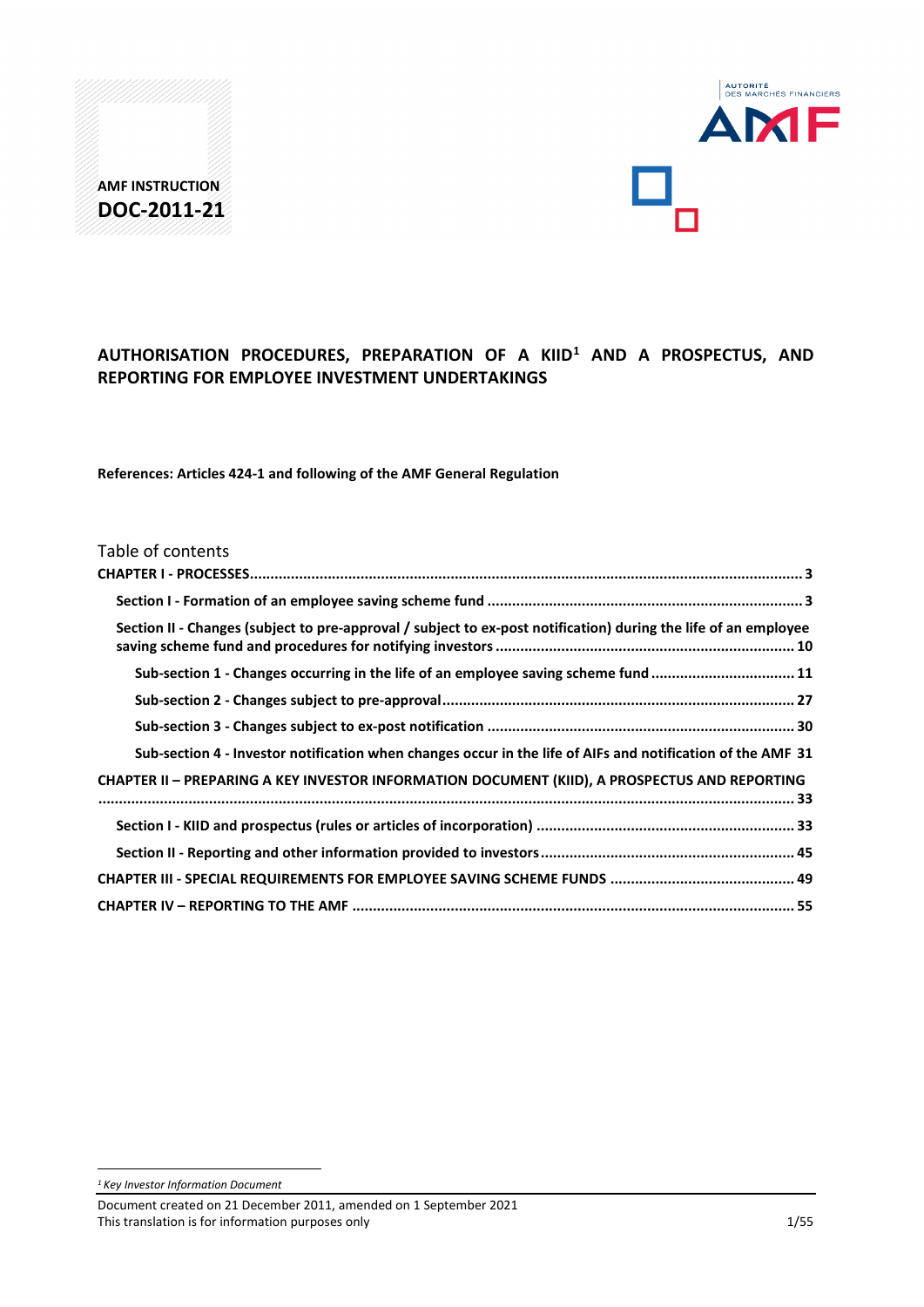AMF INSTRUCTION
**DOC-2011-21**

# AUTHORISATION PROCEDURES, PREPARATION OF A KIID[1] AND A PROSPECTUS, AND REPORTING FOR EMPLOYEE INVESTMENT UNDERTAKINGS

**References: Articles 424-1 and following of the AMF General Regulation**

Table of contents

**CHAPTER I - PROCESSES** .......... 3

**Section I - Formation of an employee saving scheme fund** .......... 3

**Section II - Changes (subject to pre-approval / subject to ex-post notification) during the life of an employee saving scheme fund and procedures for notifying investors** .......... 10

**Sub-section 1 - Changes occurring in the life of an employee saving scheme fund** .......... 11

**Sub-section 2 - Changes subject to pre-approval** .......... 27

**Sub-section 3 - Changes subject to ex-post notification** .......... 30

**Sub-section 4 - Investor notification when changes occur in the life of AIFs and notification of the AMF** 31

**CHAPTER II – PREPARING A KEY INVESTOR INFORMATION DOCUMENT (KIID), A PROSPECTUS AND REPORTING** .......... 33

**Section I - KIID and prospectus (rules or articles of incorporation)** .......... 33

**Section II - Reporting and other information provided to investors** .......... 45

**CHAPTER III - SPECIAL REQUIREMENTS FOR EMPLOYEE SAVING SCHEME FUNDS** .......... 49

**CHAPTER IV – REPORTING TO THE AMF** .......... 55

[1] *Key Investor Information Document*

Document created on 21 December 2011, amended on 1 September 2021
This translation is for information purposes only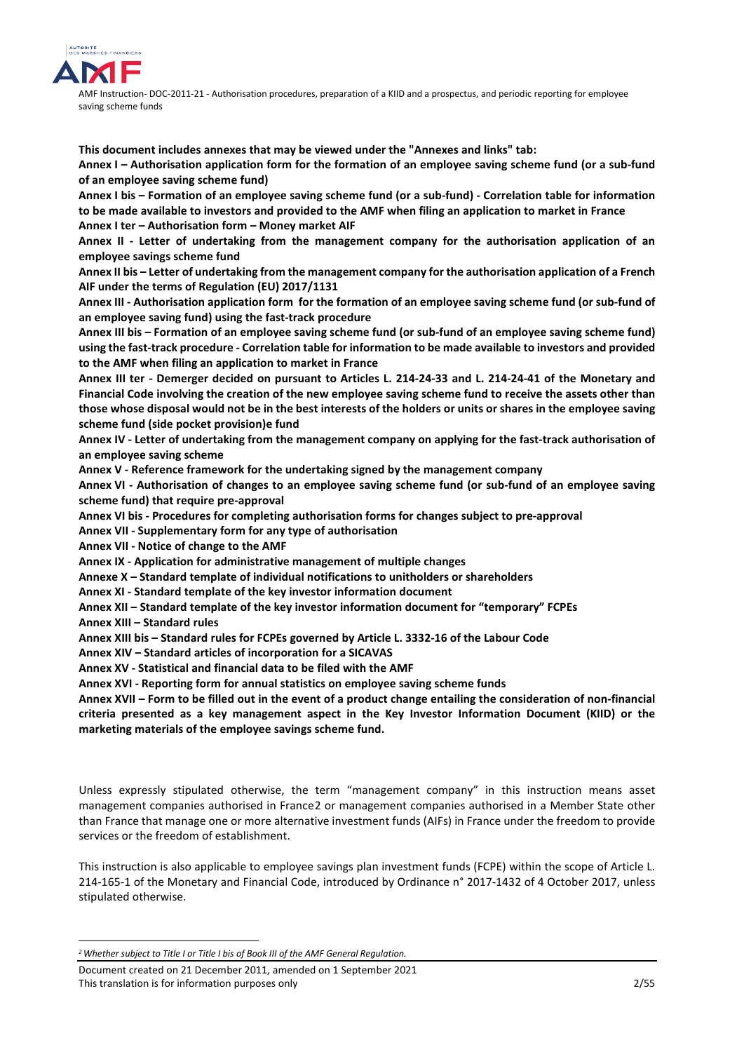**This document includes annexes that may be viewed under the "Annexes and links" tab:**

**Annex I – Authorisation application form for the formation of an employee saving scheme fund (or a sub-fund of an employee saving scheme fund)**

**Annex I bis – Formation of an employee saving scheme fund (or a sub-fund) - Correlation table for information to be made available to investors and provided to the AMF when filing an application to market in France**

**Annex I ter – Authorisation form – Money market AIF**

**Annex II - Letter of undertaking from the management company for the authorisation application of an employee savings scheme fund**

**Annex II bis – Letter of undertaking from the management company for the authorisation application of a French AIF under the terms of Regulation (EU) 2017/1131**

**Annex III - Authorisation application form for the formation of an employee saving scheme fund (or sub-fund of an employee saving fund) using the fast-track procedure**

**Annex III bis – Formation of an employee saving scheme fund (or sub-fund of an employee saving scheme fund) using the fast-track procedure - Correlation table for information to be made available to investors and provided to the AMF when filing an application to market in France**

**Annex III ter - Demerger decided on pursuant to Articles L. 214-24-33 and L. 214-24-41 of the Monetary and Financial Code involving the creation of the new employee saving scheme fund to receive the assets other than those whose disposal would not be in the best interests of the holders or units or shares in the employee saving scheme fund (side pocket provision)e fund**

**Annex IV - Letter of undertaking from the management company on applying for the fast-track authorisation of an employee saving scheme**

**Annex V - Reference framework for the undertaking signed by the management company**

**Annex VI - Authorisation of changes to an employee saving scheme fund (or sub-fund of an employee saving scheme fund) that require pre-approval**

**Annex VI bis - Procedures for completing authorisation forms for changes subject to pre-approval**

**Annex VII - Supplementary form for any type of authorisation**

**Annex VII - Notice of change to the AMF**

**Annex IX - Application for administrative management of multiple changes**

**Annexe X – Standard template of individual notifications to unitholders or shareholders**

**Annex XI - Standard template of the key investor information document**

**Annex XII – Standard template of the key investor information document for "temporary" FCPEs**

**Annex XIII – Standard rules**

**Annex XIII bis – Standard rules for FCPEs governed by Article L. 3332-16 of the Labour Code**

**Annex XIV – Standard articles of incorporation for a SICAVAS**

**Annex XV - Statistical and financial data to be filed with the AMF**

**Annex XVI - Reporting form for annual statistics on employee saving scheme funds**

**Annex XVII – Form to be filled out in the event of a product change entailing the consideration of non-financial criteria presented as a key management aspect in the Key Investor Information Document (KIID) or the marketing materials of the employee savings scheme fund.**

Unless expressly stipulated otherwise, the term "management company" in this instruction means asset management companies authorised in France[2] or management companies authorised in a Member State other than France that manage one or more alternative investment funds (AIFs) in France under the freedom to provide services or the freedom of establishment.

This instruction is also applicable to employee savings plan investment funds (FCPE) within the scope of Article L. 214-165-1 of the Monetary and Financial Code, introduced by Ordinance n° 2017-1432 of 4 October 2017, unless stipulated otherwise.

[2] *Whether subject to Title I or Title I bis of Book III of the AMF General Regulation.*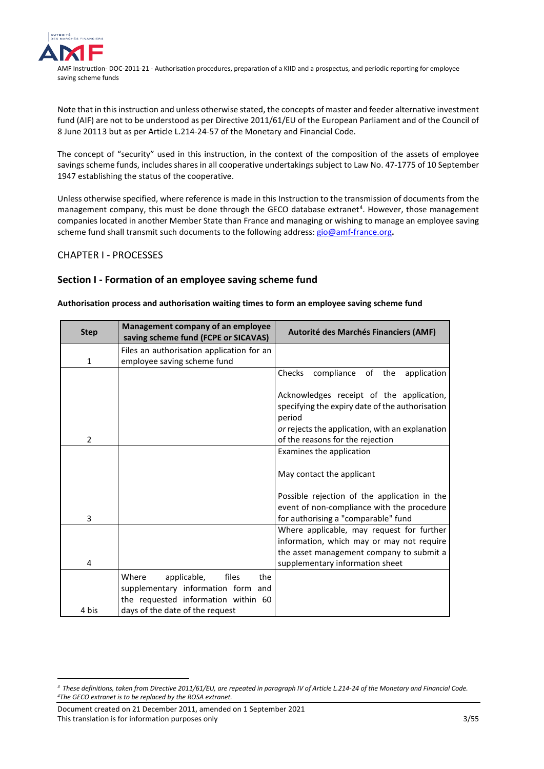Note that in this instruction and unless otherwise stated, the concepts of master and feeder alternative investment fund (AIF) are not to be understood as per Directive 2011/61/EU of the European Parliament and of the Council of 8 June 2011[3] but as per Article L.214-24-57 of the Monetary and Financial Code.

The concept of "security" used in this instruction, in the context of the composition of the assets of employee savings scheme funds, includes shares in all cooperative undertakings subject to Law No. 47-1775 of 10 September 1947 establishing the status of the cooperative.

Unless otherwise specified, where reference is made in this Instruction to the transmission of documents from the management company, this must be done through the GECO database extranet[4]. However, those management companies located in another Member State than France and managing or wishing to manage an employee saving scheme fund shall transmit such documents to the following address: gio@amf-france.org.

## CHAPTER I - PROCESSES

### Section I - Formation of an employee saving scheme fund

**Authorisation process and authorisation waiting times to form an employee saving scheme fund**

| Step | Management company of an employee saving scheme fund (FCPE or SICAVAS) | Autorité des Marchés Financiers (AMF) |
|---|---|---|
| 1 | Files an authorisation application for an employee saving scheme fund | |
| 2 | | Checks compliance of the application<br><br>Acknowledges receipt of the application, specifying the expiry date of the authorisation period<br>*or* rejects the application, with an explanation of the reasons for the rejection |
| 3 | | Examines the application<br><br>May contact the applicant<br><br>Possible rejection of the application in the event of non-compliance with the procedure for authorising a "comparable" fund |
| 4 | | Where applicable, may request for further information, which may or may not require the asset management company to submit a supplementary information sheet |
| 4 bis | Where applicable, files the supplementary information form and the requested information within 60 days of the date of the request | |

[3] *These definitions, taken from Directive 2011/61/EU, are repeated in paragraph IV of Article L.214-24 of the Monetary and Financial Code.*
[4] *The GECO extranet is to be replaced by the ROSA extranet.*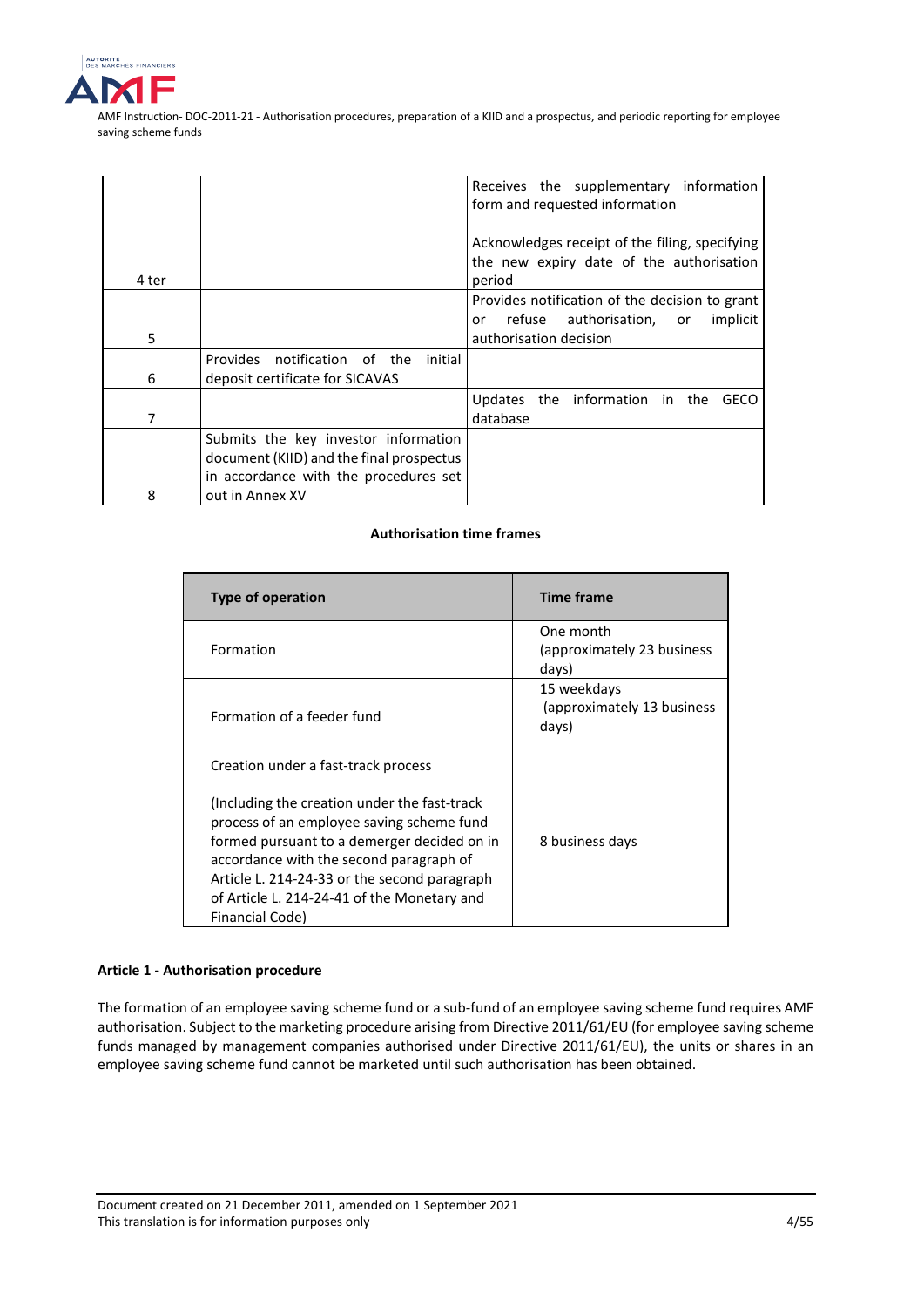| | | |
|---|---|---|
| 4 ter | | Receives the supplementary information form and requested information<br><br>Acknowledges receipt of the filing, specifying the new expiry date of the authorisation period |
| 5 | | Provides notification of the decision to grant or refuse authorisation, or implicit authorisation decision |
| 6 | Provides notification of the initial deposit certificate for SICAVAS | |
| 7 | | Updates the information in the GECO database |
| 8 | Submits the key investor information document (KIID) and the final prospectus in accordance with the procedures set out in Annex XV | |

**Authorisation time frames**

| Type of operation | Time frame |
|---|---|
| Formation | One month (approximately 23 business days) |
| Formation of a feeder fund | 15 weekdays (approximately 13 business days) |
| Creation under a fast-track process<br><br>(Including the creation under the fast-track process of an employee saving scheme fund formed pursuant to a demerger decided on in accordance with the second paragraph of Article L. 214-24-33 or the second paragraph of Article L. 214-24-41 of the Monetary and Financial Code) | 8 business days |

**Article 1 - Authorisation procedure**

The formation of an employee saving scheme fund or a sub-fund of an employee saving scheme fund requires AMF authorisation. Subject to the marketing procedure arising from Directive 2011/61/EU (for employee saving scheme funds managed by management companies authorised under Directive 2011/61/EU), the units or shares in an employee saving scheme fund cannot be marketed until such authorisation has been obtained.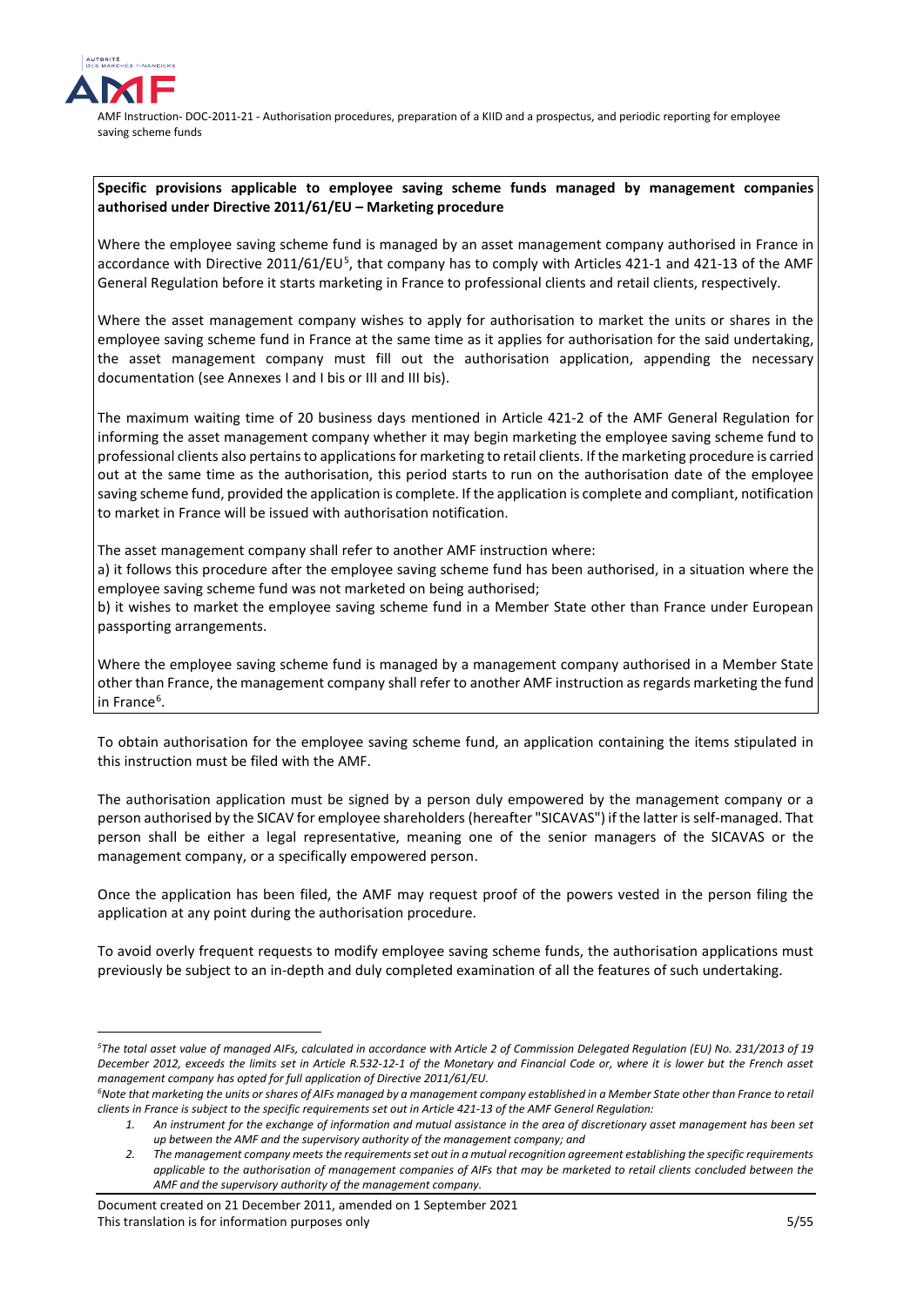**Specific provisions applicable to employee saving scheme funds managed by management companies authorised under Directive 2011/61/EU – Marketing procedure**

Where the employee saving scheme fund is managed by an asset management company authorised in France in accordance with Directive 2011/61/EU[5], that company has to comply with Articles 421-1 and 421-13 of the AMF General Regulation before it starts marketing in France to professional clients and retail clients, respectively.

Where the asset management company wishes to apply for authorisation to market the units or shares in the employee saving scheme fund in France at the same time as it applies for authorisation for the said undertaking, the asset management company must fill out the authorisation application, appending the necessary documentation (see Annexes I and I bis or III and III bis).

The maximum waiting time of 20 business days mentioned in Article 421-2 of the AMF General Regulation for informing the asset management company whether it may begin marketing the employee saving scheme fund to professional clients also pertains to applications for marketing to retail clients. If the marketing procedure is carried out at the same time as the authorisation, this period starts to run on the authorisation date of the employee saving scheme fund, provided the application is complete. If the application is complete and compliant, notification to market in France will be issued with authorisation notification.

The asset management company shall refer to another AMF instruction where:
a) it follows this procedure after the employee saving scheme fund has been authorised, in a situation where the employee saving scheme fund was not marketed on being authorised;
b) it wishes to market the employee saving scheme fund in a Member State other than France under European passporting arrangements.

Where the employee saving scheme fund is managed by a management company authorised in a Member State other than France, the management company shall refer to another AMF instruction as regards marketing the fund in France[6].

To obtain authorisation for the employee saving scheme fund, an application containing the items stipulated in this instruction must be filed with the AMF.

The authorisation application must be signed by a person duly empowered by the management company or a person authorised by the SICAV for employee shareholders (hereafter "SICAVAS") if the latter is self-managed. That person shall be either a legal representative, meaning one of the senior managers of the SICAVAS or the management company, or a specifically empowered person.

Once the application has been filed, the AMF may request proof of the powers vested in the person filing the application at any point during the authorisation procedure.

To avoid overly frequent requests to modify employee saving scheme funds, the authorisation applications must previously be subject to an in-depth and duly completed examination of all the features of such undertaking.

---

*[5] The total asset value of managed AIFs, calculated in accordance with Article 2 of Commission Delegated Regulation (EU) No. 231/2013 of 19 December 2012, exceeds the limits set in Article R.532-12-1 of the Monetary and Financial Code or, where it is lower but the French asset management company has opted for full application of Directive 2011/61/EU.*

*[6] Note that marketing the units or shares of AIFs managed by a management company established in a Member State other than France to retail clients in France is subject to the specific requirements set out in Article 421-13 of the AMF General Regulation:*

1. *An instrument for the exchange of information and mutual assistance in the area of discretionary asset management has been set up between the AMF and the supervisory authority of the management company; and*
2. *The management company meets the requirements set out in a mutual recognition agreement establishing the specific requirements applicable to the authorisation of management companies of AIFs that may be marketed to retail clients concluded between the AMF and the supervisory authority of the management company.*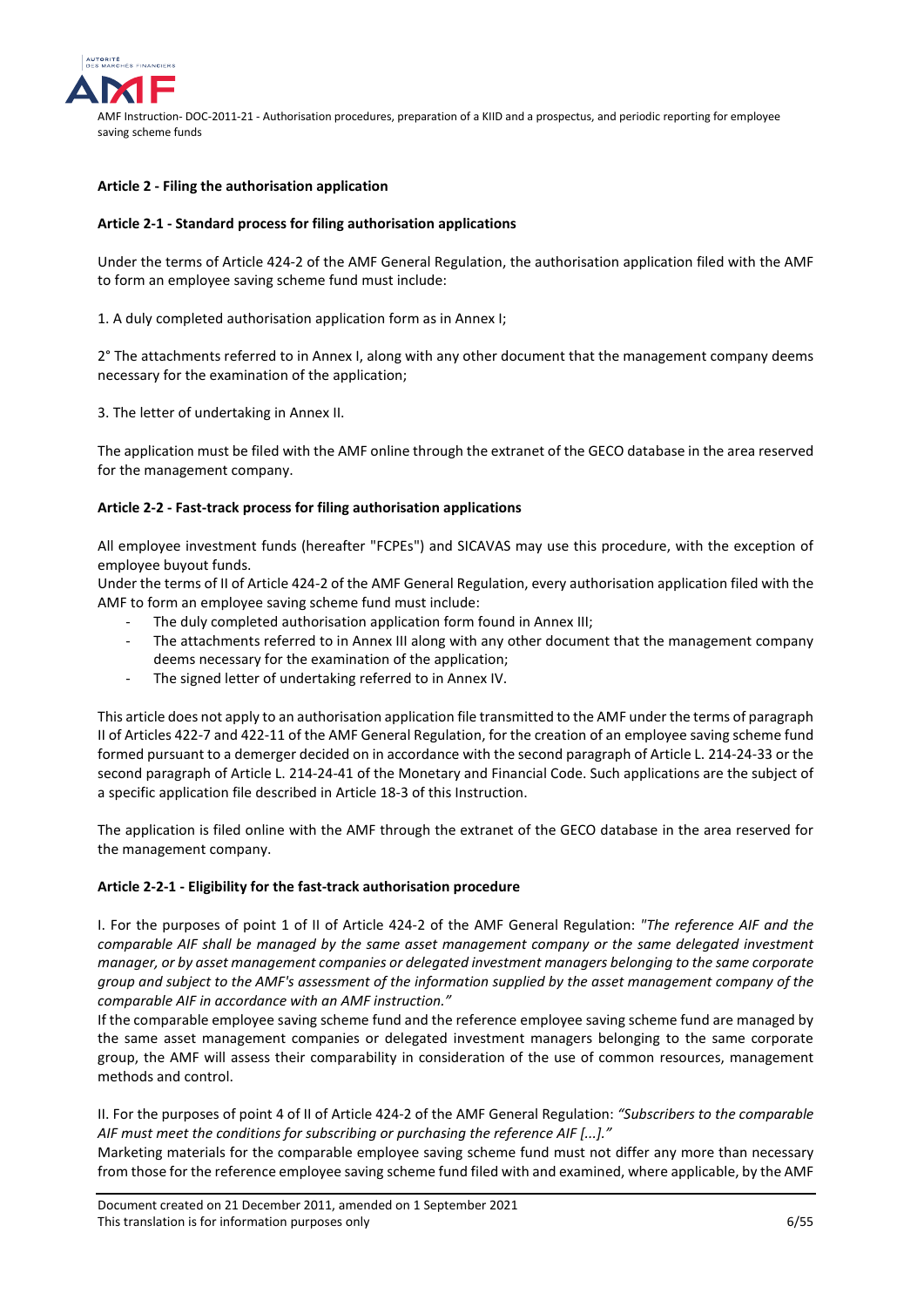### Article 2 - Filing the authorisation application

#### Article 2-1 - Standard process for filing authorisation applications

Under the terms of Article 424-2 of the AMF General Regulation, the authorisation application filed with the AMF to form an employee saving scheme fund must include:

1. A duly completed authorisation application form as in Annex I;

2° The attachments referred to in Annex I, along with any other document that the management company deems necessary for the examination of the application;

3. The letter of undertaking in Annex II.

The application must be filed with the AMF online through the extranet of the GECO database in the area reserved for the management company.

#### Article 2-2 - Fast-track process for filing authorisation applications

All employee investment funds (hereafter "FCPEs") and SICAVAS may use this procedure, with the exception of employee buyout funds.

Under the terms of II of Article 424-2 of the AMF General Regulation, every authorisation application filed with the AMF to form an employee saving scheme fund must include:

- The duly completed authorisation application form found in Annex III;
- The attachments referred to in Annex III along with any other document that the management company deems necessary for the examination of the application;
- The signed letter of undertaking referred to in Annex IV.

This article does not apply to an authorisation application file transmitted to the AMF under the terms of paragraph II of Articles 422-7 and 422-11 of the AMF General Regulation, for the creation of an employee saving scheme fund formed pursuant to a demerger decided on in accordance with the second paragraph of Article L. 214-24-33 or the second paragraph of Article L. 214-24-41 of the Monetary and Financial Code. Such applications are the subject of a specific application file described in Article 18-3 of this Instruction.

The application is filed online with the AMF through the extranet of the GECO database in the area reserved for the management company.

#### Article 2-2-1 - Eligibility for the fast-track authorisation procedure

I. For the purposes of point 1 of II of Article 424-2 of the AMF General Regulation: *"The reference AIF and the comparable AIF shall be managed by the same asset management company or the same delegated investment manager, or by asset management companies or delegated investment managers belonging to the same corporate group and subject to the AMF's assessment of the information supplied by the asset management company of the comparable AIF in accordance with an AMF instruction."*

If the comparable employee saving scheme fund and the reference employee saving scheme fund are managed by the same asset management companies or delegated investment managers belonging to the same corporate group, the AMF will assess their comparability in consideration of the use of common resources, management methods and control.

II. For the purposes of point 4 of II of Article 424-2 of the AMF General Regulation: *"Subscribers to the comparable AIF must meet the conditions for subscribing or purchasing the reference AIF [...]."*

Marketing materials for the comparable employee saving scheme fund must not differ any more than necessary from those for the reference employee saving scheme fund filed with and examined, where applicable, by the AMF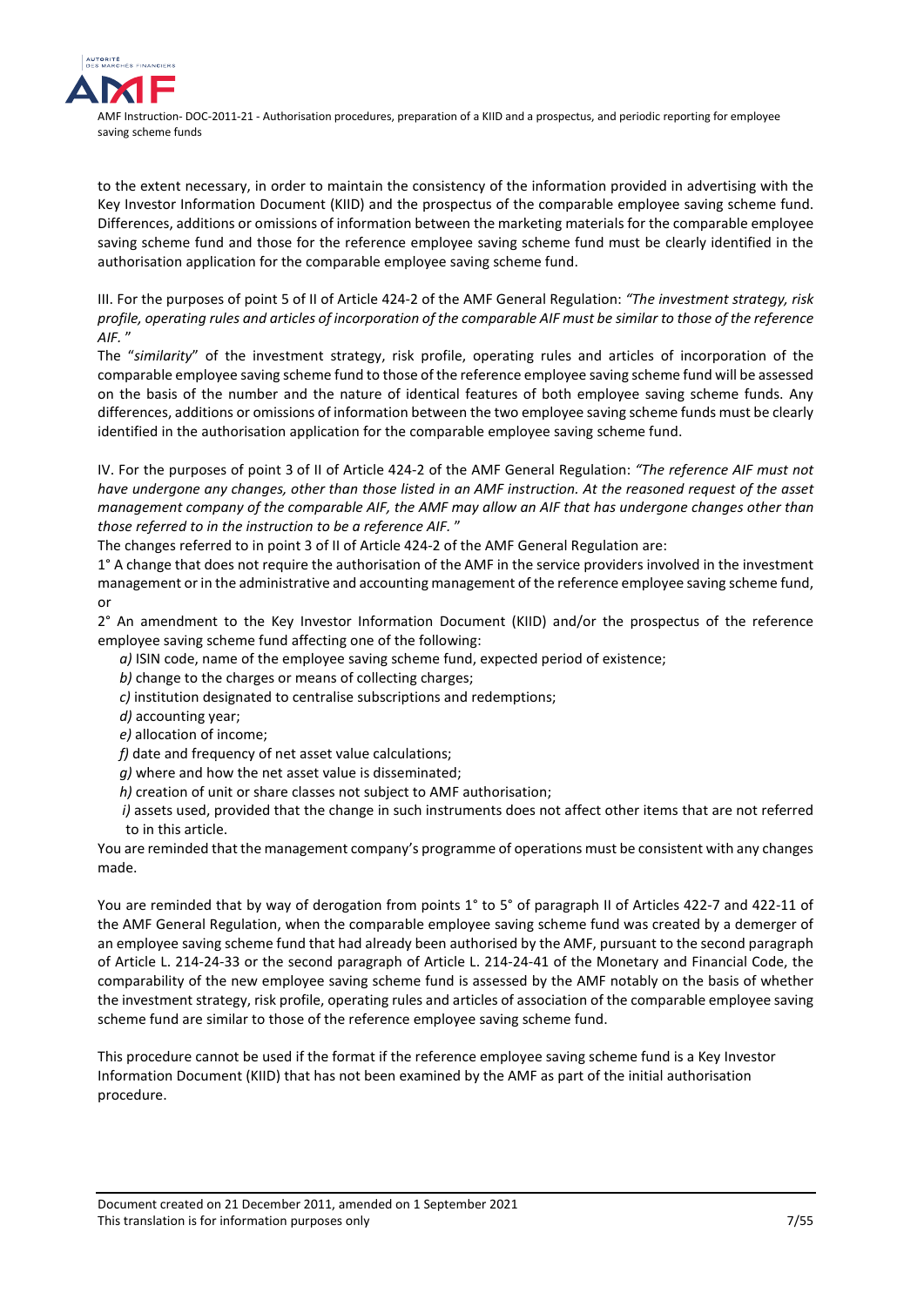to the extent necessary, in order to maintain the consistency of the information provided in advertising with the Key Investor Information Document (KIID) and the prospectus of the comparable employee saving scheme fund. Differences, additions or omissions of information between the marketing materials for the comparable employee saving scheme fund and those for the reference employee saving scheme fund must be clearly identified in the authorisation application for the comparable employee saving scheme fund.

III. For the purposes of point 5 of II of Article 424-2 of the AMF General Regulation: *"The investment strategy, risk profile, operating rules and articles of incorporation of the comparable AIF must be similar to those of the reference AIF."*

The "*similarity*" of the investment strategy, risk profile, operating rules and articles of incorporation of the comparable employee saving scheme fund to those of the reference employee saving scheme fund will be assessed on the basis of the number and the nature of identical features of both employee saving scheme funds. Any differences, additions or omissions of information between the two employee saving scheme funds must be clearly identified in the authorisation application for the comparable employee saving scheme fund.

IV. For the purposes of point 3 of II of Article 424-2 of the AMF General Regulation: *"The reference AIF must not have undergone any changes, other than those listed in an AMF instruction. At the reasoned request of the asset management company of the comparable AIF, the AMF may allow an AIF that has undergone changes other than those referred to in the instruction to be a reference AIF."*

The changes referred to in point 3 of II of Article 424-2 of the AMF General Regulation are:

1° A change that does not require the authorisation of the AMF in the service providers involved in the investment management or in the administrative and accounting management of the reference employee saving scheme fund, or

2° An amendment to the Key Investor Information Document (KIID) and/or the prospectus of the reference employee saving scheme fund affecting one of the following:

- *a)* ISIN code, name of the employee saving scheme fund, expected period of existence;
- *b)* change to the charges or means of collecting charges;
- *c)* institution designated to centralise subscriptions and redemptions;
- *d)* accounting year;
- *e)* allocation of income;
- *f)* date and frequency of net asset value calculations;
- *g)* where and how the net asset value is disseminated;
- *h)* creation of unit or share classes not subject to AMF authorisation;
- *i)* assets used, provided that the change in such instruments does not affect other items that are not referred to in this article.

You are reminded that the management company's programme of operations must be consistent with any changes made.

You are reminded that by way of derogation from points 1° to 5° of paragraph II of Articles 422-7 and 422-11 of the AMF General Regulation, when the comparable employee saving scheme fund was created by a demerger of an employee saving scheme fund that had already been authorised by the AMF, pursuant to the second paragraph of Article L. 214-24-33 or the second paragraph of Article L. 214-24-41 of the Monetary and Financial Code, the comparability of the new employee saving scheme fund is assessed by the AMF notably on the basis of whether the investment strategy, risk profile, operating rules and articles of association of the comparable employee saving scheme fund are similar to those of the reference employee saving scheme fund.

This procedure cannot be used if the format if the reference employee saving scheme fund is a Key Investor Information Document (KIID) that has not been examined by the AMF as part of the initial authorisation procedure.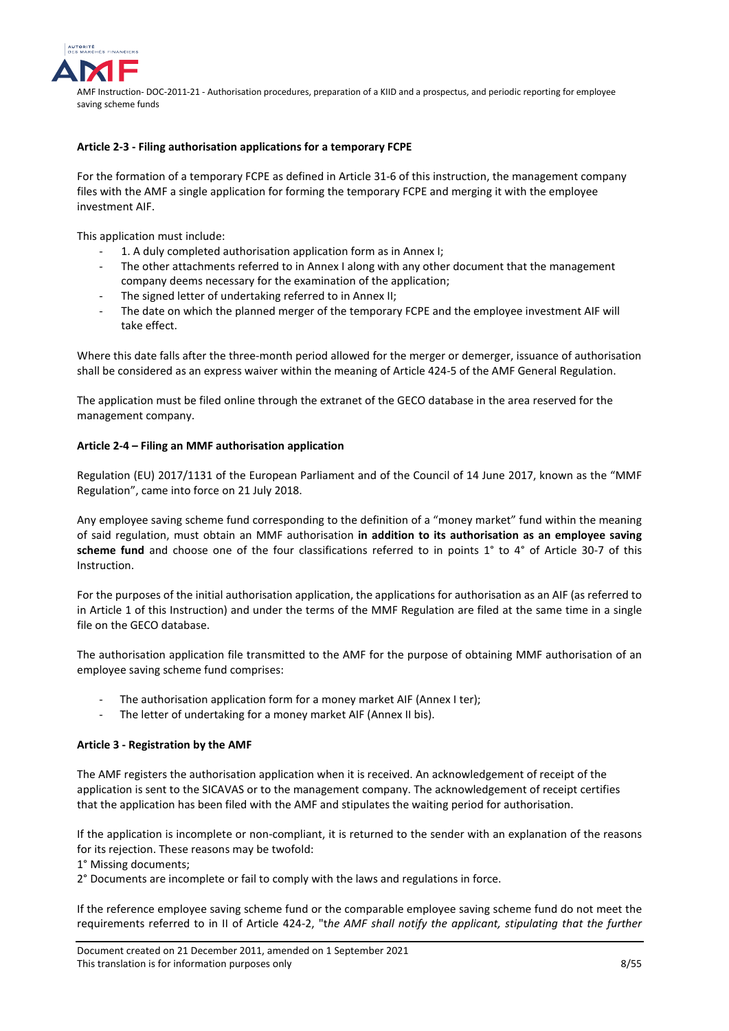**Article 2-3 - Filing authorisation applications for a temporary FCPE**

For the formation of a temporary FCPE as defined in Article 31-6 of this instruction, the management company files with the AMF a single application for forming the temporary FCPE and merging it with the employee investment AIF.

This application must include:

- 1. A duly completed authorisation application form as in Annex I;
- The other attachments referred to in Annex I along with any other document that the management company deems necessary for the examination of the application;
- The signed letter of undertaking referred to in Annex II;
- The date on which the planned merger of the temporary FCPE and the employee investment AIF will take effect.

Where this date falls after the three-month period allowed for the merger or demerger, issuance of authorisation shall be considered as an express waiver within the meaning of Article 424-5 of the AMF General Regulation.

The application must be filed online through the extranet of the GECO database in the area reserved for the management company.

**Article 2-4 – Filing an MMF authorisation application**

Regulation (EU) 2017/1131 of the European Parliament and of the Council of 14 June 2017, known as the "MMF Regulation", came into force on 21 July 2018.

Any employee saving scheme fund corresponding to the definition of a "money market" fund within the meaning of said regulation, must obtain an MMF authorisation **in addition to its authorisation as an employee saving scheme fund** and choose one of the four classifications referred to in points 1° to 4° of Article 30-7 of this Instruction.

For the purposes of the initial authorisation application, the applications for authorisation as an AIF (as referred to in Article 1 of this Instruction) and under the terms of the MMF Regulation are filed at the same time in a single file on the GECO database.

The authorisation application file transmitted to the AMF for the purpose of obtaining MMF authorisation of an employee saving scheme fund comprises:

- The authorisation application form for a money market AIF (Annex I ter);
- The letter of undertaking for a money market AIF (Annex II bis).

**Article 3 - Registration by the AMF**

The AMF registers the authorisation application when it is received. An acknowledgement of receipt of the application is sent to the SICAVAS or to the management company. The acknowledgement of receipt certifies that the application has been filed with the AMF and stipulates the waiting period for authorisation.

If the application is incomplete or non-compliant, it is returned to the sender with an explanation of the reasons for its rejection. These reasons may be twofold:

1° Missing documents;

2° Documents are incomplete or fail to comply with the laws and regulations in force.

If the reference employee saving scheme fund or the comparable employee saving scheme fund do not meet the requirements referred to in II of Article 424-2, "t*he AMF shall notify the applicant, stipulating that the further*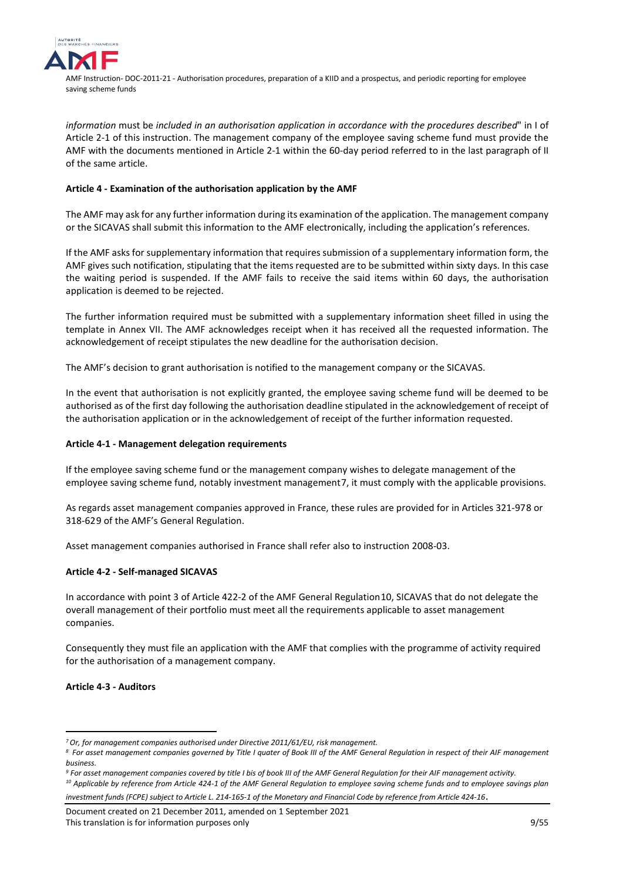*information* must be *included in an authorisation application in accordance with the procedures described*" in I of Article 2-1 of this instruction. The management company of the employee saving scheme fund must provide the AMF with the documents mentioned in Article 2-1 within the 60-day period referred to in the last paragraph of II of the same article.

#### Article 4 - Examination of the authorisation application by the AMF

The AMF may ask for any further information during its examination of the application. The management company or the SICAVAS shall submit this information to the AMF electronically, including the application's references.

If the AMF asks for supplementary information that requires submission of a supplementary information form, the AMF gives such notification, stipulating that the items requested are to be submitted within sixty days. In this case the waiting period is suspended. If the AMF fails to receive the said items within 60 days, the authorisation application is deemed to be rejected.

The further information required must be submitted with a supplementary information sheet filled in using the template in Annex VII. The AMF acknowledges receipt when it has received all the requested information. The acknowledgement of receipt stipulates the new deadline for the authorisation decision.

The AMF's decision to grant authorisation is notified to the management company or the SICAVAS.

In the event that authorisation is not explicitly granted, the employee saving scheme fund will be deemed to be authorised as of the first day following the authorisation deadline stipulated in the acknowledgement of receipt of the authorisation application or in the acknowledgement of receipt of the further information requested.

#### Article 4-1 - Management delegation requirements

If the employee saving scheme fund or the management company wishes to delegate management of the employee saving scheme fund, notably investment management[7], it must comply with the applicable provisions.

As regards asset management companies approved in France, these rules are provided for in Articles 321-978 or 318-629 of the AMF's General Regulation.

Asset management companies authorised in France shall refer also to instruction 2008-03.

#### Article 4-2 - Self-managed SICAVAS

In accordance with point 3 of Article 422-2 of the AMF General Regulation[10], SICAVAS that do not delegate the overall management of their portfolio must meet all the requirements applicable to asset management companies.

Consequently they must file an application with the AMF that complies with the programme of activity required for the authorisation of a management company.

#### Article 4-3 - Auditors

---

[7] *Or, for management companies authorised under Directive 2011/61/EU, risk management.*

[8] *For asset management companies governed by Title I quater of Book III of the AMF General Regulation in respect of their AIF management business.*

[9] *For asset management companies covered by title I bis of book III of the AMF General Regulation for their AIF management activity.*

[10] *Applicable by reference from Article 424-1 of the AMF General Regulation to employee saving scheme funds and to employee savings plan investment funds (FCPE) subject to Article L. 214-165-1 of the Monetary and Financial Code by reference from Article 424-16.*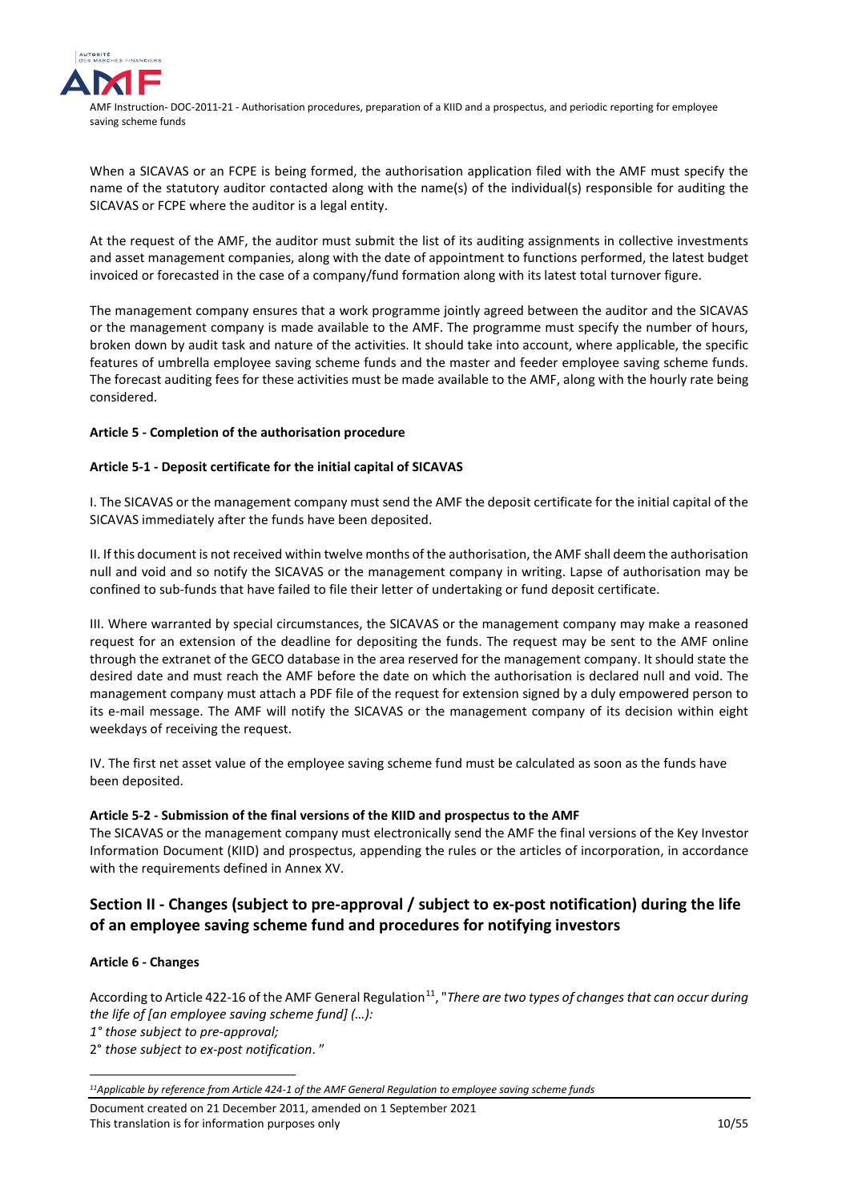When a SICAVAS or an FCPE is being formed, the authorisation application filed with the AMF must specify the name of the statutory auditor contacted along with the name(s) of the individual(s) responsible for auditing the SICAVAS or FCPE where the auditor is a legal entity.

At the request of the AMF, the auditor must submit the list of its auditing assignments in collective investments and asset management companies, along with the date of appointment to functions performed, the latest budget invoiced or forecasted in the case of a company/fund formation along with its latest total turnover figure.

The management company ensures that a work programme jointly agreed between the auditor and the SICAVAS or the management company is made available to the AMF. The programme must specify the number of hours, broken down by audit task and nature of the activities. It should take into account, where applicable, the specific features of umbrella employee saving scheme funds and the master and feeder employee saving scheme funds. The forecast auditing fees for these activities must be made available to the AMF, along with the hourly rate being considered.

#### Article 5 - Completion of the authorisation procedure

#### Article 5-1 - Deposit certificate for the initial capital of SICAVAS

I. The SICAVAS or the management company must send the AMF the deposit certificate for the initial capital of the SICAVAS immediately after the funds have been deposited.

II. If this document is not received within twelve months of the authorisation, the AMF shall deem the authorisation null and void and so notify the SICAVAS or the management company in writing. Lapse of authorisation may be confined to sub-funds that have failed to file their letter of undertaking or fund deposit certificate.

III. Where warranted by special circumstances, the SICAVAS or the management company may make a reasoned request for an extension of the deadline for depositing the funds. The request may be sent to the AMF online through the extranet of the GECO database in the area reserved for the management company. It should state the desired date and must reach the AMF before the date on which the authorisation is declared null and void. The management company must attach a PDF file of the request for extension signed by a duly empowered person to its e-mail message. The AMF will notify the SICAVAS or the management company of its decision within eight weekdays of receiving the request.

IV. The first net asset value of the employee saving scheme fund must be calculated as soon as the funds have been deposited.

#### Article 5-2 - Submission of the final versions of the KIID and prospectus to the AMF

The SICAVAS or the management company must electronically send the AMF the final versions of the Key Investor Information Document (KIID) and prospectus, appending the rules or the articles of incorporation, in accordance with the requirements defined in Annex XV.

## Section II - Changes (subject to pre-approval / subject to ex-post notification) during the life of an employee saving scheme fund and procedures for notifying investors

#### Article 6 - Changes

According to Article 422-16 of the AMF General Regulation[11], "*There are two types of changes that can occur during the life of [an employee saving scheme fund] (…):*
*1° those subject to pre-approval;*
2° *those subject to ex-post notification*. "

---

[11] *Applicable by reference from Article 424-1 of the AMF General Regulation to employee saving scheme funds*

Document created on 21 December 2011, amended on 1 September 2021
This translation is for information purposes only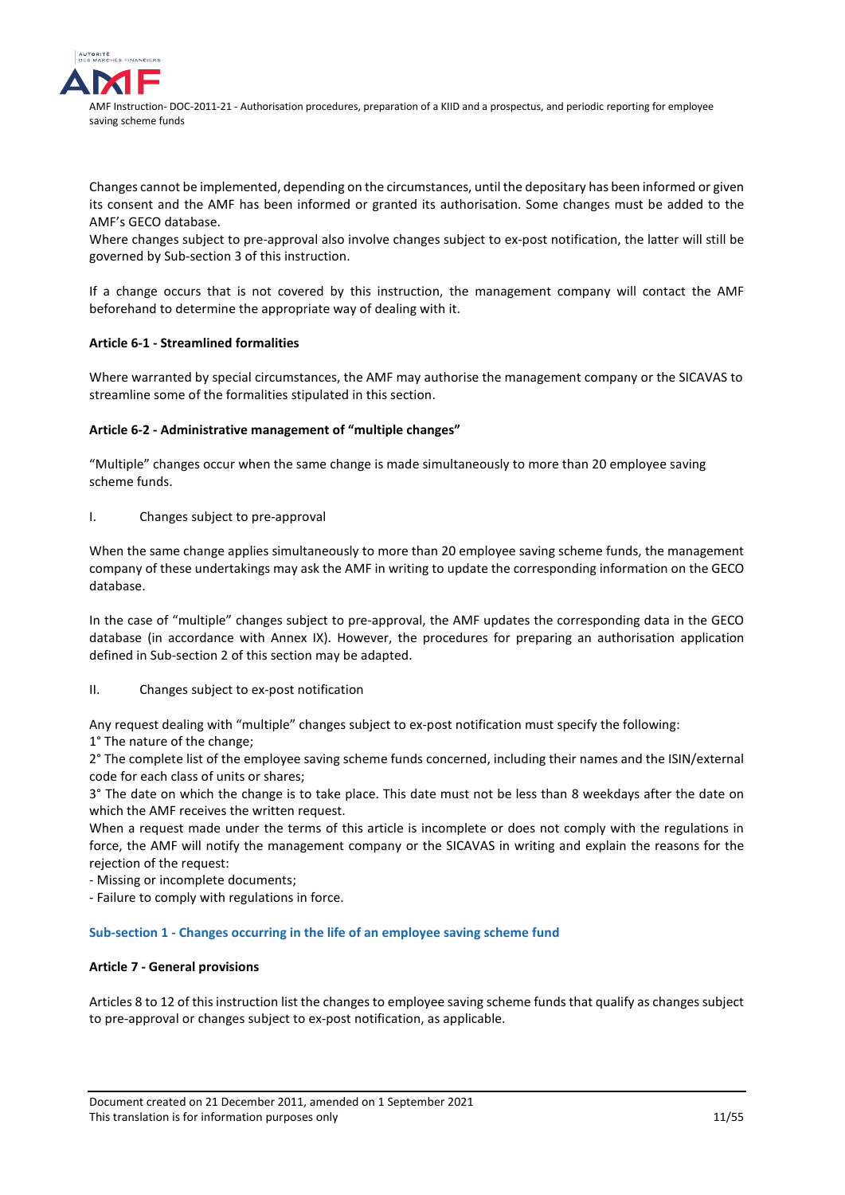Changes cannot be implemented, depending on the circumstances, until the depositary has been informed or given its consent and the AMF has been informed or granted its authorisation. Some changes must be added to the AMF's GECO database.

Where changes subject to pre-approval also involve changes subject to ex-post notification, the latter will still be governed by Sub-section 3 of this instruction.

If a change occurs that is not covered by this instruction, the management company will contact the AMF beforehand to determine the appropriate way of dealing with it.

**Article 6-1 - Streamlined formalities**

Where warranted by special circumstances, the AMF may authorise the management company or the SICAVAS to streamline some of the formalities stipulated in this section.

**Article 6-2 - Administrative management of "multiple changes"**

"Multiple" changes occur when the same change is made simultaneously to more than 20 employee saving scheme funds.

I. Changes subject to pre-approval

When the same change applies simultaneously to more than 20 employee saving scheme funds, the management company of these undertakings may ask the AMF in writing to update the corresponding information on the GECO database.

In the case of "multiple" changes subject to pre-approval, the AMF updates the corresponding data in the GECO database (in accordance with Annex IX). However, the procedures for preparing an authorisation application defined in Sub-section 2 of this section may be adapted.

II. Changes subject to ex-post notification

Any request dealing with "multiple" changes subject to ex-post notification must specify the following:

1° The nature of the change;

2° The complete list of the employee saving scheme funds concerned, including their names and the ISIN/external code for each class of units or shares;

3° The date on which the change is to take place. This date must not be less than 8 weekdays after the date on which the AMF receives the written request.

When a request made under the terms of this article is incomplete or does not comply with the regulations in force, the AMF will notify the management company or the SICAVAS in writing and explain the reasons for the rejection of the request:

- Missing or incomplete documents;
- Failure to comply with regulations in force.

### Sub-section 1 - Changes occurring in the life of an employee saving scheme fund

**Article 7 - General provisions**

Articles 8 to 12 of this instruction list the changes to employee saving scheme funds that qualify as changes subject to pre-approval or changes subject to ex-post notification, as applicable.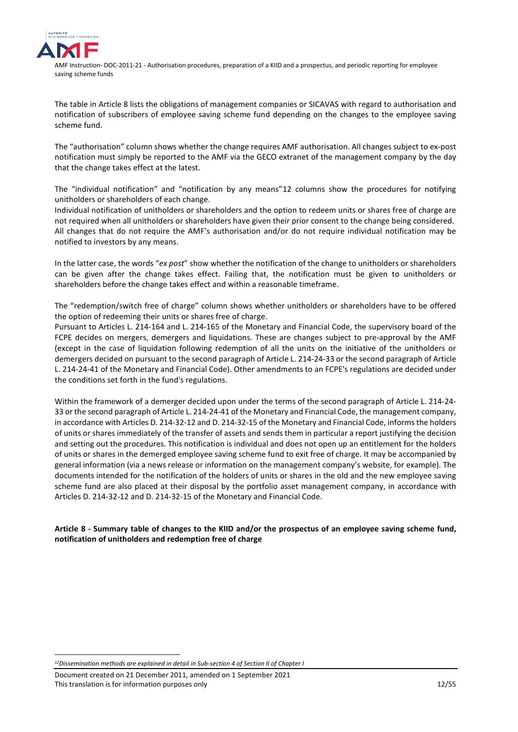The table in Article 8 lists the obligations of management companies or SICAVAS with regard to authorisation and notification of subscribers of employee saving scheme fund depending on the changes to the employee saving scheme fund.

The "authorisation" column shows whether the change requires AMF authorisation. All changes subject to ex-post notification must simply be reported to the AMF via the GECO extranet of the management company by the day that the change takes effect at the latest.

The "individual notification" and "notification by any means"[12] columns show the procedures for notifying unitholders or shareholders of each change.

Individual notification of unitholders or shareholders and the option to redeem units or shares free of charge are not required when all unitholders or shareholders have given their prior consent to the change being considered.

All changes that do not require the AMF's authorisation and/or do not require individual notification may be notified to investors by any means.

In the latter case, the words "*ex post*" show whether the notification of the change to unitholders or shareholders can be given after the change takes effect. Failing that, the notification must be given to unitholders or shareholders before the change takes effect and within a reasonable timeframe.

The "redemption/switch free of charge" column shows whether unitholders or shareholders have to be offered the option of redeeming their units or shares free of charge.

Pursuant to Articles L. 214-164 and L. 214-165 of the Monetary and Financial Code, the supervisory board of the FCPE decides on mergers, demergers and liquidations. These are changes subject to pre-approval by the AMF (except in the case of liquidation following redemption of all the units on the initiative of the unitholders or demergers decided on pursuant to the second paragraph of Article L. 214-24-33 or the second paragraph of Article L. 214-24-41 of the Monetary and Financial Code). Other amendments to an FCPE's regulations are decided under the conditions set forth in the fund's regulations.

Within the framework of a demerger decided upon under the terms of the second paragraph of Article L. 214-24-33 or the second paragraph of Article L. 214-24-41 of the Monetary and Financial Code, the management company, in accordance with Articles D. 214-32-12 and D. 214-32-15 of the Monetary and Financial Code, informs the holders of units or shares immediately of the transfer of assets and sends them in particular a report justifying the decision and setting out the procedures. This notification is individual and does not open up an entitlement for the holders of units or shares in the demerged employee saving scheme fund to exit free of charge. It may be accompanied by general information (via a news release or information on the management company's website, for example). The documents intended for the notification of the holders of units or shares in the old and the new employee saving scheme fund are also placed at their disposal by the portfolio asset management company, in accordance with Articles D. 214-32-12 and D. 214-32-15 of the Monetary and Financial Code.

**Article 8 - Summary table of changes to the KIID and/or the prospectus of an employee saving scheme fund, notification of unitholders and redemption free of charge**

[12] *Dissemination methods are explained in detail in Sub-section 4 of Section II of Chapter I*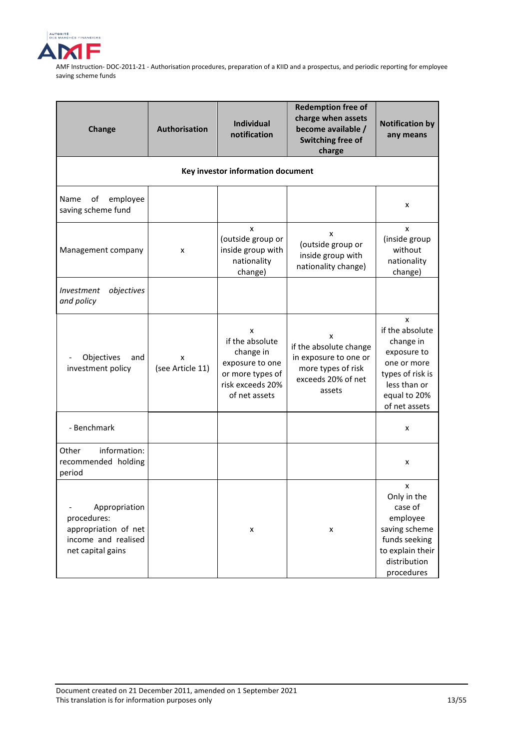| Change | Authorisation | Individual notification | Redemption free of charge when assets become available / Switching free of charge | Notification by any means |
|---|---|---|---|---|
| **Key investor information document** | | | | |
| Name of employee saving scheme fund | | | | x |
| Management company | x | x (outside group or inside group with nationality change) | x (outside group or inside group with nationality change) | x (inside group without nationality change) |
| *Investment objectives and policy* | | | | |
| - Objectives and investment policy | x (see Article 11) | x if the absolute change in exposure to one or more types of risk exceeds 20% of net assets | x if the absolute change in exposure to one or more types of risk exceeds 20% of net assets | x if the absolute change in exposure to one or more types of risk is less than or equal to 20% of net assets |
| - Benchmark | | | | x |
| Other information: recommended holding period | | | | x |
| - Appropriation procedures: appropriation of net income and realised net capital gains | | x | x | x Only in the case of employee saving scheme funds seeking to explain their distribution procedures |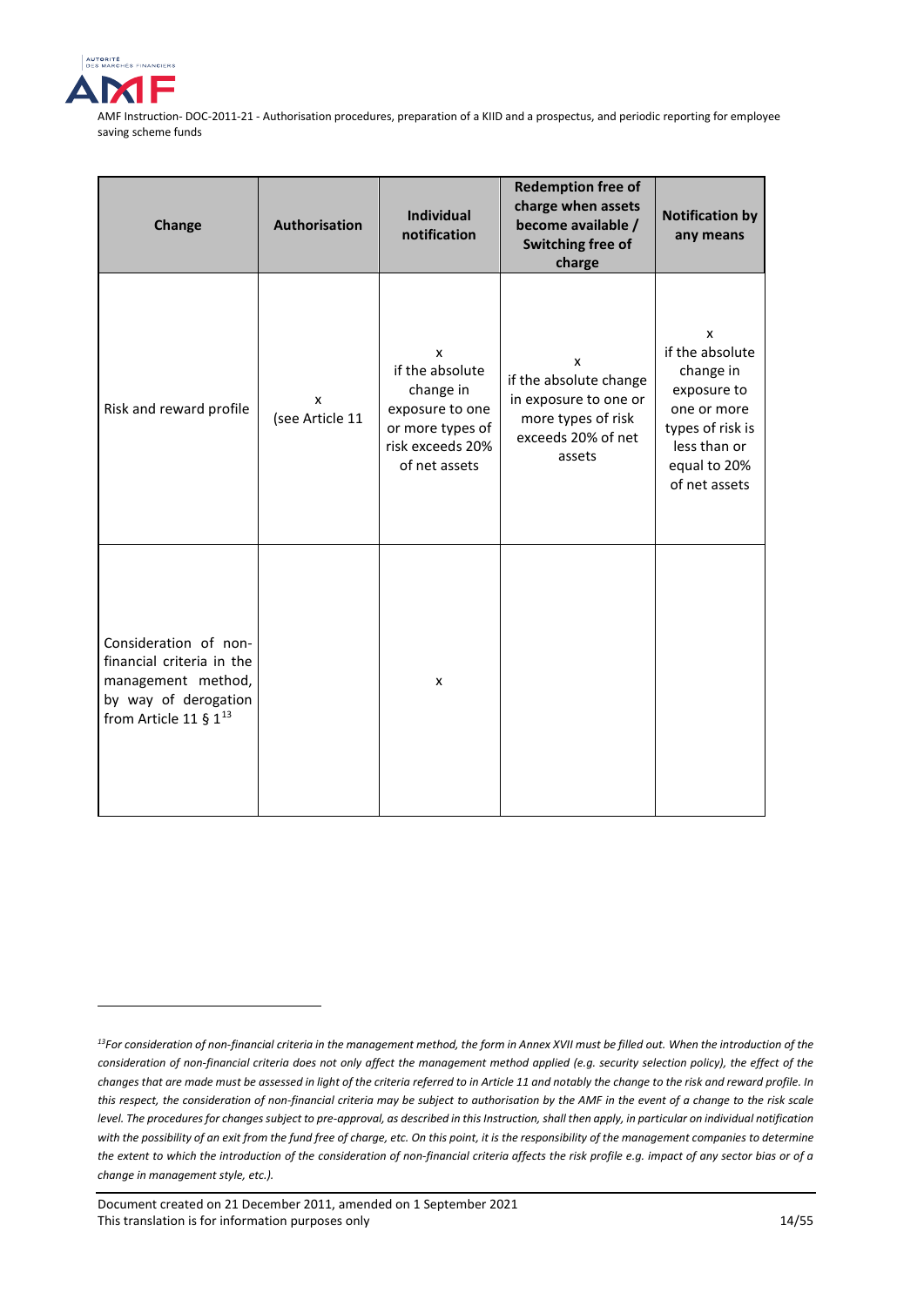| Change | Authorisation | Individual notification | Redemption free of charge when assets become available / Switching free of charge | Notification by any means |
|---|---|---|---|---|
| Risk and reward profile | x (see Article 11 | x if the absolute change in exposure to one or more types of risk exceeds 20% of net assets | x if the absolute change in exposure to one or more types of risk exceeds 20% of net assets | x if the absolute change in exposure to one or more types of risk is less than or equal to 20% of net assets |
| Consideration of non-financial criteria in the management method, by way of derogation from Article 11 § 1[13] | | x | | |

---

*[13]For consideration of non-financial criteria in the management method, the form in Annex XVII must be filled out. When the introduction of the consideration of non-financial criteria does not only affect the management method applied (e.g. security selection policy), the effect of the changes that are made must be assessed in light of the criteria referred to in Article 11 and notably the change to the risk and reward profile. In this respect, the consideration of non-financial criteria may be subject to authorisation by the AMF in the event of a change to the risk scale level. The procedures for changes subject to pre-approval, as described in this Instruction, shall then apply, in particular on individual notification with the possibility of an exit from the fund free of charge, etc. On this point, it is the responsibility of the management companies to determine the extent to which the introduction of the consideration of non-financial criteria affects the risk profile e.g. impact of any sector bias or of a change in management style, etc.).*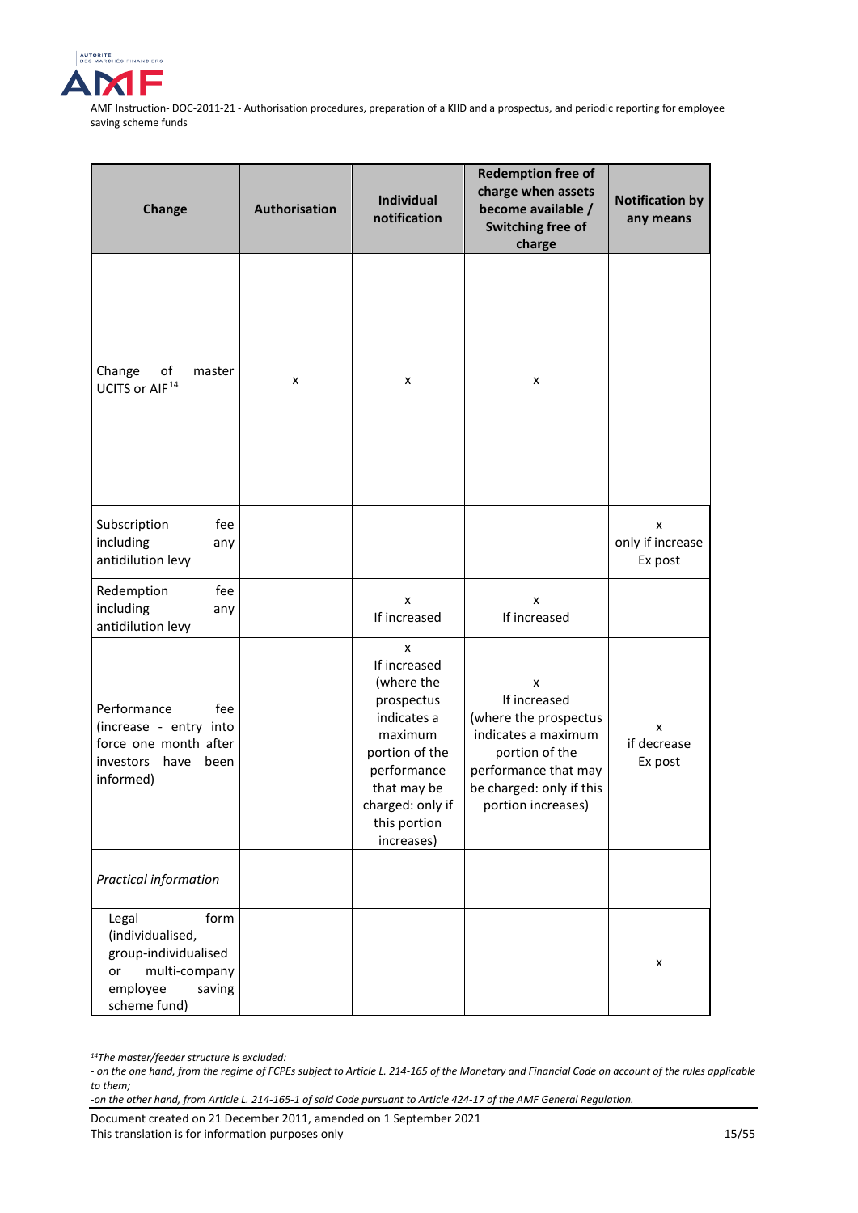| Change | Authorisation | Individual notification | Redemption free of charge when assets become available / Switching free of charge | Notification by any means |
|---|---|---|---|---|
| Change of master UCITS or AIF[14] | x | x | x | |
| Subscription fee including any antidilution levy | | | | x only if increase Ex post |
| Redemption fee including any antidilution levy | | x If increased | x If increased | |
| Performance fee (increase - entry into force one month after investors have been informed) | | x If increased (where the prospectus indicates a maximum portion of the performance that may be charged: only if this portion increases) | x If increased (where the prospectus indicates a maximum portion of the performance that may be charged: only if this portion increases) | x if decrease Ex post |
| *Practical information* | | | | |
| Legal form (individualised, group-individualised or multi-company employee saving scheme fund) | | | | x |

*[14] The master/feeder structure is excluded:*

*- on the one hand, from the regime of FCPEs subject to Article L. 214-165 of the Monetary and Financial Code on account of the rules applicable to them;*

*-on the other hand, from Article L. 214-165-1 of said Code pursuant to Article 424-17 of the AMF General Regulation.*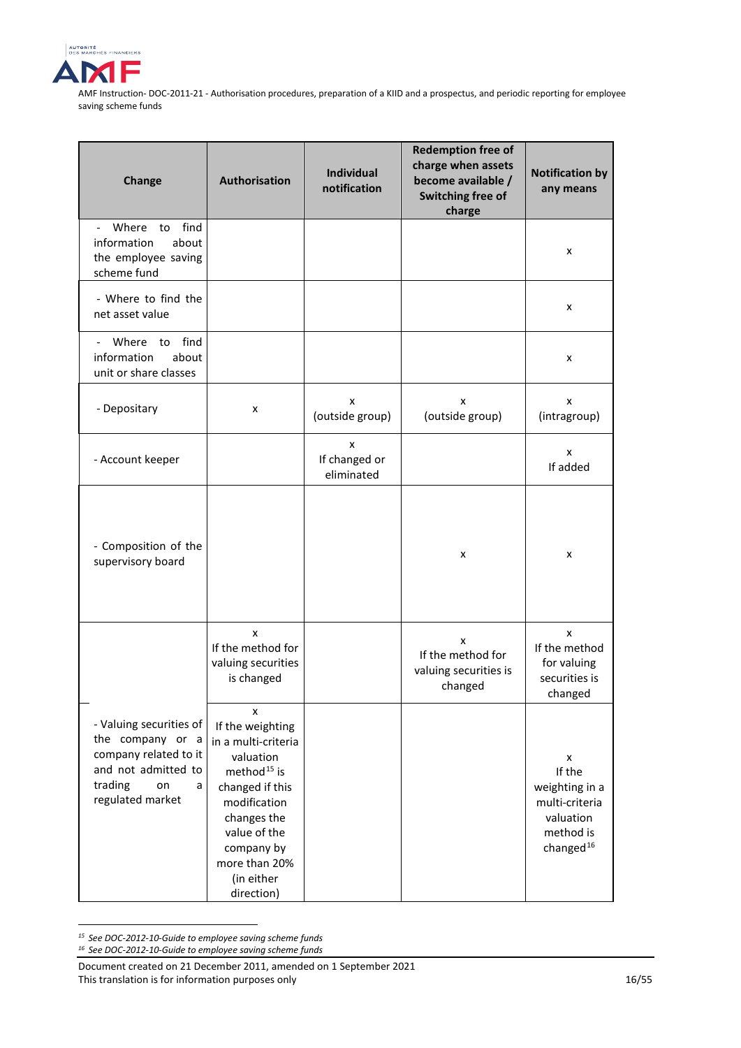| Change | Authorisation | Individual notification | Redemption free of charge when assets become available / Switching free of charge | Notification by any means |
|---|---|---|---|---|
| - Where to find information about the employee saving scheme fund | | | | x |
| - Where to find the net asset value | | | | x |
| - Where to find information about unit or share classes | | | | x |
| - Depositary | x | x (outside group) | x (outside group) | x (intragroup) |
| - Account keeper | | x If changed or eliminated | | x If added |
| - Composition of the supervisory board | | | x | x |
| - Valuing securities of the company or a company related to it and not admitted to trading on a regulated market | x If the method for valuing securities is changed | | x If the method for valuing securities is changed | x If the method for valuing securities is changed |
| | x If the weighting in a multi-criteria valuation method[15] is changed if this modification changes the value of the company by more than 20% (in either direction) | | | x If the weighting in a multi-criteria valuation method is changed[16] |

[15] See DOC-2012-10-Guide to employee saving scheme funds

[16] See DOC-2012-10-Guide to employee saving scheme funds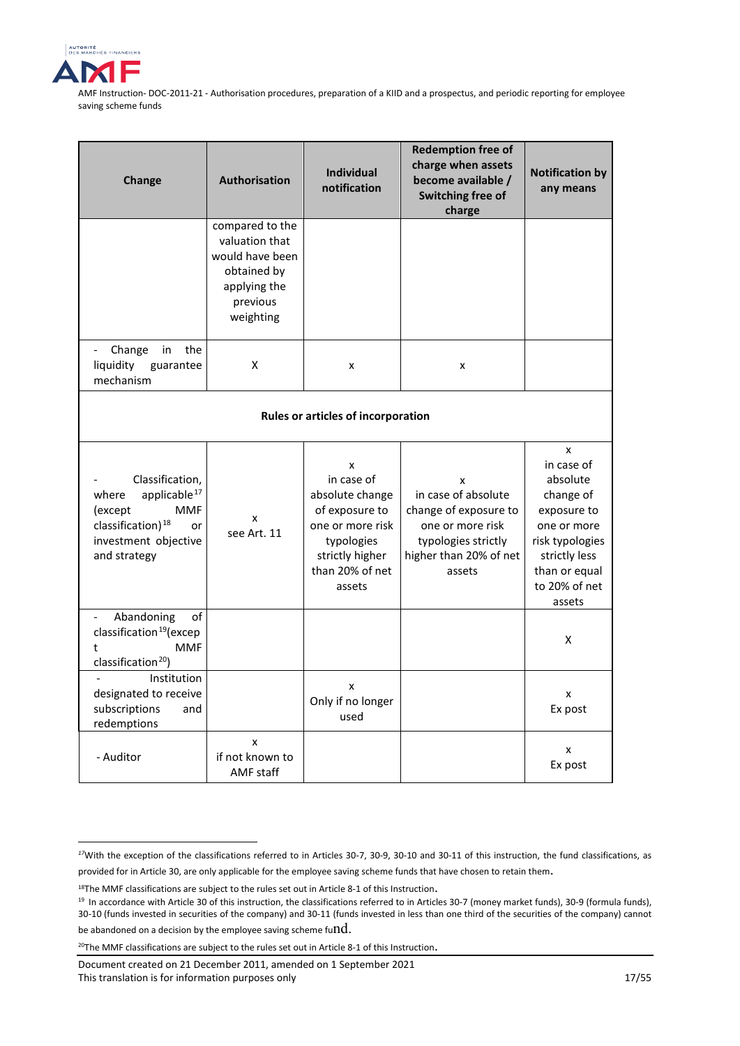| Change | Authorisation | Individual notification | Redemption free of charge when assets become available / Switching free of charge | Notification by any means |
|---|---|---|---|---|
| | compared to the valuation that would have been obtained by applying the previous weighting | | | |
| - Change in the liquidity guarantee mechanism | X | x | x | |
| **Rules or articles of incorporation** | | | | |
| - Classification, where applicable[17] (except MMF classification)[18] or investment objective and strategy | x see Art. 11 | x in case of absolute change of exposure to one or more risk typologies strictly higher than 20% of net assets | x in case of absolute change of exposure to one or more risk typologies strictly higher than 20% of net assets | x in case of absolute change of exposure to one or more risk typologies strictly less than or equal to 20% of net assets |
| - Abandoning of classification[19](except MMF classification[20]) | | | | X |
| - Institution designated to receive subscriptions and redemptions | | x Only if no longer used | | x Ex post |
| - Auditor | x if not known to AMF staff | | | x Ex post |

[17]With the exception of the classifications referred to in Articles 30-7, 30-9, 30-10 and 30-11 of this instruction, the fund classifications, as provided for in Article 30, are only applicable for the employee saving scheme funds that have chosen to retain them.

[18]The MMF classifications are subject to the rules set out in Article 8-1 of this Instruction.

[19] In accordance with Article 30 of this instruction, the classifications referred to in Articles 30-7 (money market funds), 30-9 (formula funds), 30-10 (funds invested in securities of the company) and 30-11 (funds invested in less than one third of the securities of the company) cannot be abandoned on a decision by the employee saving scheme fund.

[20]The MMF classifications are subject to the rules set out in Article 8-1 of this Instruction.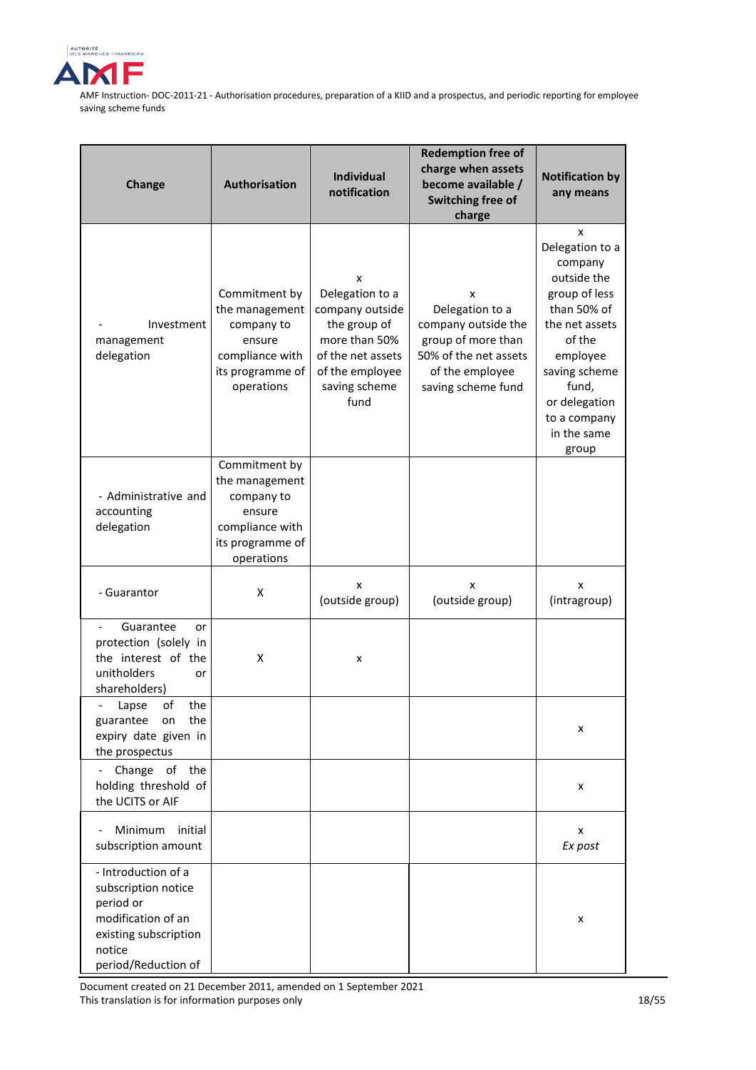| Change | Authorisation | Individual notification | Redemption free of charge when assets become available / Switching free of charge | Notification by any means |
|---|---|---|---|---|
| - Investment management delegation | Commitment by the management company to ensure compliance with its programme of operations | x Delegation to a company outside the group of more than 50% of the net assets of the employee saving scheme fund | x Delegation to a company outside the group of more than 50% of the net assets of the employee saving scheme fund | x Delegation to a company outside the group of less than 50% of the net assets of the employee saving scheme fund, or delegation to a company in the same group |
| - Administrative and accounting delegation | Commitment by the management company to ensure compliance with its programme of operations | | | |
| - Guarantor | X | x (outside group) | x (outside group) | x (intragroup) |
| - Guarantee or protection (solely in the interest of the unitholders or shareholders) | X | x | | |
| - Lapse of the guarantee on the expiry date given in the prospectus | | | | x |
| - Change of the holding threshold of the UCITS or AIF | | | | x |
| - Minimum initial subscription amount | | | | x *Ex post* |
| - Introduction of a subscription notice period or modification of an existing subscription notice period/Reduction of | | | | x |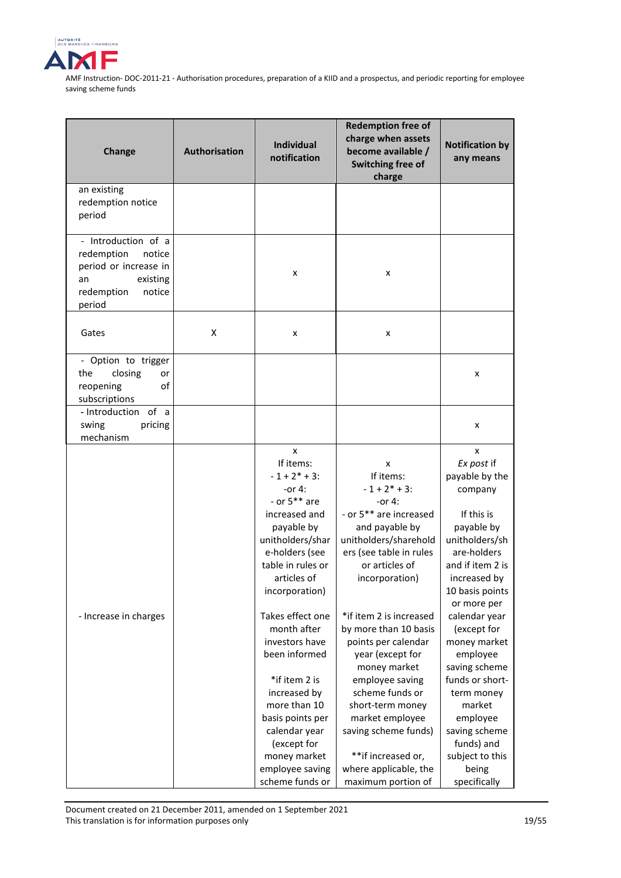| Change | Authorisation | Individual notification | Redemption free of charge when assets become available / Switching free of charge | Notification by any means |
|---|---|---|---|---|
| an existing redemption notice period | | | | |
| - Introduction of a redemption notice period or increase in an existing redemption notice period | | x | x | |
| Gates | X | x | x | |
| - Option to trigger the closing or reopening of subscriptions | | | | x |
| - Introduction of a swing pricing mechanism | | | | x |
| - Increase in charges | | x<br>If items:<br>- 1 + 2* + 3:<br>-or 4:<br>- or 5** are increased and payable by unitholders/shareholders (see table in rules or articles of incorporation)<br><br>Takes effect one month after investors have been informed<br><br>*if item 2 is increased by more than 10 basis points per calendar year (except for money market employee saving scheme funds or | x<br>If items:<br>- 1 + 2* + 3:<br>-or 4:<br>- or 5** are increased and payable by unitholders/shareholders (see table in rules or articles of incorporation)<br><br>*if item 2 is increased by more than 10 basis points per calendar year (except for money market employee saving scheme funds or short-term money market employee saving scheme funds)<br><br>**if increased or, where applicable, the maximum portion of | x<br>*Ex post* if payable by the company<br><br>If this is payable by unitholders/shareholders and if item 2 is increased by 10 basis points or more per calendar year (except for money market employee saving scheme funds or short-term money market employee saving scheme funds) and subject to this being specifically |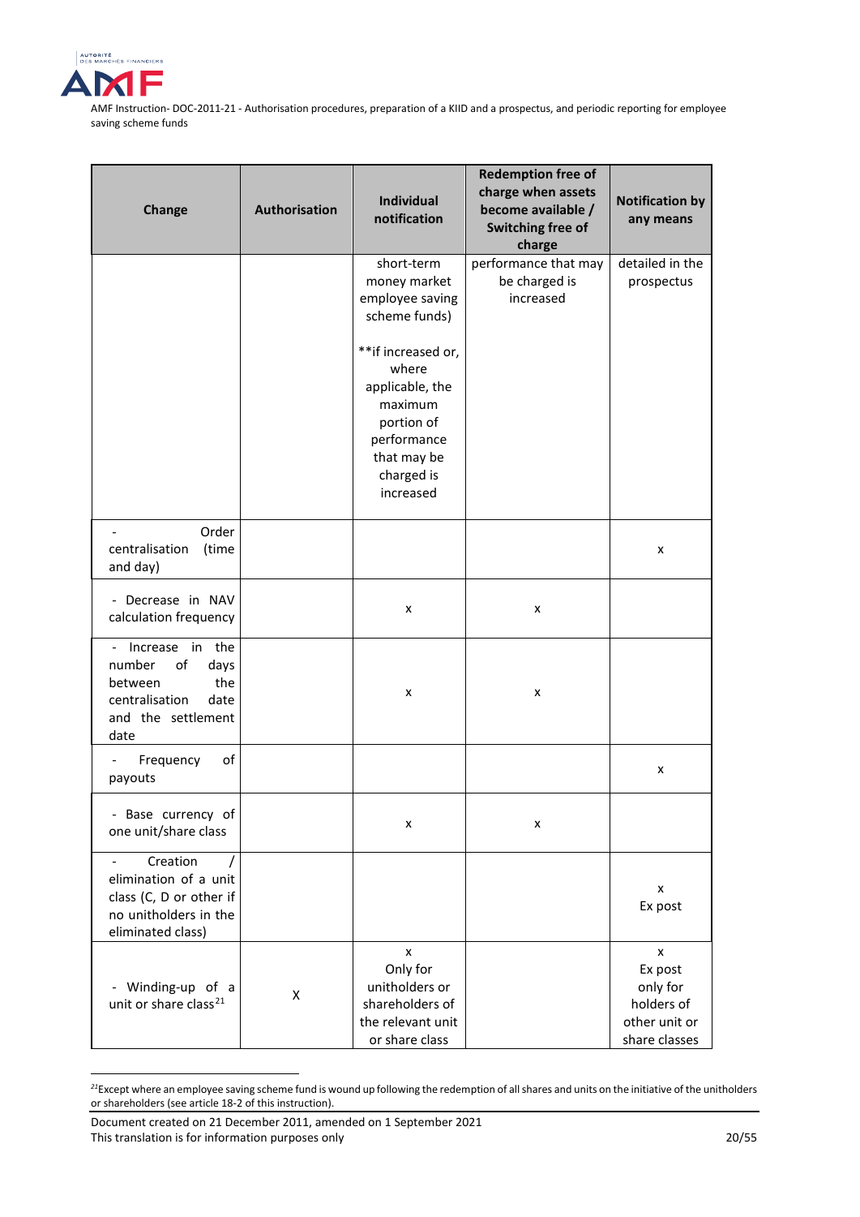| Change | Authorisation | Individual notification | Redemption free of charge when assets become available / Switching free of charge | Notification by any means |
|---|---|---|---|---|
| | | short-term money market employee saving scheme funds)<br><br>**if increased or, where applicable, the maximum portion of performance that may be charged is increased | performance that may be charged is increased | detailed in the prospectus |
| - Order centralisation (time and day) | | | | x |
| - Decrease in NAV calculation frequency | | x | x | |
| - Increase in the number of days between the centralisation date and the settlement date | | x | x | |
| - Frequency of payouts | | | | x |
| - Base currency of one unit/share class | | x | x | |
| - Creation / elimination of a unit class (C, D or other if no unitholders in the eliminated class) | | | | x<br>Ex post |
| - Winding-up of a unit or share class[21] | X | x<br>Only for unitholders or shareholders of the relevant unit or share class | | x<br>Ex post only for holders of other unit or share classes |

[21] Except where an employee saving scheme fund is wound up following the redemption of all shares and units on the initiative of the unitholders or shareholders (see article 18-2 of this instruction).

Document created on 21 December 2011, amended on 1 September 2021
This translation is for information purposes only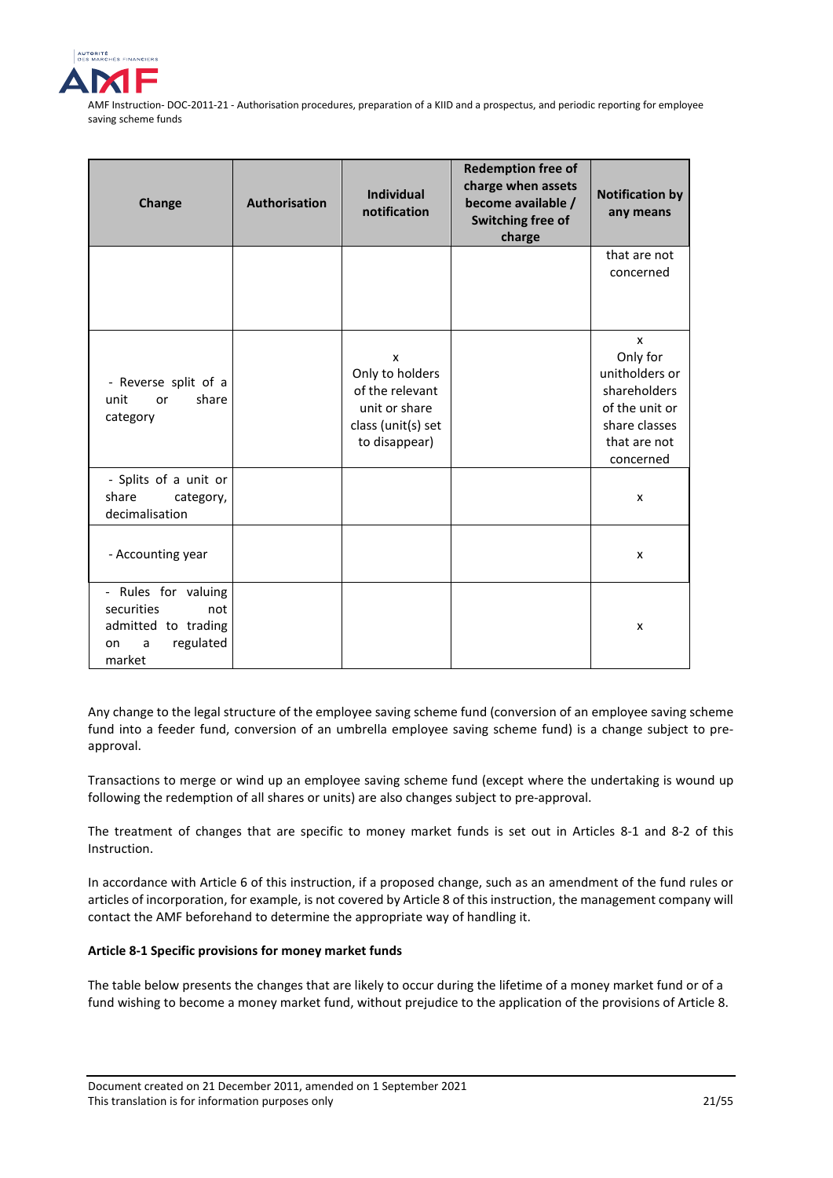| Change | Authorisation | Individual notification | Redemption free of charge when assets become available / Switching free of charge | Notification by any means |
|---|---|---|---|---|
| | | | | that are not concerned |
| - Reverse split of a unit or share category | | x Only to holders of the relevant unit or share class (unit(s) set to disappear) | | x Only for unitholders or shareholders of the unit or share classes that are not concerned |
| - Splits of a unit or share category, decimalisation | | | | x |
| - Accounting year | | | | x |
| - Rules for valuing securities not admitted to trading on a regulated market | | | | x |

Any change to the legal structure of the employee saving scheme fund (conversion of an employee saving scheme fund into a feeder fund, conversion of an umbrella employee saving scheme fund) is a change subject to pre-approval.

Transactions to merge or wind up an employee saving scheme fund (except where the undertaking is wound up following the redemption of all shares or units) are also changes subject to pre-approval.

The treatment of changes that are specific to money market funds is set out in Articles 8-1 and 8-2 of this Instruction.

In accordance with Article 6 of this instruction, if a proposed change, such as an amendment of the fund rules or articles of incorporation, for example, is not covered by Article 8 of this instruction, the management company will contact the AMF beforehand to determine the appropriate way of handling it.

**Article 8-1 Specific provisions for money market funds**

The table below presents the changes that are likely to occur during the lifetime of a money market fund or of a fund wishing to become a money market fund, without prejudice to the application of the provisions of Article 8.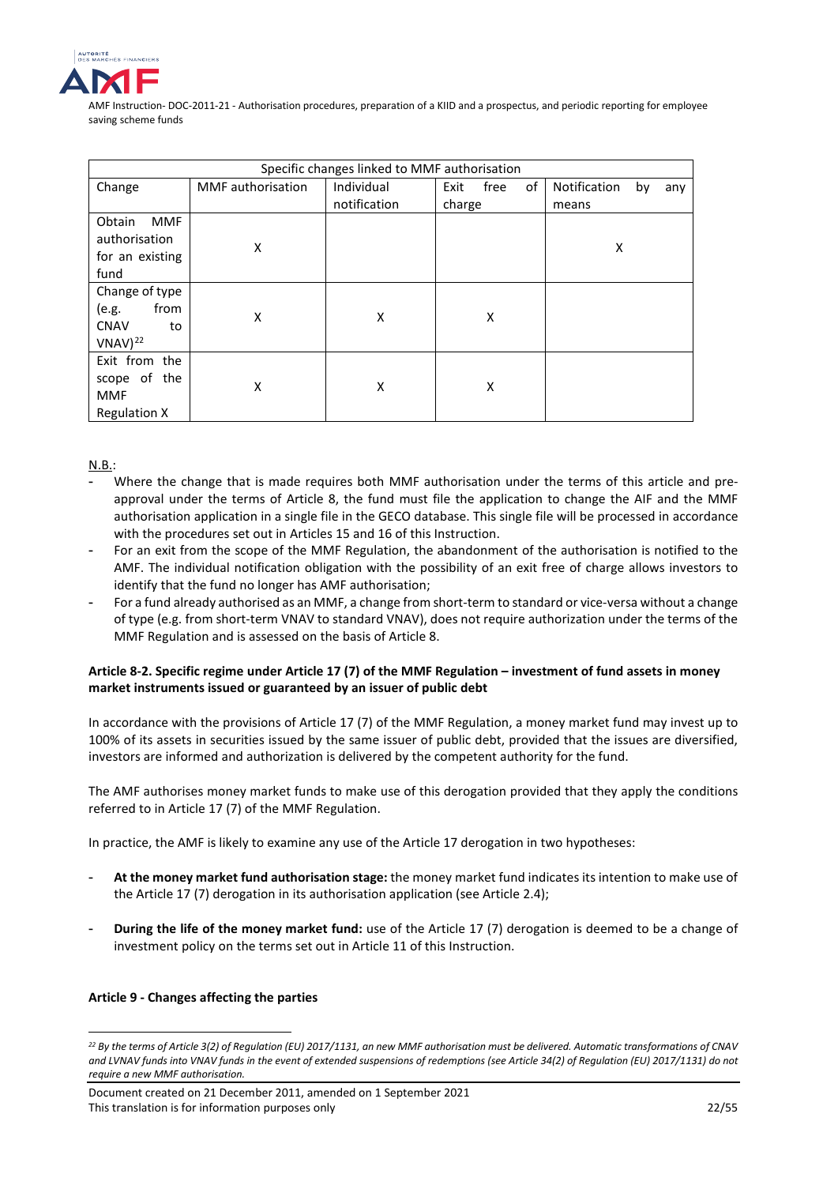| Specific changes linked to MMF authorisation | | | | |
|---|---|---|---|---|
| Change | MMF authorisation | Individual notification | Exit free of charge | Notification by any means |
| Obtain MMF authorisation for an existing fund | X | | | X |
| Change of type (e.g. from CNAV to VNAV)[22] | X | X | X | |
| Exit from the scope of the MMF Regulation X | X | X | X | |

N.B.:

- Where the change that is made requires both MMF authorisation under the terms of this article and pre-approval under the terms of Article 8, the fund must file the application to change the AIF and the MMF authorisation application in a single file in the GECO database. This single file will be processed in accordance with the procedures set out in Articles 15 and 16 of this Instruction.
- For an exit from the scope of the MMF Regulation, the abandonment of the authorisation is notified to the AMF. The individual notification obligation with the possibility of an exit free of charge allows investors to identify that the fund no longer has AMF authorisation;
- For a fund already authorised as an MMF, a change from short-term to standard or vice-versa without a change of type (e.g. from short-term VNAV to standard VNAV), does not require authorization under the terms of the MMF Regulation and is assessed on the basis of Article 8.

#### Article 8-2. Specific regime under Article 17 (7) of the MMF Regulation – investment of fund assets in money market instruments issued or guaranteed by an issuer of public debt

In accordance with the provisions of Article 17 (7) of the MMF Regulation, a money market fund may invest up to 100% of its assets in securities issued by the same issuer of public debt, provided that the issues are diversified, investors are informed and authorization is delivered by the competent authority for the fund.

The AMF authorises money market funds to make use of this derogation provided that they apply the conditions referred to in Article 17 (7) of the MMF Regulation.

In practice, the AMF is likely to examine any use of the Article 17 derogation in two hypotheses:

- **At the money market fund authorisation stage:** the money market fund indicates its intention to make use of the Article 17 (7) derogation in its authorisation application (see Article 2.4);
- **During the life of the money market fund:** use of the Article 17 (7) derogation is deemed to be a change of investment policy on the terms set out in Article 11 of this Instruction.

#### Article 9 - Changes affecting the parties

[22] *By the terms of Article 3(2) of Regulation (EU) 2017/1131, an new MMF authorisation must be delivered. Automatic transformations of CNAV and LVNAV funds into VNAV funds in the event of extended suspensions of redemptions (see Article 34(2) of Regulation (EU) 2017/1131) do not require a new MMF authorisation.*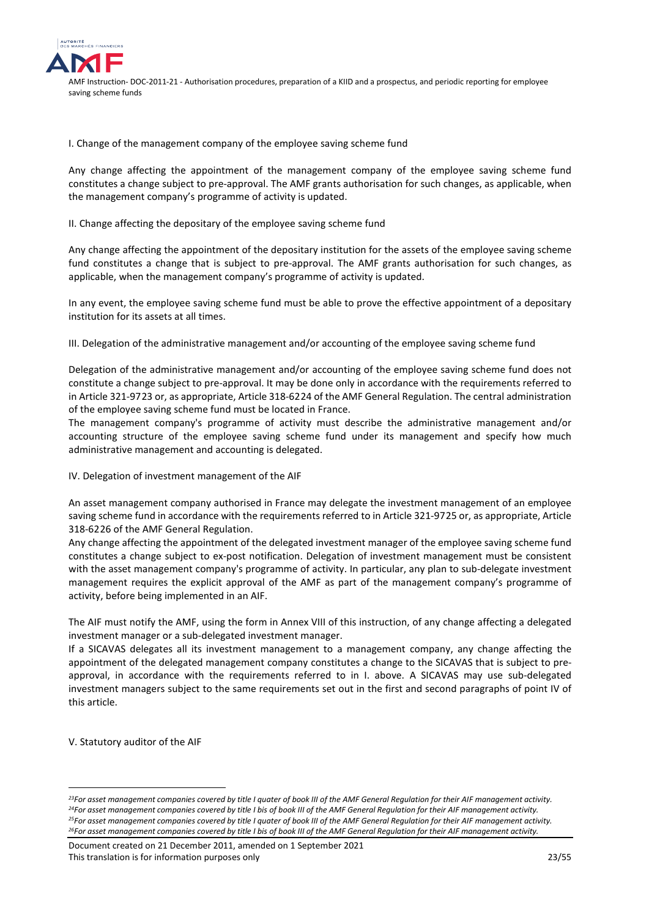I. Change of the management company of the employee saving scheme fund

Any change affecting the appointment of the management company of the employee saving scheme fund constitutes a change subject to pre-approval. The AMF grants authorisation for such changes, as applicable, when the management company's programme of activity is updated.

II. Change affecting the depositary of the employee saving scheme fund

Any change affecting the appointment of the depositary institution for the assets of the employee saving scheme fund constitutes a change that is subject to pre-approval. The AMF grants authorisation for such changes, as applicable, when the management company's programme of activity is updated.

In any event, the employee saving scheme fund must be able to prove the effective appointment of a depositary institution for its assets at all times.

III. Delegation of the administrative management and/or accounting of the employee saving scheme fund

Delegation of the administrative management and/or accounting of the employee saving scheme fund does not constitute a change subject to pre-approval. It may be done only in accordance with the requirements referred to in Article 321-97[23] or, as appropriate, Article 318-62[24] of the AMF General Regulation. The central administration of the employee saving scheme fund must be located in France.

The management company's programme of activity must describe the administrative management and/or accounting structure of the employee saving scheme fund under its management and specify how much administrative management and accounting is delegated.

IV. Delegation of investment management of the AIF

An asset management company authorised in France may delegate the investment management of an employee saving scheme fund in accordance with the requirements referred to in Article 321-97[25] or, as appropriate, Article 318-62[26] of the AMF General Regulation.

Any change affecting the appointment of the delegated investment manager of the employee saving scheme fund constitutes a change subject to ex-post notification. Delegation of investment management must be consistent with the asset management company's programme of activity. In particular, any plan to sub-delegate investment management requires the explicit approval of the AMF as part of the management company's programme of activity, before being implemented in an AIF.

The AIF must notify the AMF, using the form in Annex VIII of this instruction, of any change affecting a delegated investment manager or a sub-delegated investment manager.

If a SICAVAS delegates all its investment management to a management company, any change affecting the appointment of the delegated management company constitutes a change to the SICAVAS that is subject to pre-approval, in accordance with the requirements referred to in I. above. A SICAVAS may use sub-delegated investment managers subject to the same requirements set out in the first and second paragraphs of point IV of this article.

V. Statutory auditor of the AIF

---

[23] *For asset management companies covered by title I quater of book III of the AMF General Regulation for their AIF management activity.*
[24] *For asset management companies covered by title I bis of book III of the AMF General Regulation for their AIF management activity.*
[25] *For asset management companies covered by title I quater of book III of the AMF General Regulation for their AIF management activity.*
[26] *For asset management companies covered by title I bis of book III of the AMF General Regulation for their AIF management activity.*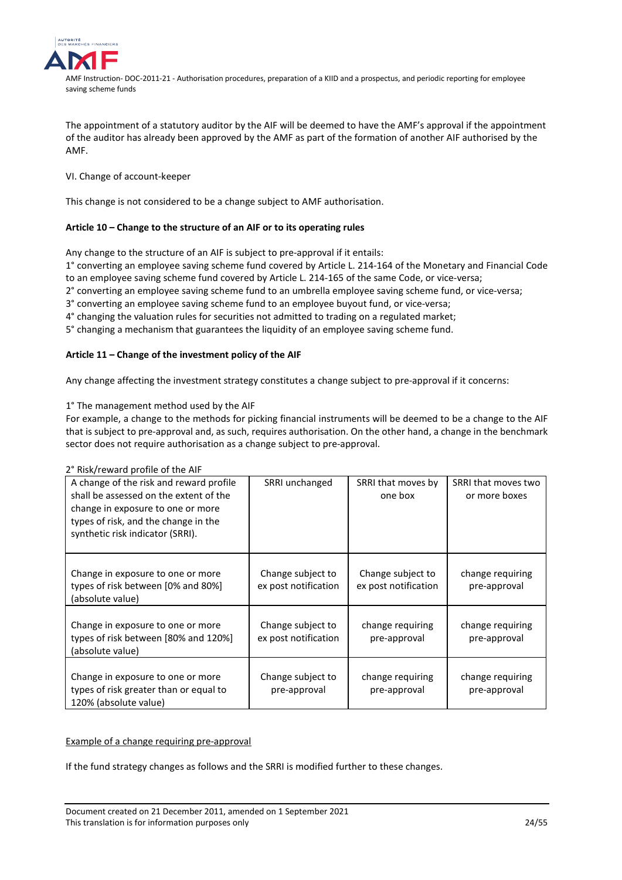The appointment of a statutory auditor by the AIF will be deemed to have the AMF's approval if the appointment of the auditor has already been approved by the AMF as part of the formation of another AIF authorised by the AMF.

VI. Change of account-keeper

This change is not considered to be a change subject to AMF authorisation.

**Article 10 – Change to the structure of an AIF or to its operating rules**

Any change to the structure of an AIF is subject to pre-approval if it entails:
1° converting an employee saving scheme fund covered by Article L. 214-164 of the Monetary and Financial Code to an employee saving scheme fund covered by Article L. 214-165 of the same Code, or vice-versa;
2° converting an employee saving scheme fund to an umbrella employee saving scheme fund, or vice-versa;
3° converting an employee saving scheme fund to an employee buyout fund, or vice-versa;
4° changing the valuation rules for securities not admitted to trading on a regulated market;
5° changing a mechanism that guarantees the liquidity of an employee saving scheme fund.

**Article 11 – Change of the investment policy of the AIF**

Any change affecting the investment strategy constitutes a change subject to pre-approval if it concerns:

1° The management method used by the AIF
For example, a change to the methods for picking financial instruments will be deemed to be a change to the AIF that is subject to pre-approval and, as such, requires authorisation. On the other hand, a change in the benchmark sector does not require authorisation as a change subject to pre-approval.

2° Risk/reward profile of the AIF

| A change of the risk and reward profile shall be assessed on the extent of the change in exposure to one or more types of risk, and the change in the synthetic risk indicator (SRRI). | SRRI unchanged | SRRI that moves by one box | SRRI that moves two or more boxes |
|---|---|---|---|
| Change in exposure to one or more types of risk between [0% and 80%] (absolute value) | Change subject to ex post notification | Change subject to ex post notification | change requiring pre-approval |
| Change in exposure to one or more types of risk between [80% and 120%] (absolute value) | Change subject to ex post notification | change requiring pre-approval | change requiring pre-approval |
| Change in exposure to one or more types of risk greater than or equal to 120% (absolute value) | Change subject to pre-approval | change requiring pre-approval | change requiring pre-approval |

<u>Example of a change requiring pre-approval</u>

If the fund strategy changes as follows and the SRRI is modified further to these changes.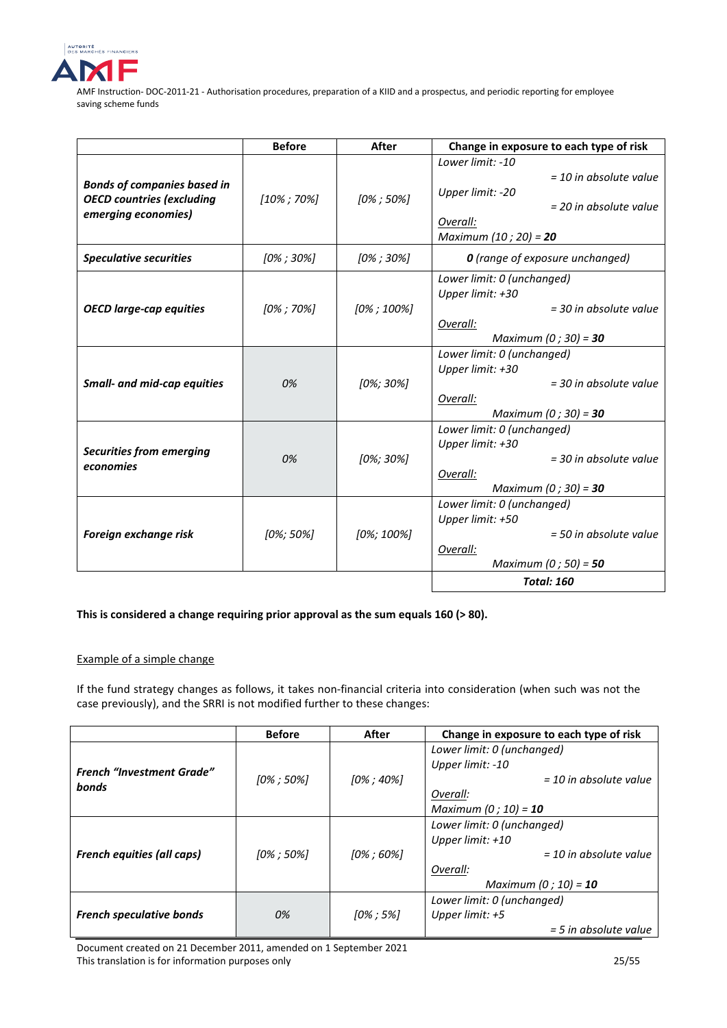| | Before | After | Change in exposure to each type of risk |
|---|---|---|---|
| ***Bonds of companies based in OECD countries (excluding emerging economies)*** | *[10% ; 70%]* | *[0% ; 50%]* | *Lower limit: -10* <br> *= 10 in absolute value* <br> *Upper limit: -20* <br> *= 20 in absolute value* <br> *Overall:* <br> *Maximum (10 ; 20) =* ***20*** |
| ***Speculative securities*** | *[0% ; 30%]* | *[0% ; 30%]* | ***0*** *(range of exposure unchanged)* |
| ***OECD large-cap equities*** | *[0% ; 70%]* | *[0% ; 100%]* | *Lower limit: 0 (unchanged)* <br> *Upper limit: +30* <br> *= 30 in absolute value* <br> *Overall:* <br> *Maximum (0 ; 30) =* ***30*** |
| ***Small- and mid-cap equities*** | *0%* | *[0%; 30%]* | *Lower limit: 0 (unchanged)* <br> *Upper limit: +30* <br> *= 30 in absolute value* <br> *Overall:* <br> *Maximum (0 ; 30) =* ***30*** |
| ***Securities from emerging economies*** | *0%* | *[0%; 30%]* | *Lower limit: 0 (unchanged)* <br> *Upper limit: +30* <br> *= 30 in absolute value* <br> *Overall:* <br> *Maximum (0 ; 30) =* ***30*** |
| ***Foreign exchange risk*** | *[0%; 50%]* | *[0%; 100%]* | *Lower limit: 0 (unchanged)* <br> *Upper limit: +50* <br> *= 50 in absolute value* <br> *Overall:* <br> *Maximum (0 ; 50) =* ***50*** |
| | | | ***Total: 160*** |

**This is considered a change requiring prior approval as the sum equals 160 (> 80).**

Example of a simple change

If the fund strategy changes as follows, it takes non-financial criteria into consideration (when such was not the case previously), and the SRRI is not modified further to these changes:

| | Before | After | Change in exposure to each type of risk |
|---|---|---|---|
| ***French "Investment Grade" bonds*** | *[0% ; 50%]* | *[0% ; 40%]* | *Lower limit: 0 (unchanged)* <br> *Upper limit: -10* <br> *= 10 in absolute value* <br> *Overall:* <br> *Maximum (0 ; 10) =* ***10*** |
| ***French equities (all caps)*** | *[0% ; 50%]* | *[0% ; 60%]* | *Lower limit: 0 (unchanged)* <br> *Upper limit: +10* <br> *= 10 in absolute value* <br> *Overall:* <br> *Maximum (0 ; 10) =* ***10*** |
| ***French speculative bonds*** | *0%* | *[0% ; 5%]* | *Lower limit: 0 (unchanged)* <br> *Upper limit: +5* <br> *= 5 in absolute value* |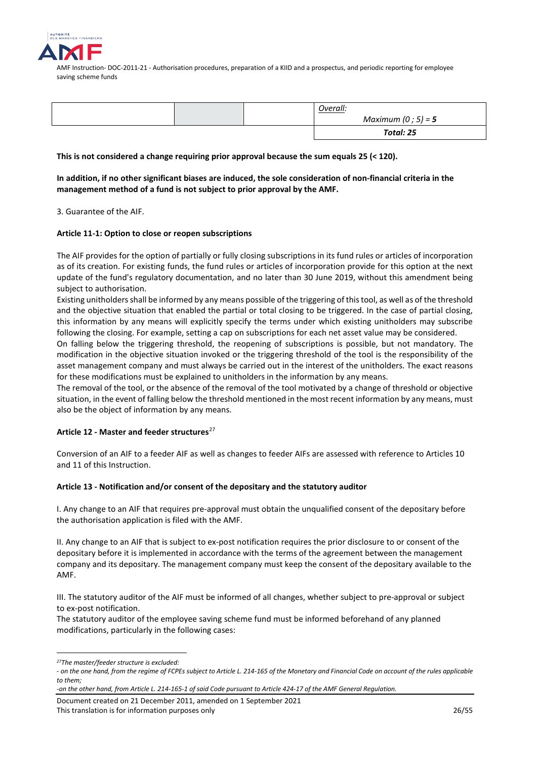| | | | *Overall:* *Maximum (0 ; 5) = **5*** |
|---|---|---|---|
| | | | ***Total: 25*** |

**This is not considered a change requiring prior approval because the sum equals 25 (< 120).**

**In addition, if no other significant biases are induced, the sole consideration of non-financial criteria in the management method of a fund is not subject to prior approval by the AMF.**

3. Guarantee of the AIF.

**Article 11-1: Option to close or reopen subscriptions**

The AIF provides for the option of partially or fully closing subscriptions in its fund rules or articles of incorporation as of its creation. For existing funds, the fund rules or articles of incorporation provide for this option at the next update of the fund's regulatory documentation, and no later than 30 June 2019, without this amendment being subject to authorisation.

Existing unitholders shall be informed by any means possible of the triggering of this tool, as well as of the threshold and the objective situation that enabled the partial or total closing to be triggered. In the case of partial closing, this information by any means will explicitly specify the terms under which existing unitholders may subscribe following the closing. For example, setting a cap on subscriptions for each net asset value may be considered.

On falling below the triggering threshold, the reopening of subscriptions is possible, but not mandatory. The modification in the objective situation invoked or the triggering threshold of the tool is the responsibility of the asset management company and must always be carried out in the interest of the unitholders. The exact reasons for these modifications must be explained to unitholders in the information by any means.

The removal of the tool, or the absence of the removal of the tool motivated by a change of threshold or objective situation, in the event of falling below the threshold mentioned in the most recent information by any means, must also be the object of information by any means.

**Article 12 - Master and feeder structures**[27]

Conversion of an AIF to a feeder AIF as well as changes to feeder AIFs are assessed with reference to Articles 10 and 11 of this Instruction.

**Article 13 - Notification and/or consent of the depositary and the statutory auditor**

I. Any change to an AIF that requires pre-approval must obtain the unqualified consent of the depositary before the authorisation application is filed with the AMF.

II. Any change to an AIF that is subject to ex-post notification requires the prior disclosure to or consent of the depositary before it is implemented in accordance with the terms of the agreement between the management company and its depositary. The management company must keep the consent of the depositary available to the AMF.

III. The statutory auditor of the AIF must be informed of all changes, whether subject to pre-approval or subject to ex-post notification.

The statutory auditor of the employee saving scheme fund must be informed beforehand of any planned modifications, particularly in the following cases:

---

*[27] The master/feeder structure is excluded:*

*- on the one hand, from the regime of FCPEs subject to Article L. 214-165 of the Monetary and Financial Code on account of the rules applicable to them;*

*-on the other hand, from Article L. 214-165-1 of said Code pursuant to Article 424-17 of the AMF General Regulation.*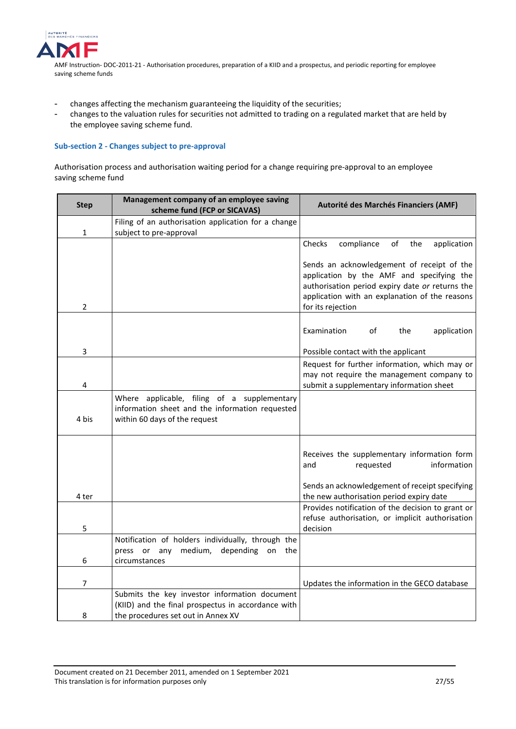- changes affecting the mechanism guaranteeing the liquidity of the securities;
- changes to the valuation rules for securities not admitted to trading on a regulated market that are held by the employee saving scheme fund.

### Sub-section 2 - Changes subject to pre-approval

Authorisation process and authorisation waiting period for a change requiring pre-approval to an employee saving scheme fund

| Step | Management company of an employee saving scheme fund (FCP or SICAVAS) | Autorité des Marchés Financiers (AMF) |
|---|---|---|
| 1 | Filing of an authorisation application for a change subject to pre-approval | |
| 2 | | Checks compliance of the application<br><br>Sends an acknowledgement of receipt of the application by the AMF and specifying the authorisation period expiry date *or* returns the application with an explanation of the reasons for its rejection |
| 3 | | Examination of the application<br><br>Possible contact with the applicant |
| 4 | | Request for further information, which may or may not require the management company to submit a supplementary information sheet |
| 4 bis | Where applicable, filing of a supplementary information sheet and the information requested within 60 days of the request | |
| 4 ter | | Receives the supplementary information form and requested information<br><br>Sends an acknowledgement of receipt specifying the new authorisation period expiry date |
| 5 | | Provides notification of the decision to grant or refuse authorisation, or implicit authorisation decision |
| 6 | Notification of holders individually, through the press or any medium, depending on the circumstances | |
| 7 | | Updates the information in the GECO database |
| 8 | Submits the key investor information document (KIID) and the final prospectus in accordance with the procedures set out in Annex XV | |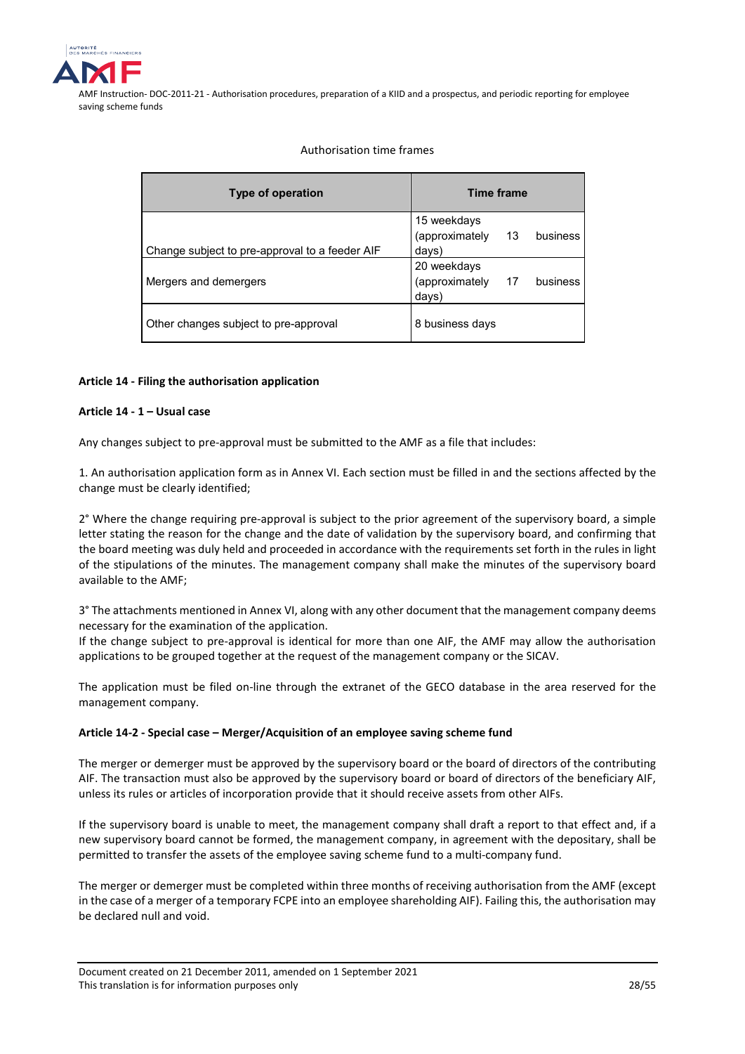Authorisation time frames

| Type of operation | Time frame |
|---|---|
| Change subject to pre-approval to a feeder AIF | 15 weekdays (approximately 13 business days) |
| Mergers and demergers | 20 weekdays (approximately 17 business days) |
| Other changes subject to pre-approval | 8 business days |

**Article 14 - Filing the authorisation application**

**Article 14 - 1 – Usual case**

Any changes subject to pre-approval must be submitted to the AMF as a file that includes:

1. An authorisation application form as in Annex VI. Each section must be filled in and the sections affected by the change must be clearly identified;

2° Where the change requiring pre-approval is subject to the prior agreement of the supervisory board, a simple letter stating the reason for the change and the date of validation by the supervisory board, and confirming that the board meeting was duly held and proceeded in accordance with the requirements set forth in the rules in light of the stipulations of the minutes. The management company shall make the minutes of the supervisory board available to the AMF;

3° The attachments mentioned in Annex VI, along with any other document that the management company deems necessary for the examination of the application.
If the change subject to pre-approval is identical for more than one AIF, the AMF may allow the authorisation applications to be grouped together at the request of the management company or the SICAV.

The application must be filed on-line through the extranet of the GECO database in the area reserved for the management company.

**Article 14-2 - Special case – Merger/Acquisition of an employee saving scheme fund**

The merger or demerger must be approved by the supervisory board or the board of directors of the contributing AIF. The transaction must also be approved by the supervisory board or board of directors of the beneficiary AIF, unless its rules or articles of incorporation provide that it should receive assets from other AIFs.

If the supervisory board is unable to meet, the management company shall draft a report to that effect and, if a new supervisory board cannot be formed, the management company, in agreement with the depositary, shall be permitted to transfer the assets of the employee saving scheme fund to a multi-company fund.

The merger or demerger must be completed within three months of receiving authorisation from the AMF (except in the case of a merger of a temporary FCPE into an employee shareholding AIF). Failing this, the authorisation may be declared null and void.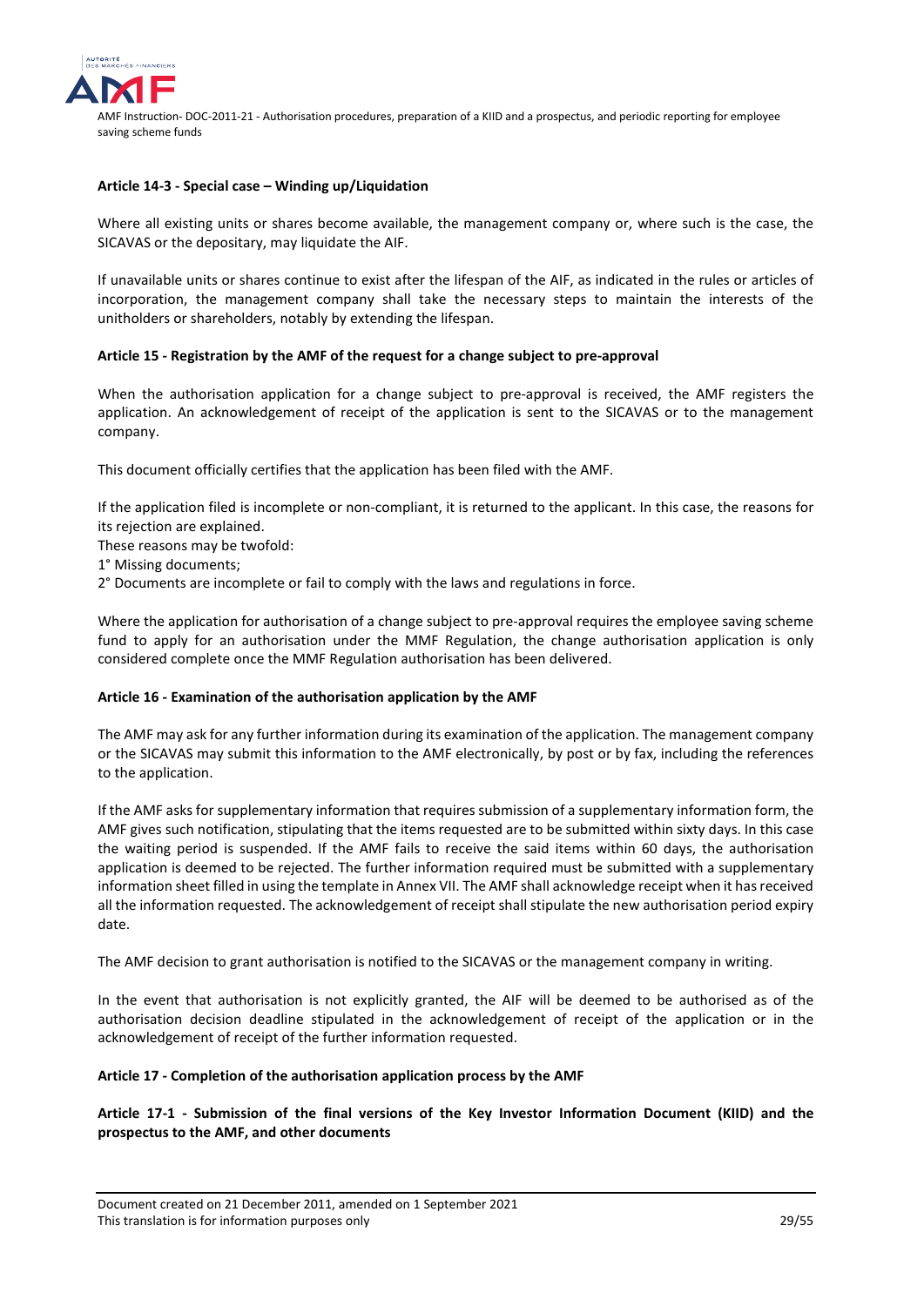**Article 14-3 - Special case – Winding up/Liquidation**

Where all existing units or shares become available, the management company or, where such is the case, the SICAVAS or the depositary, may liquidate the AIF.

If unavailable units or shares continue to exist after the lifespan of the AIF, as indicated in the rules or articles of incorporation, the management company shall take the necessary steps to maintain the interests of the unitholders or shareholders, notably by extending the lifespan.

**Article 15 - Registration by the AMF of the request for a change subject to pre-approval**

When the authorisation application for a change subject to pre-approval is received, the AMF registers the application. An acknowledgement of receipt of the application is sent to the SICAVAS or to the management company.

This document officially certifies that the application has been filed with the AMF.

If the application filed is incomplete or non-compliant, it is returned to the applicant. In this case, the reasons for its rejection are explained.
These reasons may be twofold:
1° Missing documents;
2° Documents are incomplete or fail to comply with the laws and regulations in force.

Where the application for authorisation of a change subject to pre-approval requires the employee saving scheme fund to apply for an authorisation under the MMF Regulation, the change authorisation application is only considered complete once the MMF Regulation authorisation has been delivered.

**Article 16 - Examination of the authorisation application by the AMF**

The AMF may ask for any further information during its examination of the application. The management company or the SICAVAS may submit this information to the AMF electronically, by post or by fax, including the references to the application.

If the AMF asks for supplementary information that requires submission of a supplementary information form, the AMF gives such notification, stipulating that the items requested are to be submitted within sixty days. In this case the waiting period is suspended. If the AMF fails to receive the said items within 60 days, the authorisation application is deemed to be rejected. The further information required must be submitted with a supplementary information sheet filled in using the template in Annex VII. The AMF shall acknowledge receipt when it has received all the information requested. The acknowledgement of receipt shall stipulate the new authorisation period expiry date.

The AMF decision to grant authorisation is notified to the SICAVAS or the management company in writing.

In the event that authorisation is not explicitly granted, the AIF will be deemed to be authorised as of the authorisation decision deadline stipulated in the acknowledgement of receipt of the application or in the acknowledgement of receipt of the further information requested.

**Article 17 - Completion of the authorisation application process by the AMF**

**Article 17-1 - Submission of the final versions of the Key Investor Information Document (KIID) and the prospectus to the AMF, and other documents**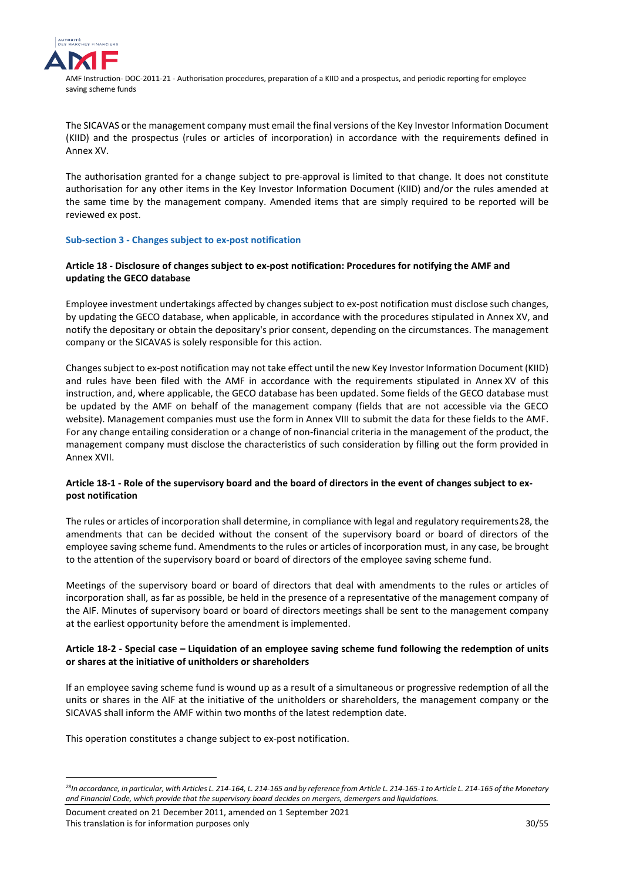The SICAVAS or the management company must email the final versions of the Key Investor Information Document (KIID) and the prospectus (rules or articles of incorporation) in accordance with the requirements defined in Annex XV.

The authorisation granted for a change subject to pre-approval is limited to that change. It does not constitute authorisation for any other items in the Key Investor Information Document (KIID) and/or the rules amended at the same time by the management company. Amended items that are simply required to be reported will be reviewed ex post.

### Sub-section 3 - Changes subject to ex-post notification

#### Article 18 - Disclosure of changes subject to ex-post notification: Procedures for notifying the AMF and updating the GECO database

Employee investment undertakings affected by changes subject to ex-post notification must disclose such changes, by updating the GECO database, when applicable, in accordance with the procedures stipulated in Annex XV, and notify the depositary or obtain the depositary's prior consent, depending on the circumstances. The management company or the SICAVAS is solely responsible for this action.

Changes subject to ex-post notification may not take effect until the new Key Investor Information Document (KIID) and rules have been filed with the AMF in accordance with the requirements stipulated in Annex XV of this instruction, and, where applicable, the GECO database has been updated. Some fields of the GECO database must be updated by the AMF on behalf of the management company (fields that are not accessible via the GECO website). Management companies must use the form in Annex VIII to submit the data for these fields to the AMF. For any change entailing consideration or a change of non-financial criteria in the management of the product, the management company must disclose the characteristics of such consideration by filling out the form provided in Annex XVII.

#### Article 18-1 - Role of the supervisory board and the board of directors in the event of changes subject to ex-post notification

The rules or articles of incorporation shall determine, in compliance with legal and regulatory requirements[28], the amendments that can be decided without the consent of the supervisory board or board of directors of the employee saving scheme fund. Amendments to the rules or articles of incorporation must, in any case, be brought to the attention of the supervisory board or board of directors of the employee saving scheme fund.

Meetings of the supervisory board or board of directors that deal with amendments to the rules or articles of incorporation shall, as far as possible, be held in the presence of a representative of the management company of the AIF. Minutes of supervisory board or board of directors meetings shall be sent to the management company at the earliest opportunity before the amendment is implemented.

#### Article 18-2 - Special case – Liquidation of an employee saving scheme fund following the redemption of units or shares at the initiative of unitholders or shareholders

If an employee saving scheme fund is wound up as a result of a simultaneous or progressive redemption of all the units or shares in the AIF at the initiative of the unitholders or shareholders, the management company or the SICAVAS shall inform the AMF within two months of the latest redemption date.

This operation constitutes a change subject to ex-post notification.

---

[28] *In accordance, in particular, with Articles L. 214-164, L. 214-165 and by reference from Article L. 214-165-1 to Article L. 214-165 of the Monetary and Financial Code, which provide that the supervisory board decides on mergers, demergers and liquidations.*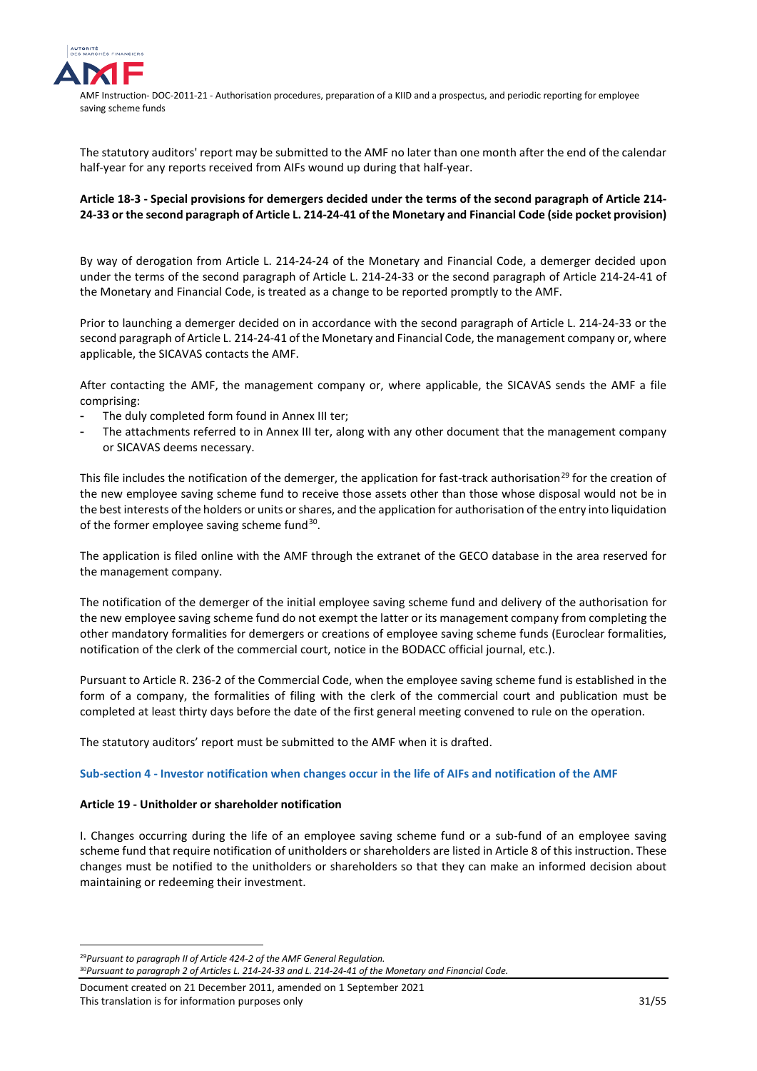The statutory auditors' report may be submitted to the AMF no later than one month after the end of the calendar half-year for any reports received from AIFs wound up during that half-year.

**Article 18-3 - Special provisions for demergers decided under the terms of the second paragraph of Article 214-24-33 or the second paragraph of Article L. 214-24-41 of the Monetary and Financial Code (side pocket provision)**

By way of derogation from Article L. 214-24-24 of the Monetary and Financial Code, a demerger decided upon under the terms of the second paragraph of Article L. 214-24-33 or the second paragraph of Article 214-24-41 of the Monetary and Financial Code, is treated as a change to be reported promptly to the AMF.

Prior to launching a demerger decided on in accordance with the second paragraph of Article L. 214-24-33 or the second paragraph of Article L. 214-24-41 of the Monetary and Financial Code, the management company or, where applicable, the SICAVAS contacts the AMF.

After contacting the AMF, the management company or, where applicable, the SICAVAS sends the AMF a file comprising:

- The duly completed form found in Annex III ter;
- The attachments referred to in Annex III ter, along with any other document that the management company or SICAVAS deems necessary.

This file includes the notification of the demerger, the application for fast-track authorisation[29] for the creation of the new employee saving scheme fund to receive those assets other than those whose disposal would not be in the best interests of the holders or units or shares, and the application for authorisation of the entry into liquidation of the former employee saving scheme fund[30].

The application is filed online with the AMF through the extranet of the GECO database in the area reserved for the management company.

The notification of the demerger of the initial employee saving scheme fund and delivery of the authorisation for the new employee saving scheme fund do not exempt the latter or its management company from completing the other mandatory formalities for demergers or creations of employee saving scheme funds (Euroclear formalities, notification of the clerk of the commercial court, notice in the BODACC official journal, etc.).

Pursuant to Article R. 236-2 of the Commercial Code, when the employee saving scheme fund is established in the form of a company, the formalities of filing with the clerk of the commercial court and publication must be completed at least thirty days before the date of the first general meeting convened to rule on the operation.

The statutory auditors' report must be submitted to the AMF when it is drafted.

### Sub-section 4 - Investor notification when changes occur in the life of AIFs and notification of the AMF

**Article 19 - Unitholder or shareholder notification**

I. Changes occurring during the life of an employee saving scheme fund or a sub-fund of an employee saving scheme fund that require notification of unitholders or shareholders are listed in Article 8 of this instruction. These changes must be notified to the unitholders or shareholders so that they can make an informed decision about maintaining or redeeming their investment.

---

[29] *Pursuant to paragraph II of Article 424-2 of the AMF General Regulation.*

[30] *Pursuant to paragraph 2 of Articles L. 214-24-33 and L. 214-24-41 of the Monetary and Financial Code.*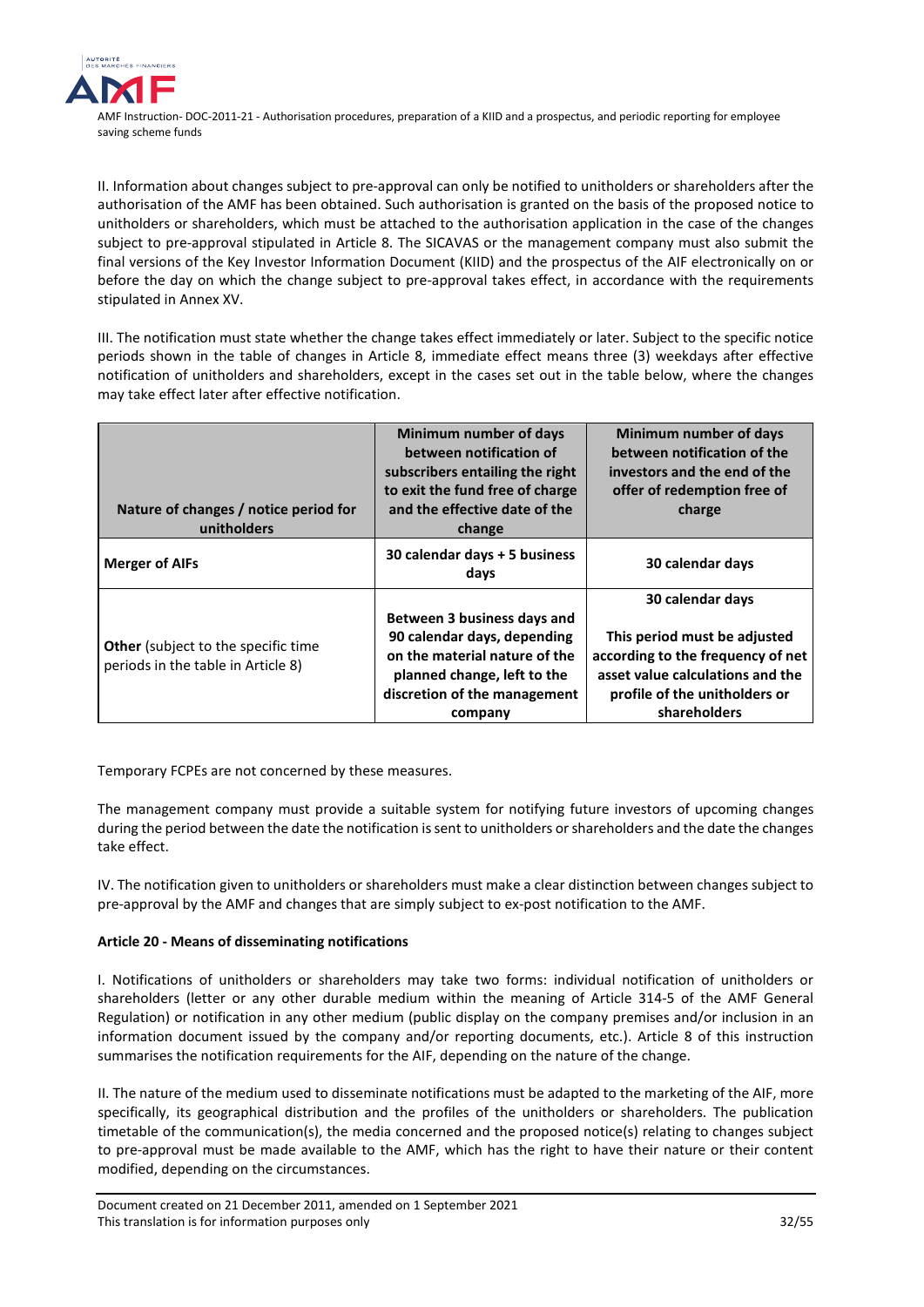II. Information about changes subject to pre-approval can only be notified to unitholders or shareholders after the authorisation of the AMF has been obtained. Such authorisation is granted on the basis of the proposed notice to unitholders or shareholders, which must be attached to the authorisation application in the case of the changes subject to pre-approval stipulated in Article 8. The SICAVAS or the management company must also submit the final versions of the Key Investor Information Document (KIID) and the prospectus of the AIF electronically on or before the day on which the change subject to pre-approval takes effect, in accordance with the requirements stipulated in Annex XV.

III. The notification must state whether the change takes effect immediately or later. Subject to the specific notice periods shown in the table of changes in Article 8, immediate effect means three (3) weekdays after effective notification of unitholders and shareholders, except in the cases set out in the table below, where the changes may take effect later after effective notification.

| Nature of changes / notice period for unitholders | Minimum number of days between notification of subscribers entailing the right to exit the fund free of charge and the effective date of the change | Minimum number of days between notification of the investors and the end of the offer of redemption free of charge |
|---|---|---|
| **Merger of AIFs** | **30 calendar days + 5 business days** | **30 calendar days** |
| **Other** (subject to the specific time periods in the table in Article 8) | **Between 3 business days and 90 calendar days, depending on the material nature of the planned change, left to the discretion of the management company** | **30 calendar days**<br><br>**This period must be adjusted according to the frequency of net asset value calculations and the profile of the unitholders or shareholders** |

Temporary FCPEs are not concerned by these measures.

The management company must provide a suitable system for notifying future investors of upcoming changes during the period between the date the notification is sent to unitholders or shareholders and the date the changes take effect.

IV. The notification given to unitholders or shareholders must make a clear distinction between changes subject to pre-approval by the AMF and changes that are simply subject to ex-post notification to the AMF.

**Article 20 - Means of disseminating notifications**

I. Notifications of unitholders or shareholders may take two forms: individual notification of unitholders or shareholders (letter or any other durable medium within the meaning of Article 314-5 of the AMF General Regulation) or notification in any other medium (public display on the company premises and/or inclusion in an information document issued by the company and/or reporting documents, etc.). Article 8 of this instruction summarises the notification requirements for the AIF, depending on the nature of the change.

II. The nature of the medium used to disseminate notifications must be adapted to the marketing of the AIF, more specifically, its geographical distribution and the profiles of the unitholders or shareholders. The publication timetable of the communication(s), the media concerned and the proposed notice(s) relating to changes subject to pre-approval must be made available to the AMF, which has the right to have their nature or their content modified, depending on the circumstances.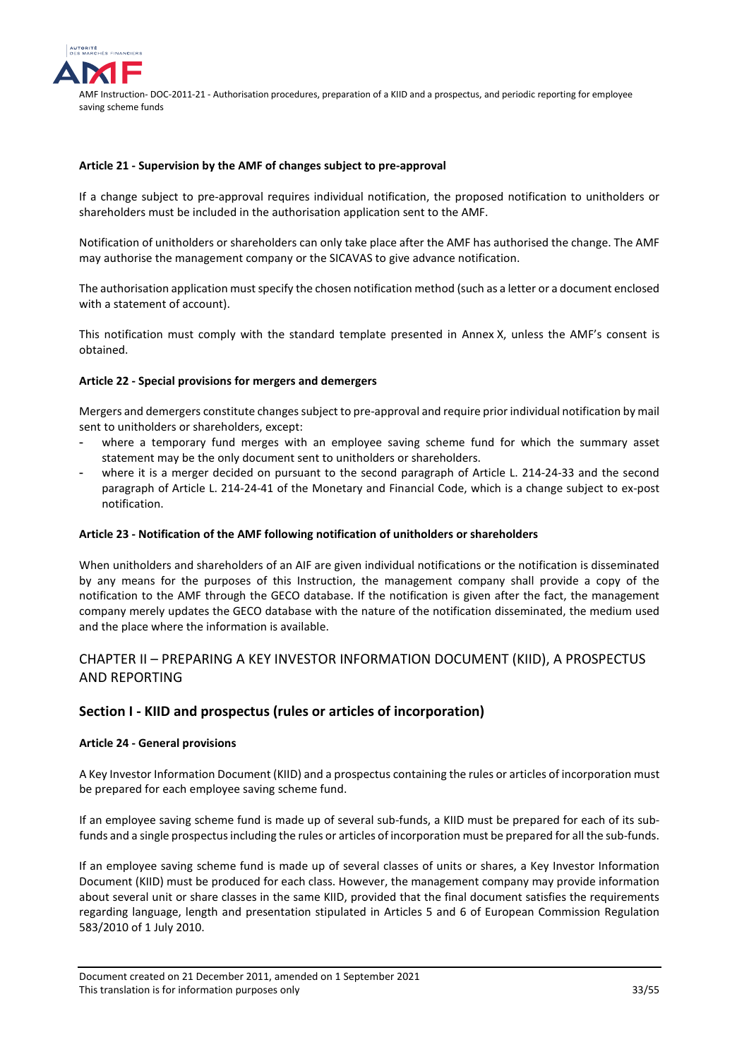#### Article 21 - Supervision by the AMF of changes subject to pre-approval

If a change subject to pre-approval requires individual notification, the proposed notification to unitholders or shareholders must be included in the authorisation application sent to the AMF.

Notification of unitholders or shareholders can only take place after the AMF has authorised the change. The AMF may authorise the management company or the SICAVAS to give advance notification.

The authorisation application must specify the chosen notification method (such as a letter or a document enclosed with a statement of account).

This notification must comply with the standard template presented in Annex X, unless the AMF's consent is obtained.

#### Article 22 - Special provisions for mergers and demergers

Mergers and demergers constitute changes subject to pre-approval and require prior individual notification by mail sent to unitholders or shareholders, except:

- where a temporary fund merges with an employee saving scheme fund for which the summary asset statement may be the only document sent to unitholders or shareholders.
- where it is a merger decided on pursuant to the second paragraph of Article L. 214-24-33 and the second paragraph of Article L. 214-24-41 of the Monetary and Financial Code, which is a change subject to ex-post notification.

#### Article 23 - Notification of the AMF following notification of unitholders or shareholders

When unitholders and shareholders of an AIF are given individual notifications or the notification is disseminated by any means for the purposes of this Instruction, the management company shall provide a copy of the notification to the AMF through the GECO database. If the notification is given after the fact, the management company merely updates the GECO database with the nature of the notification disseminated, the medium used and the place where the information is available.

## CHAPTER II – PREPARING A KEY INVESTOR INFORMATION DOCUMENT (KIID), A PROSPECTUS AND REPORTING

### Section I - KIID and prospectus (rules or articles of incorporation)

#### Article 24 - General provisions

A Key Investor Information Document (KIID) and a prospectus containing the rules or articles of incorporation must be prepared for each employee saving scheme fund.

If an employee saving scheme fund is made up of several sub-funds, a KIID must be prepared for each of its sub-funds and a single prospectus including the rules or articles of incorporation must be prepared for all the sub-funds.

If an employee saving scheme fund is made up of several classes of units or shares, a Key Investor Information Document (KIID) must be produced for each class. However, the management company may provide information about several unit or share classes in the same KIID, provided that the final document satisfies the requirements regarding language, length and presentation stipulated in Articles 5 and 6 of European Commission Regulation 583/2010 of 1 July 2010.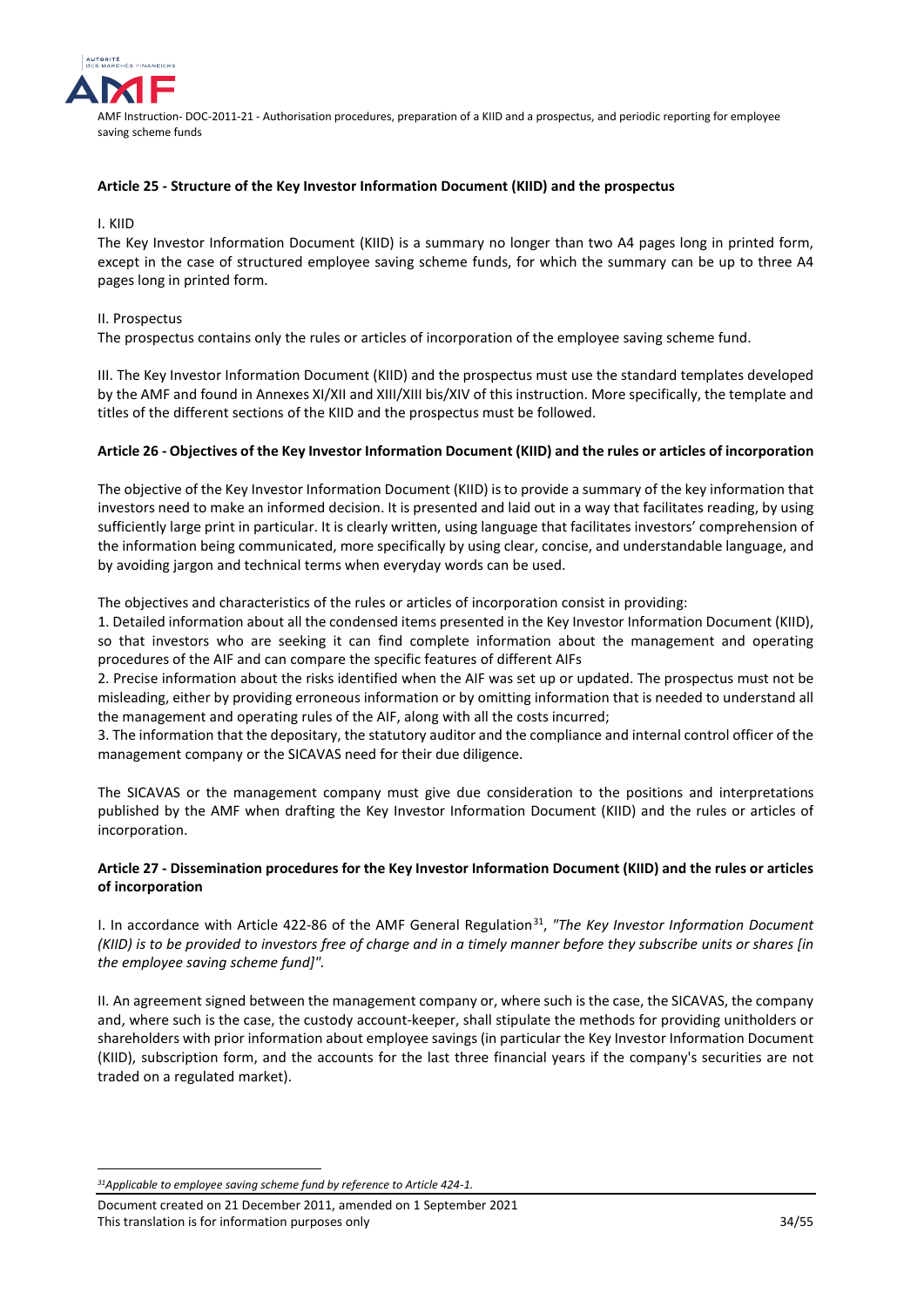#### Article 25 - Structure of the Key Investor Information Document (KIID) and the prospectus

I. KIID

The Key Investor Information Document (KIID) is a summary no longer than two A4 pages long in printed form, except in the case of structured employee saving scheme funds, for which the summary can be up to three A4 pages long in printed form.

II. Prospectus

The prospectus contains only the rules or articles of incorporation of the employee saving scheme fund.

III. The Key Investor Information Document (KIID) and the prospectus must use the standard templates developed by the AMF and found in Annexes XI/XII and XIII/XIII bis/XIV of this instruction. More specifically, the template and titles of the different sections of the KIID and the prospectus must be followed.

#### Article 26 - Objectives of the Key Investor Information Document (KIID) and the rules or articles of incorporation

The objective of the Key Investor Information Document (KIID) is to provide a summary of the key information that investors need to make an informed decision. It is presented and laid out in a way that facilitates reading, by using sufficiently large print in particular. It is clearly written, using language that facilitates investors' comprehension of the information being communicated, more specifically by using clear, concise, and understandable language, and by avoiding jargon and technical terms when everyday words can be used.

The objectives and characteristics of the rules or articles of incorporation consist in providing:

1. Detailed information about all the condensed items presented in the Key Investor Information Document (KIID), so that investors who are seeking it can find complete information about the management and operating procedures of the AIF and can compare the specific features of different AIFs
2. Precise information about the risks identified when the AIF was set up or updated. The prospectus must not be misleading, either by providing erroneous information or by omitting information that is needed to understand all the management and operating rules of the AIF, along with all the costs incurred;
3. The information that the depositary, the statutory auditor and the compliance and internal control officer of the management company or the SICAVAS need for their due diligence.

The SICAVAS or the management company must give due consideration to the positions and interpretations published by the AMF when drafting the Key Investor Information Document (KIID) and the rules or articles of incorporation.

#### Article 27 - Dissemination procedures for the Key Investor Information Document (KIID) and the rules or articles of incorporation

I. In accordance with Article 422-86 of the AMF General Regulation[31], *"The Key Investor Information Document (KIID) is to be provided to investors free of charge and in a timely manner before they subscribe units or shares [in the employee saving scheme fund]".*

II. An agreement signed between the management company or, where such is the case, the SICAVAS, the company and, where such is the case, the custody account-keeper, shall stipulate the methods for providing unitholders or shareholders with prior information about employee savings (in particular the Key Investor Information Document (KIID), subscription form, and the accounts for the last three financial years if the company's securities are not traded on a regulated market).

[31] *Applicable to employee saving scheme fund by reference to Article 424-1.*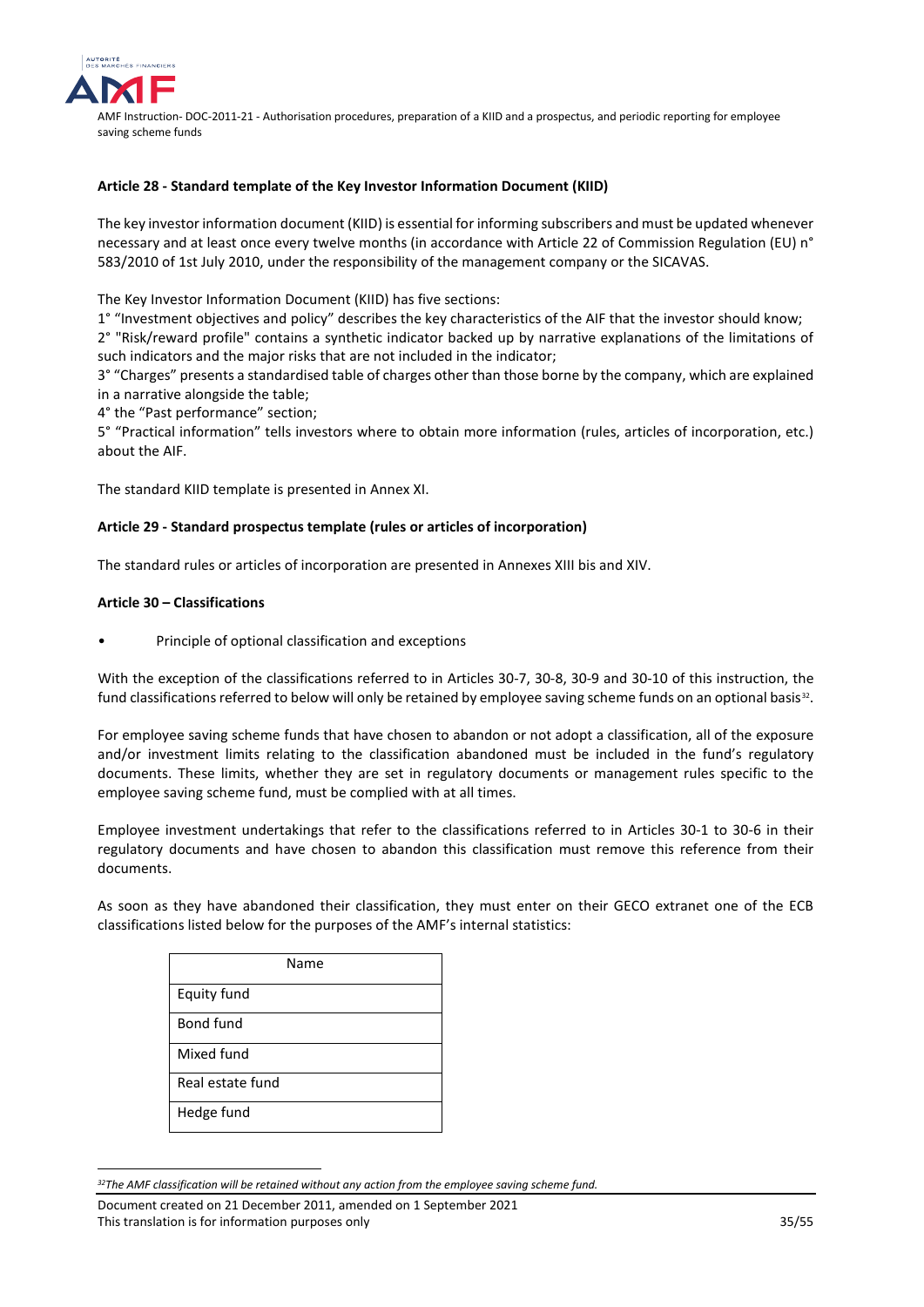### Article 28 - Standard template of the Key Investor Information Document (KIID)

The key investor information document (KIID) is essential for informing subscribers and must be updated whenever necessary and at least once every twelve months (in accordance with Article 22 of Commission Regulation (EU) n° 583/2010 of 1st July 2010, under the responsibility of the management company or the SICAVAS.

The Key Investor Information Document (KIID) has five sections:

1° "Investment objectives and policy" describes the key characteristics of the AIF that the investor should know;
2° "Risk/reward profile" contains a synthetic indicator backed up by narrative explanations of the limitations of such indicators and the major risks that are not included in the indicator;
3° "Charges" presents a standardised table of charges other than those borne by the company, which are explained in a narrative alongside the table;
4° the "Past performance" section;
5° "Practical information" tells investors where to obtain more information (rules, articles of incorporation, etc.) about the AIF.

The standard KIID template is presented in Annex XI.

### Article 29 - Standard prospectus template (rules or articles of incorporation)

The standard rules or articles of incorporation are presented in Annexes XIII bis and XIV.

### Article 30 – Classifications

- Principle of optional classification and exceptions

With the exception of the classifications referred to in Articles 30-7, 30-8, 30-9 and 30-10 of this instruction, the fund classifications referred to below will only be retained by employee saving scheme funds on an optional basis[32].

For employee saving scheme funds that have chosen to abandon or not adopt a classification, all of the exposure and/or investment limits relating to the classification abandoned must be included in the fund's regulatory documents. These limits, whether they are set in regulatory documents or management rules specific to the employee saving scheme fund, must be complied with at all times.

Employee investment undertakings that refer to the classifications referred to in Articles 30-1 to 30-6 in their regulatory documents and have chosen to abandon this classification must remove this reference from their documents.

As soon as they have abandoned their classification, they must enter on their GECO extranet one of the ECB classifications listed below for the purposes of the AMF's internal statistics:

| Name |
|---|
| Equity fund |
| Bond fund |
| Mixed fund |
| Real estate fund |
| Hedge fund |

[32] *The AMF classification will be retained without any action from the employee saving scheme fund.*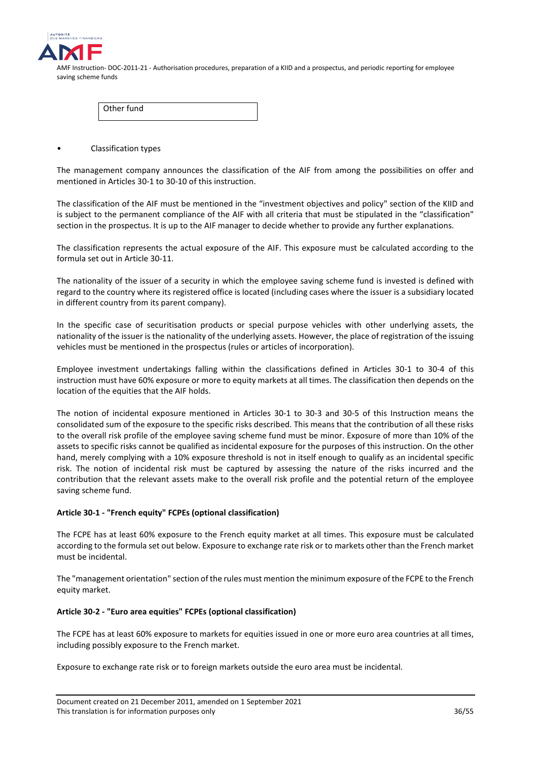| Other fund |
|---|

- Classification types

The management company announces the classification of the AIF from among the possibilities on offer and mentioned in Articles 30-1 to 30-10 of this instruction.

The classification of the AIF must be mentioned in the "investment objectives and policy" section of the KIID and is subject to the permanent compliance of the AIF with all criteria that must be stipulated in the "classification" section in the prospectus. It is up to the AIF manager to decide whether to provide any further explanations.

The classification represents the actual exposure of the AIF. This exposure must be calculated according to the formula set out in Article 30-11.

The nationality of the issuer of a security in which the employee saving scheme fund is invested is defined with regard to the country where its registered office is located (including cases where the issuer is a subsidiary located in different country from its parent company).

In the specific case of securitisation products or special purpose vehicles with other underlying assets, the nationality of the issuer is the nationality of the underlying assets. However, the place of registration of the issuing vehicles must be mentioned in the prospectus (rules or articles of incorporation).

Employee investment undertakings falling within the classifications defined in Articles 30-1 to 30-4 of this instruction must have 60% exposure or more to equity markets at all times. The classification then depends on the location of the equities that the AIF holds.

The notion of incidental exposure mentioned in Articles 30-1 to 30-3 and 30-5 of this Instruction means the consolidated sum of the exposure to the specific risks described. This means that the contribution of all these risks to the overall risk profile of the employee saving scheme fund must be minor. Exposure of more than 10% of the assets to specific risks cannot be qualified as incidental exposure for the purposes of this instruction. On the other hand, merely complying with a 10% exposure threshold is not in itself enough to qualify as an incidental specific risk. The notion of incidental risk must be captured by assessing the nature of the risks incurred and the contribution that the relevant assets make to the overall risk profile and the potential return of the employee saving scheme fund.

**Article 30-1 - "French equity" FCPEs (optional classification)**

The FCPE has at least 60% exposure to the French equity market at all times. This exposure must be calculated according to the formula set out below. Exposure to exchange rate risk or to markets other than the French market must be incidental.

The "management orientation" section of the rules must mention the minimum exposure of the FCPE to the French equity market.

**Article 30-2 - "Euro area equities" FCPEs (optional classification)**

The FCPE has at least 60% exposure to markets for equities issued in one or more euro area countries at all times, including possibly exposure to the French market.

Exposure to exchange rate risk or to foreign markets outside the euro area must be incidental.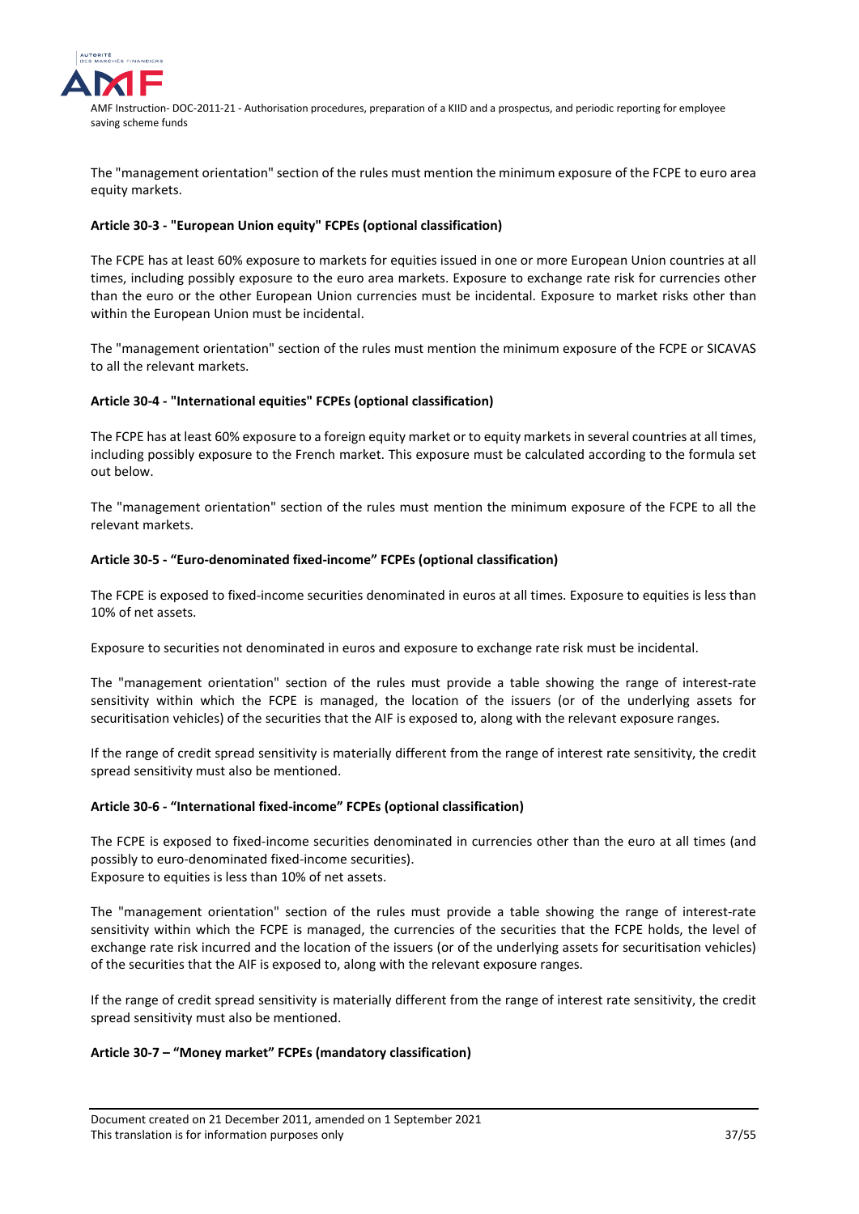The "management orientation" section of the rules must mention the minimum exposure of the FCPE to euro area equity markets.

#### Article 30-3 - "European Union equity" FCPEs (optional classification)

The FCPE has at least 60% exposure to markets for equities issued in one or more European Union countries at all times, including possibly exposure to the euro area markets. Exposure to exchange rate risk for currencies other than the euro or the other European Union currencies must be incidental. Exposure to market risks other than within the European Union must be incidental.

The "management orientation" section of the rules must mention the minimum exposure of the FCPE or SICAVAS to all the relevant markets.

#### Article 30-4 - "International equities" FCPEs (optional classification)

The FCPE has at least 60% exposure to a foreign equity market or to equity markets in several countries at all times, including possibly exposure to the French market. This exposure must be calculated according to the formula set out below.

The "management orientation" section of the rules must mention the minimum exposure of the FCPE to all the relevant markets.

#### Article 30-5 - "Euro-denominated fixed-income" FCPEs (optional classification)

The FCPE is exposed to fixed-income securities denominated in euros at all times. Exposure to equities is less than 10% of net assets.

Exposure to securities not denominated in euros and exposure to exchange rate risk must be incidental.

The "management orientation" section of the rules must provide a table showing the range of interest-rate sensitivity within which the FCPE is managed, the location of the issuers (or of the underlying assets for securitisation vehicles) of the securities that the AIF is exposed to, along with the relevant exposure ranges.

If the range of credit spread sensitivity is materially different from the range of interest rate sensitivity, the credit spread sensitivity must also be mentioned.

#### Article 30-6 - "International fixed-income" FCPEs (optional classification)

The FCPE is exposed to fixed-income securities denominated in currencies other than the euro at all times (and possibly to euro-denominated fixed-income securities).
Exposure to equities is less than 10% of net assets.

The "management orientation" section of the rules must provide a table showing the range of interest-rate sensitivity within which the FCPE is managed, the currencies of the securities that the FCPE holds, the level of exchange rate risk incurred and the location of the issuers (or of the underlying assets for securitisation vehicles) of the securities that the AIF is exposed to, along with the relevant exposure ranges.

If the range of credit spread sensitivity is materially different from the range of interest rate sensitivity, the credit spread sensitivity must also be mentioned.

#### Article 30-7 – "Money market" FCPEs (mandatory classification)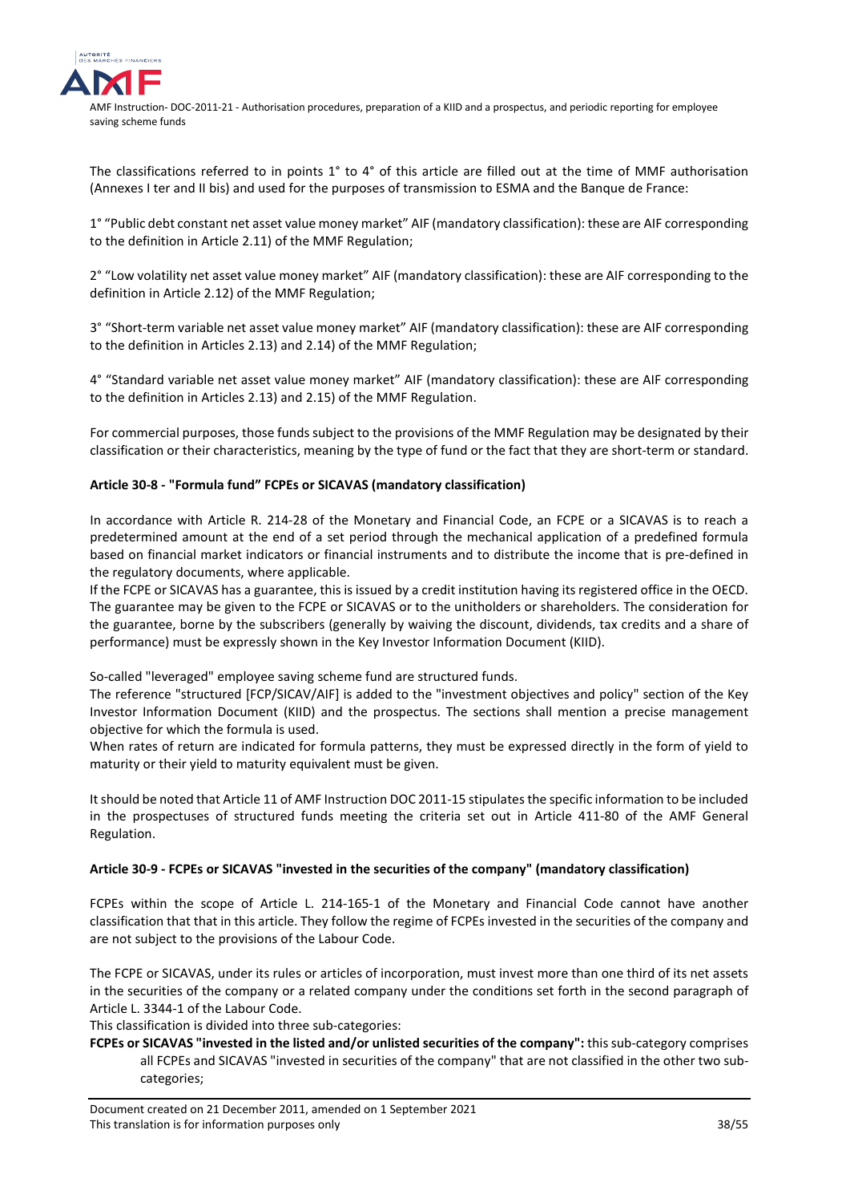The classifications referred to in points 1° to 4° of this article are filled out at the time of MMF authorisation (Annexes I ter and II bis) and used for the purposes of transmission to ESMA and the Banque de France:

1° "Public debt constant net asset value money market" AIF (mandatory classification): these are AIF corresponding to the definition in Article 2.11) of the MMF Regulation;

2° "Low volatility net asset value money market" AIF (mandatory classification): these are AIF corresponding to the definition in Article 2.12) of the MMF Regulation;

3° "Short-term variable net asset value money market" AIF (mandatory classification): these are AIF corresponding to the definition in Articles 2.13) and 2.14) of the MMF Regulation;

4° "Standard variable net asset value money market" AIF (mandatory classification): these are AIF corresponding to the definition in Articles 2.13) and 2.15) of the MMF Regulation.

For commercial purposes, those funds subject to the provisions of the MMF Regulation may be designated by their classification or their characteristics, meaning by the type of fund or the fact that they are short-term or standard.

**Article 30-8 - "Formula fund" FCPEs or SICAVAS (mandatory classification)**

In accordance with Article R. 214-28 of the Monetary and Financial Code, an FCPE or a SICAVAS is to reach a predetermined amount at the end of a set period through the mechanical application of a predefined formula based on financial market indicators or financial instruments and to distribute the income that is pre-defined in the regulatory documents, where applicable.
If the FCPE or SICAVAS has a guarantee, this is issued by a credit institution having its registered office in the OECD. The guarantee may be given to the FCPE or SICAVAS or to the unitholders or shareholders. The consideration for the guarantee, borne by the subscribers (generally by waiving the discount, dividends, tax credits and a share of performance) must be expressly shown in the Key Investor Information Document (KIID).

So-called "leveraged" employee saving scheme fund are structured funds.
The reference "structured [FCP/SICAV/AIF] is added to the "investment objectives and policy" section of the Key Investor Information Document (KIID) and the prospectus. The sections shall mention a precise management objective for which the formula is used.
When rates of return are indicated for formula patterns, they must be expressed directly in the form of yield to maturity or their yield to maturity equivalent must be given.

It should be noted that Article 11 of AMF Instruction DOC 2011-15 stipulates the specific information to be included in the prospectuses of structured funds meeting the criteria set out in Article 411-80 of the AMF General Regulation.

**Article 30-9 - FCPEs or SICAVAS "invested in the securities of the company" (mandatory classification)**

FCPEs within the scope of Article L. 214-165-1 of the Monetary and Financial Code cannot have another classification that that in this article. They follow the regime of FCPEs invested in the securities of the company and are not subject to the provisions of the Labour Code.

The FCPE or SICAVAS, under its rules or articles of incorporation, must invest more than one third of its net assets in the securities of the company or a related company under the conditions set forth in the second paragraph of Article L. 3344-1 of the Labour Code.
This classification is divided into three sub-categories:

**FCPEs or SICAVAS "invested in the listed and/or unlisted securities of the company":** this sub-category comprises all FCPEs and SICAVAS "invested in securities of the company" that are not classified in the other two sub-categories;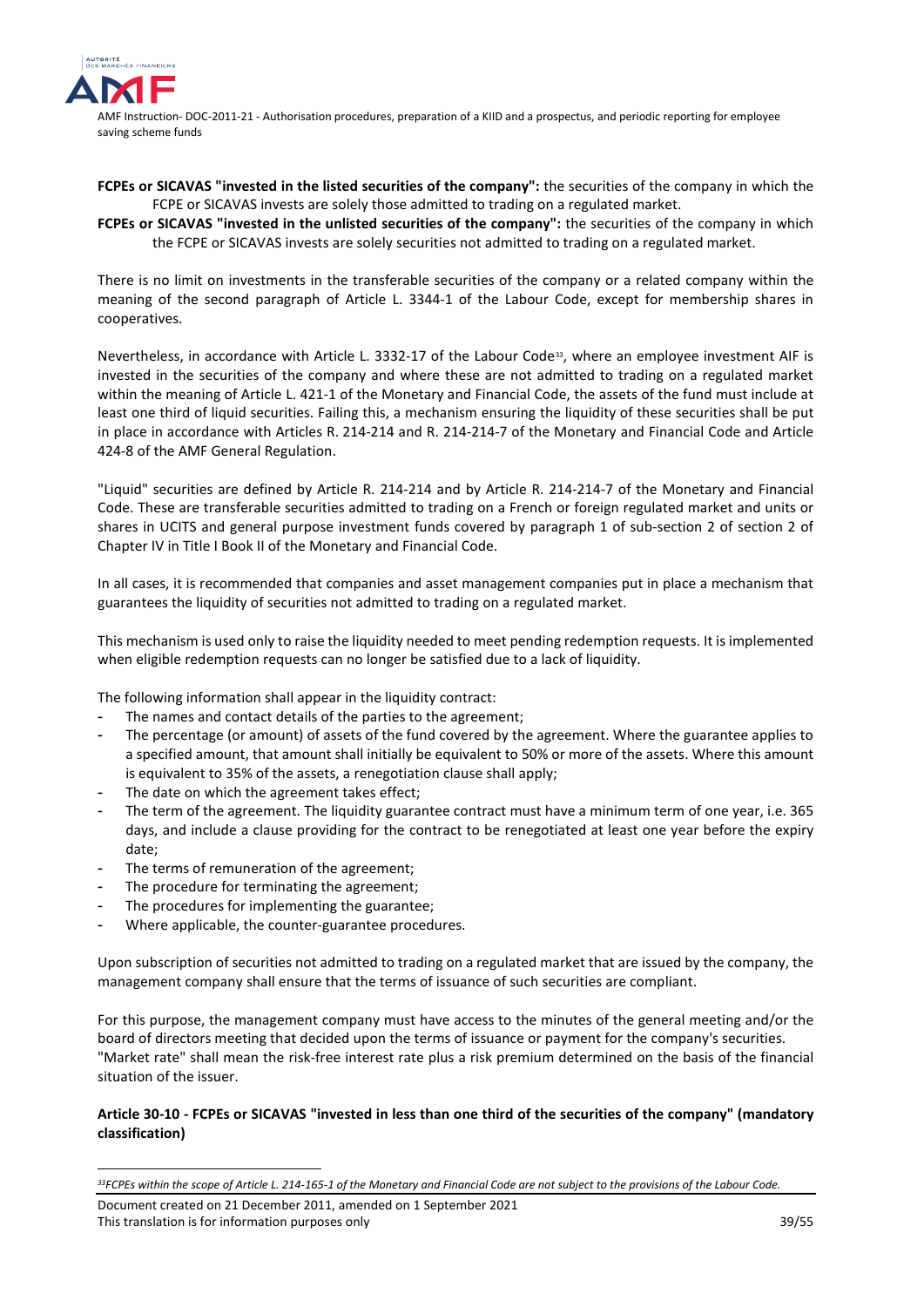**FCPEs or SICAVAS "invested in the listed securities of the company":** the securities of the company in which the FCPE or SICAVAS invests are solely those admitted to trading on a regulated market.

**FCPEs or SICAVAS "invested in the unlisted securities of the company":** the securities of the company in which the FCPE or SICAVAS invests are solely securities not admitted to trading on a regulated market.

There is no limit on investments in the transferable securities of the company or a related company within the meaning of the second paragraph of Article L. 3344-1 of the Labour Code, except for membership shares in cooperatives.

Nevertheless, in accordance with Article L. 3332-17 of the Labour Code[33], where an employee investment AIF is invested in the securities of the company and where these are not admitted to trading on a regulated market within the meaning of Article L. 421-1 of the Monetary and Financial Code, the assets of the fund must include at least one third of liquid securities. Failing this, a mechanism ensuring the liquidity of these securities shall be put in place in accordance with Articles R. 214-214 and R. 214-214-7 of the Monetary and Financial Code and Article 424-8 of the AMF General Regulation.

"Liquid" securities are defined by Article R. 214-214 and by Article R. 214-214-7 of the Monetary and Financial Code. These are transferable securities admitted to trading on a French or foreign regulated market and units or shares in UCITS and general purpose investment funds covered by paragraph 1 of sub-section 2 of section 2 of Chapter IV in Title I Book II of the Monetary and Financial Code.

In all cases, it is recommended that companies and asset management companies put in place a mechanism that guarantees the liquidity of securities not admitted to trading on a regulated market.

This mechanism is used only to raise the liquidity needed to meet pending redemption requests. It is implemented when eligible redemption requests can no longer be satisfied due to a lack of liquidity.

The following information shall appear in the liquidity contract:

- The names and contact details of the parties to the agreement;
- The percentage (or amount) of assets of the fund covered by the agreement. Where the guarantee applies to a specified amount, that amount shall initially be equivalent to 50% or more of the assets. Where this amount is equivalent to 35% of the assets, a renegotiation clause shall apply;
- The date on which the agreement takes effect;
- The term of the agreement. The liquidity guarantee contract must have a minimum term of one year, i.e. 365 days, and include a clause providing for the contract to be renegotiated at least one year before the expiry date;
- The terms of remuneration of the agreement;
- The procedure for terminating the agreement;
- The procedures for implementing the guarantee;
- Where applicable, the counter-guarantee procedures.

Upon subscription of securities not admitted to trading on a regulated market that are issued by the company, the management company shall ensure that the terms of issuance of such securities are compliant.

For this purpose, the management company must have access to the minutes of the general meeting and/or the board of directors meeting that decided upon the terms of issuance or payment for the company's securities. "Market rate" shall mean the risk-free interest rate plus a risk premium determined on the basis of the financial situation of the issuer.

### Article 30-10 - FCPEs or SICAVAS "invested in less than one third of the securities of the company" (mandatory classification)

---

*[33] FCPEs within the scope of Article L. 214-165-1 of the Monetary and Financial Code are not subject to the provisions of the Labour Code.*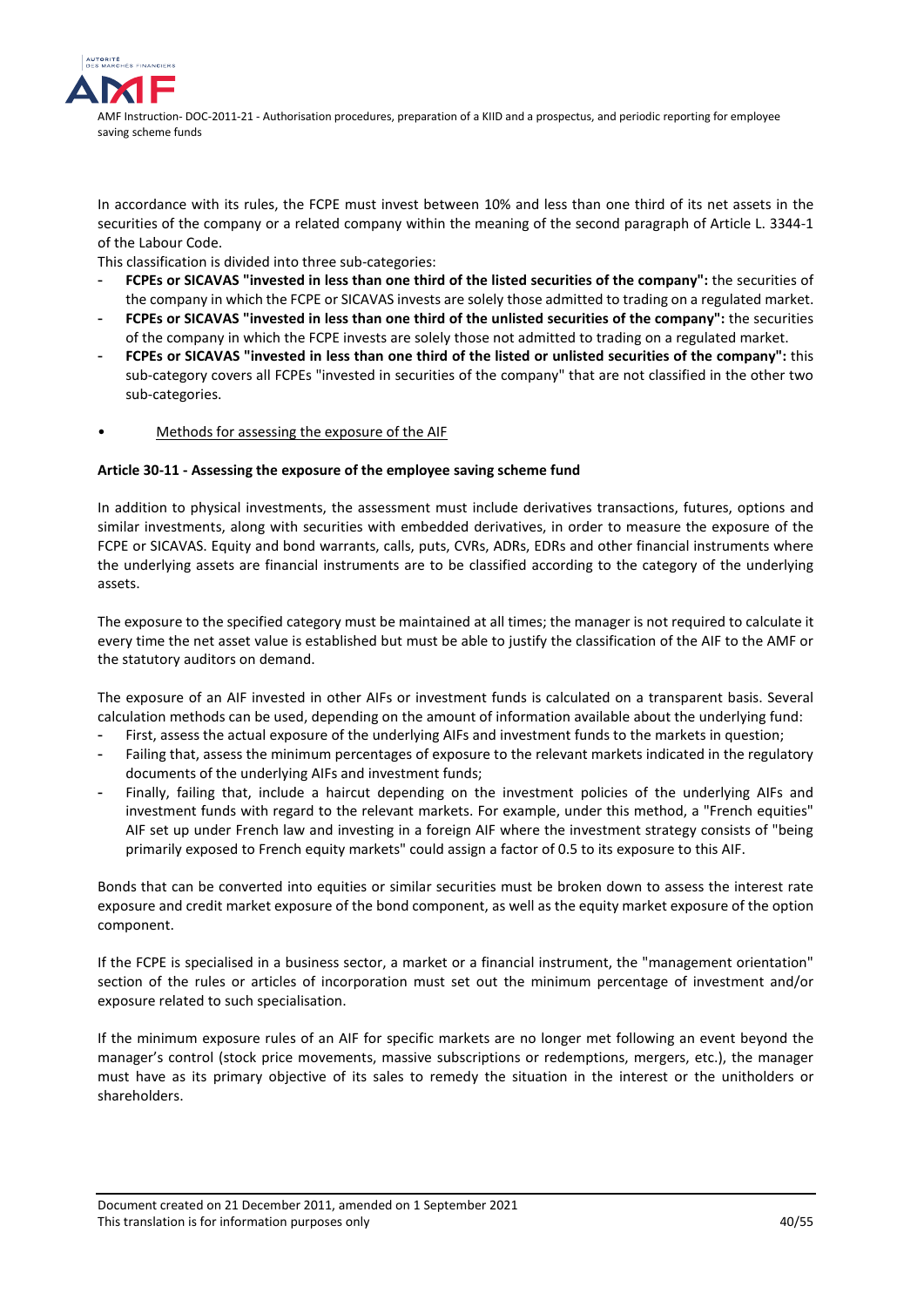In accordance with its rules, the FCPE must invest between 10% and less than one third of its net assets in the securities of the company or a related company within the meaning of the second paragraph of Article L. 3344-1 of the Labour Code.

This classification is divided into three sub-categories:

- **FCPEs or SICAVAS "invested in less than one third of the listed securities of the company":** the securities of the company in which the FCPE or SICAVAS invests are solely those admitted to trading on a regulated market.
- **FCPEs or SICAVAS "invested in less than one third of the unlisted securities of the company":** the securities of the company in which the FCPE invests are solely those not admitted to trading on a regulated market.
- **FCPEs or SICAVAS "invested in less than one third of the listed or unlisted securities of the company":** this sub-category covers all FCPEs "invested in securities of the company" that are not classified in the other two sub-categories.

- Methods for assessing the exposure of the AIF

**Article 30-11 - Assessing the exposure of the employee saving scheme fund**

In addition to physical investments, the assessment must include derivatives transactions, futures, options and similar investments, along with securities with embedded derivatives, in order to measure the exposure of the FCPE or SICAVAS. Equity and bond warrants, calls, puts, CVRs, ADRs, EDRs and other financial instruments where the underlying assets are financial instruments are to be classified according to the category of the underlying assets.

The exposure to the specified category must be maintained at all times; the manager is not required to calculate it every time the net asset value is established but must be able to justify the classification of the AIF to the AMF or the statutory auditors on demand.

The exposure of an AIF invested in other AIFs or investment funds is calculated on a transparent basis. Several calculation methods can be used, depending on the amount of information available about the underlying fund:

- First, assess the actual exposure of the underlying AIFs and investment funds to the markets in question;
- Failing that, assess the minimum percentages of exposure to the relevant markets indicated in the regulatory documents of the underlying AIFs and investment funds;
- Finally, failing that, include a haircut depending on the investment policies of the underlying AIFs and investment funds with regard to the relevant markets. For example, under this method, a "French equities" AIF set up under French law and investing in a foreign AIF where the investment strategy consists of "being primarily exposed to French equity markets" could assign a factor of 0.5 to its exposure to this AIF.

Bonds that can be converted into equities or similar securities must be broken down to assess the interest rate exposure and credit market exposure of the bond component, as well as the equity market exposure of the option component.

If the FCPE is specialised in a business sector, a market or a financial instrument, the "management orientation" section of the rules or articles of incorporation must set out the minimum percentage of investment and/or exposure related to such specialisation.

If the minimum exposure rules of an AIF for specific markets are no longer met following an event beyond the manager's control (stock price movements, massive subscriptions or redemptions, mergers, etc.), the manager must have as its primary objective of its sales to remedy the situation in the interest or the unitholders or shareholders.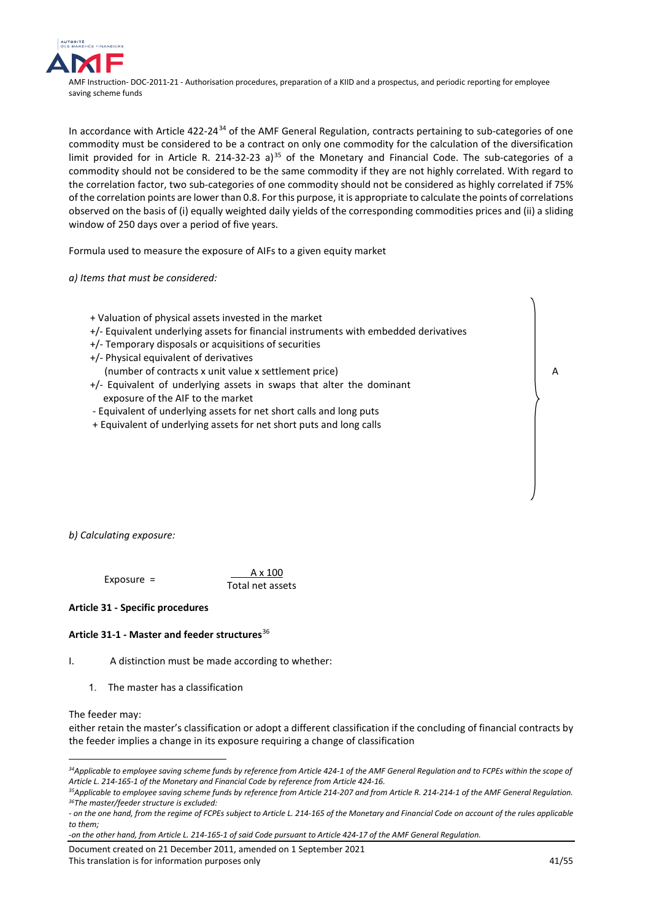In accordance with Article 422-24[34] of the AMF General Regulation, contracts pertaining to sub-categories of one commodity must be considered to be a contract on only one commodity for the calculation of the diversification limit provided for in Article R. 214-32-23 a)[35] of the Monetary and Financial Code. The sub-categories of a commodity should not be considered to be the same commodity if they are not highly correlated. With regard to the correlation factor, two sub-categories of one commodity should not be considered as highly correlated if 75% of the correlation points are lower than 0.8. For this purpose, it is appropriate to calculate the points of correlations observed on the basis of (i) equally weighted daily yields of the corresponding commodities prices and (ii) a sliding window of 250 days over a period of five years.

Formula used to measure the exposure of AIFs to a given equity market

*a) Items that must be considered:*

+ Valuation of physical assets invested in the market
+/- Equivalent underlying assets for financial instruments with embedded derivatives
+/- Temporary disposals or acquisitions of securities
+/- Physical equivalent of derivatives
(number of contracts x unit value x settlement price)
+/- Equivalent of underlying assets in swaps that alter the dominant exposure of the AIF to the market
- Equivalent of underlying assets for net short calls and long puts
+ Equivalent of underlying assets for net short puts and long calls

} A

*b) Calculating exposure:*

$$\text{Exposure} = \frac{A \times 100}{\text{Total net assets}}$$

**Article 31 - Specific procedures**

**Article 31-1 - Master and feeder structures**[36]

I. A distinction must be made according to whether:

1. The master has a classification

The feeder may:
either retain the master's classification or adopt a different classification if the concluding of financial contracts by the feeder implies a change in its exposure requiring a change of classification

---

*[34]Applicable to employee saving scheme funds by reference from Article 424-1 of the AMF General Regulation and to FCPEs within the scope of Article L. 214-165-1 of the Monetary and Financial Code by reference from Article 424-16.*
*[35]Applicable to employee saving scheme funds by reference from Article 214-207 and from Article R. 214-214-1 of the AMF General Regulation.*
*[36]The master/feeder structure is excluded:*
*- on the one hand, from the regime of FCPEs subject to Article L. 214-165 of the Monetary and Financial Code on account of the rules applicable to them;*
*-on the other hand, from Article L. 214-165-1 of said Code pursuant to Article 424-17 of the AMF General Regulation.*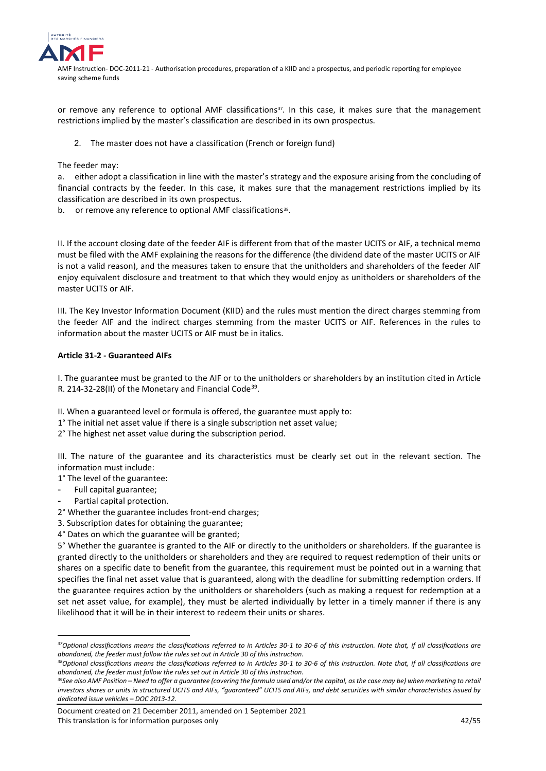or remove any reference to optional AMF classifications[37]. In this case, it makes sure that the management restrictions implied by the master's classification are described in its own prospectus.

2. The master does not have a classification (French or foreign fund)

The feeder may:

a. either adopt a classification in line with the master's strategy and the exposure arising from the concluding of financial contracts by the feeder. In this case, it makes sure that the management restrictions implied by its classification are described in its own prospectus.

b. or remove any reference to optional AMF classifications[38].

II. If the account closing date of the feeder AIF is different from that of the master UCITS or AIF, a technical memo must be filed with the AMF explaining the reasons for the difference (the dividend date of the master UCITS or AIF is not a valid reason), and the measures taken to ensure that the unitholders and shareholders of the feeder AIF enjoy equivalent disclosure and treatment to that which they would enjoy as unitholders or shareholders of the master UCITS or AIF.

III. The Key Investor Information Document (KIID) and the rules must mention the direct charges stemming from the feeder AIF and the indirect charges stemming from the master UCITS or AIF. References in the rules to information about the master UCITS or AIF must be in italics.

**Article 31-2 - Guaranteed AIFs**

I. The guarantee must be granted to the AIF or to the unitholders or shareholders by an institution cited in Article R. 214-32-28(II) of the Monetary and Financial Code[39].

II. When a guaranteed level or formula is offered, the guarantee must apply to:

1° The initial net asset value if there is a single subscription net asset value;

2° The highest net asset value during the subscription period.

III. The nature of the guarantee and its characteristics must be clearly set out in the relevant section. The information must include:

1° The level of the guarantee:

- Full capital guarantee;
- Partial capital protection.

2° Whether the guarantee includes front-end charges;

3. Subscription dates for obtaining the guarantee;

4° Dates on which the guarantee will be granted;

5° Whether the guarantee is granted to the AIF or directly to the unitholders or shareholders. If the guarantee is granted directly to the unitholders or shareholders and they are required to request redemption of their units or shares on a specific date to benefit from the guarantee, this requirement must be pointed out in a warning that specifies the final net asset value that is guaranteed, along with the deadline for submitting redemption orders. If the guarantee requires action by the unitholders or shareholders (such as making a request for redemption at a set net asset value, for example), they must be alerted individually by letter in a timely manner if there is any likelihood that it will be in their interest to redeem their units or shares.

---

[37] *Optional classifications means the classifications referred to in Articles 30-1 to 30-6 of this instruction. Note that, if all classifications are abandoned, the feeder must follow the rules set out in Article 30 of this instruction.*

[38] *Optional classifications means the classifications referred to in Articles 30-1 to 30-6 of this instruction. Note that, if all classifications are abandoned, the feeder must follow the rules set out in Article 30 of this instruction.*

[39] *See also AMF Position – Need to offer a guarantee (covering the formula used and/or the capital, as the case may be) when marketing to retail investors shares or units in structured UCITS and AIFs, "guaranteed" UCITS and AIFs, and debt securities with similar characteristics issued by dedicated issue vehicles – DOC 2013-12.*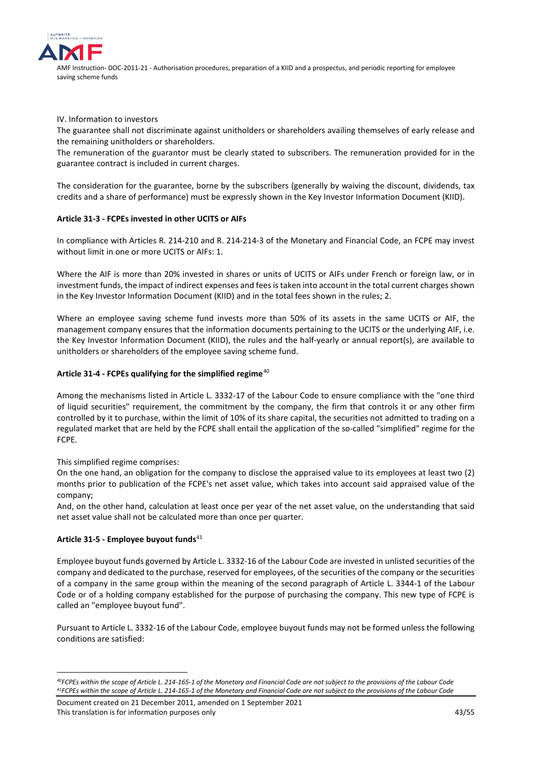IV. Information to investors

The guarantee shall not discriminate against unitholders or shareholders availing themselves of early release and the remaining unitholders or shareholders.

The remuneration of the guarantor must be clearly stated to subscribers. The remuneration provided for in the guarantee contract is included in current charges.

The consideration for the guarantee, borne by the subscribers (generally by waiving the discount, dividends, tax credits and a share of performance) must be expressly shown in the Key Investor Information Document (KIID).

**Article 31-3 - FCPEs invested in other UCITS or AIFs**

In compliance with Articles R. 214-210 and R. 214-214-3 of the Monetary and Financial Code, an FCPE may invest without limit in one or more UCITS or AIFs: 1.

Where the AIF is more than 20% invested in shares or units of UCITS or AIFs under French or foreign law, or in investment funds, the impact of indirect expenses and fees is taken into account in the total current charges shown in the Key Investor Information Document (KIID) and in the total fees shown in the rules; 2.

Where an employee saving scheme fund invests more than 50% of its assets in the same UCITS or AIF, the management company ensures that the information documents pertaining to the UCITS or the underlying AIF, i.e. the Key Investor Information Document (KIID), the rules and the half-yearly or annual report(s), are available to unitholders or shareholders of the employee saving scheme fund.

**Article 31-4 - FCPEs qualifying for the simplified regime**[40]

Among the mechanisms listed in Article L. 3332-17 of the Labour Code to ensure compliance with the "one third of liquid securities" requirement, the commitment by the company, the firm that controls it or any other firm controlled by it to purchase, within the limit of 10% of its share capital, the securities not admitted to trading on a regulated market that are held by the FCPE shall entail the application of the so-called "simplified" regime for the FCPE.

This simplified regime comprises:

On the one hand, an obligation for the company to disclose the appraised value to its employees at least two (2) months prior to publication of the FCPE's net asset value, which takes into account said appraised value of the company;

And, on the other hand, calculation at least once per year of the net asset value, on the understanding that said net asset value shall not be calculated more than once per quarter.

**Article 31-5 - Employee buyout funds**[41]

Employee buyout funds governed by Article L. 3332-16 of the Labour Code are invested in unlisted securities of the company and dedicated to the purchase, reserved for employees, of the securities of the company or the securities of a company in the same group within the meaning of the second paragraph of Article L. 3344-1 of the Labour Code or of a holding company established for the purpose of purchasing the company. This new type of FCPE is called an "employee buyout fund".

Pursuant to Article L. 3332-16 of the Labour Code, employee buyout funds may not be formed unless the following conditions are satisfied:

---

*[40] FCPEs within the scope of Article L. 214-165-1 of the Monetary and Financial Code are not subject to the provisions of the Labour Code*

*[41] FCPEs within the scope of Article L. 214-165-1 of the Monetary and Financial Code are not subject to the provisions of the Labour Code*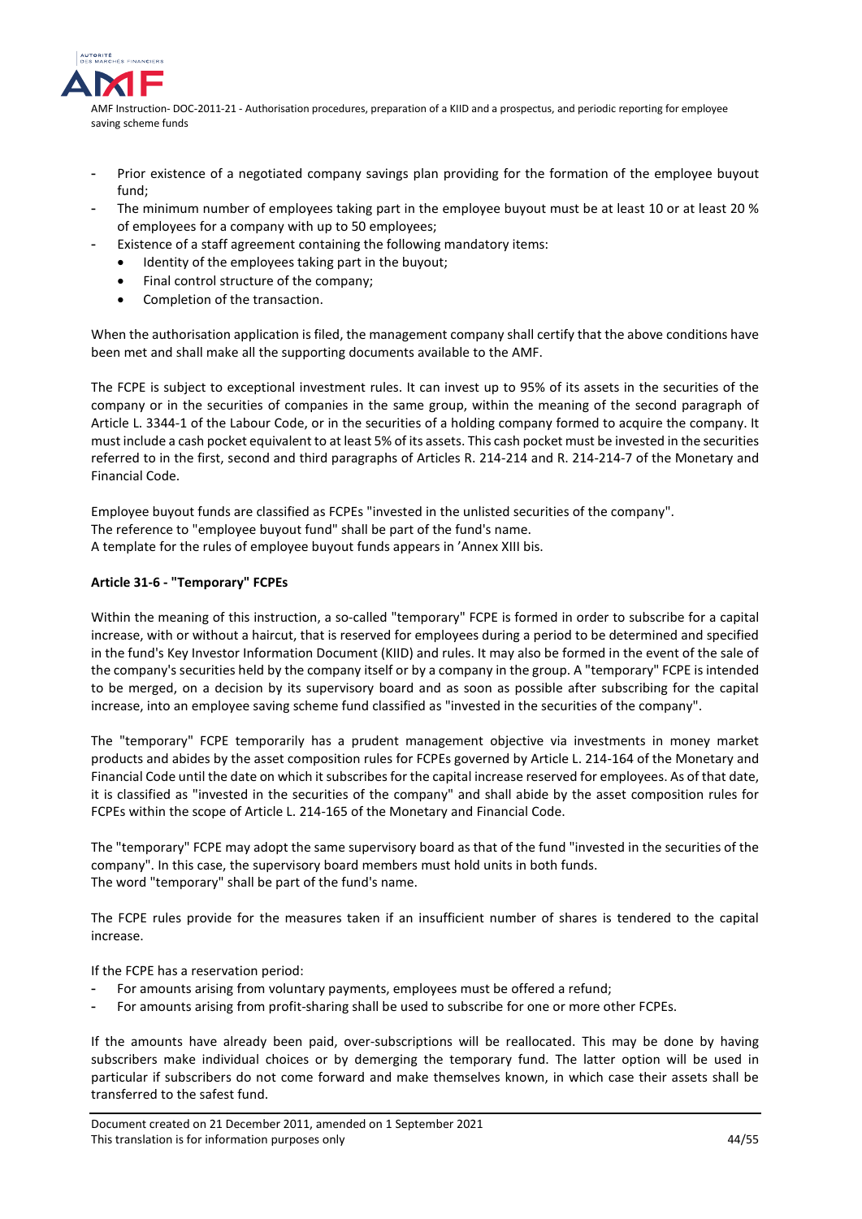- Prior existence of a negotiated company savings plan providing for the formation of the employee buyout fund;
- The minimum number of employees taking part in the employee buyout must be at least 10 or at least 20 % of employees for a company with up to 50 employees;
- Existence of a staff agreement containing the following mandatory items:
    - Identity of the employees taking part in the buyout;
    - Final control structure of the company;
    - Completion of the transaction.

When the authorisation application is filed, the management company shall certify that the above conditions have been met and shall make all the supporting documents available to the AMF.

The FCPE is subject to exceptional investment rules. It can invest up to 95% of its assets in the securities of the company or in the securities of companies in the same group, within the meaning of the second paragraph of Article L. 3344-1 of the Labour Code, or in the securities of a holding company formed to acquire the company. It must include a cash pocket equivalent to at least 5% of its assets. This cash pocket must be invested in the securities referred to in the first, second and third paragraphs of Articles R. 214-214 and R. 214-214-7 of the Monetary and Financial Code.

Employee buyout funds are classified as FCPEs "invested in the unlisted securities of the company".
The reference to "employee buyout fund" shall be part of the fund's name.
A template for the rules of employee buyout funds appears in 'Annex XIII bis.

**Article 31-6 - "Temporary" FCPEs**

Within the meaning of this instruction, a so-called "temporary" FCPE is formed in order to subscribe for a capital increase, with or without a haircut, that is reserved for employees during a period to be determined and specified in the fund's Key Investor Information Document (KIID) and rules. It may also be formed in the event of the sale of the company's securities held by the company itself or by a company in the group. A "temporary" FCPE is intended to be merged, on a decision by its supervisory board and as soon as possible after subscribing for the capital increase, into an employee saving scheme fund classified as "invested in the securities of the company".

The "temporary" FCPE temporarily has a prudent management objective via investments in money market products and abides by the asset composition rules for FCPEs governed by Article L. 214-164 of the Monetary and Financial Code until the date on which it subscribes for the capital increase reserved for employees. As of that date, it is classified as "invested in the securities of the company" and shall abide by the asset composition rules for FCPEs within the scope of Article L. 214-165 of the Monetary and Financial Code.

The "temporary" FCPE may adopt the same supervisory board as that of the fund "invested in the securities of the company". In this case, the supervisory board members must hold units in both funds.
The word "temporary" shall be part of the fund's name.

The FCPE rules provide for the measures taken if an insufficient number of shares is tendered to the capital increase.

If the FCPE has a reservation period:
- For amounts arising from voluntary payments, employees must be offered a refund;
- For amounts arising from profit-sharing shall be used to subscribe for one or more other FCPEs.

If the amounts have already been paid, over-subscriptions will be reallocated. This may be done by having subscribers make individual choices or by demerging the temporary fund. The latter option will be used in particular if subscribers do not come forward and make themselves known, in which case their assets shall be transferred to the safest fund.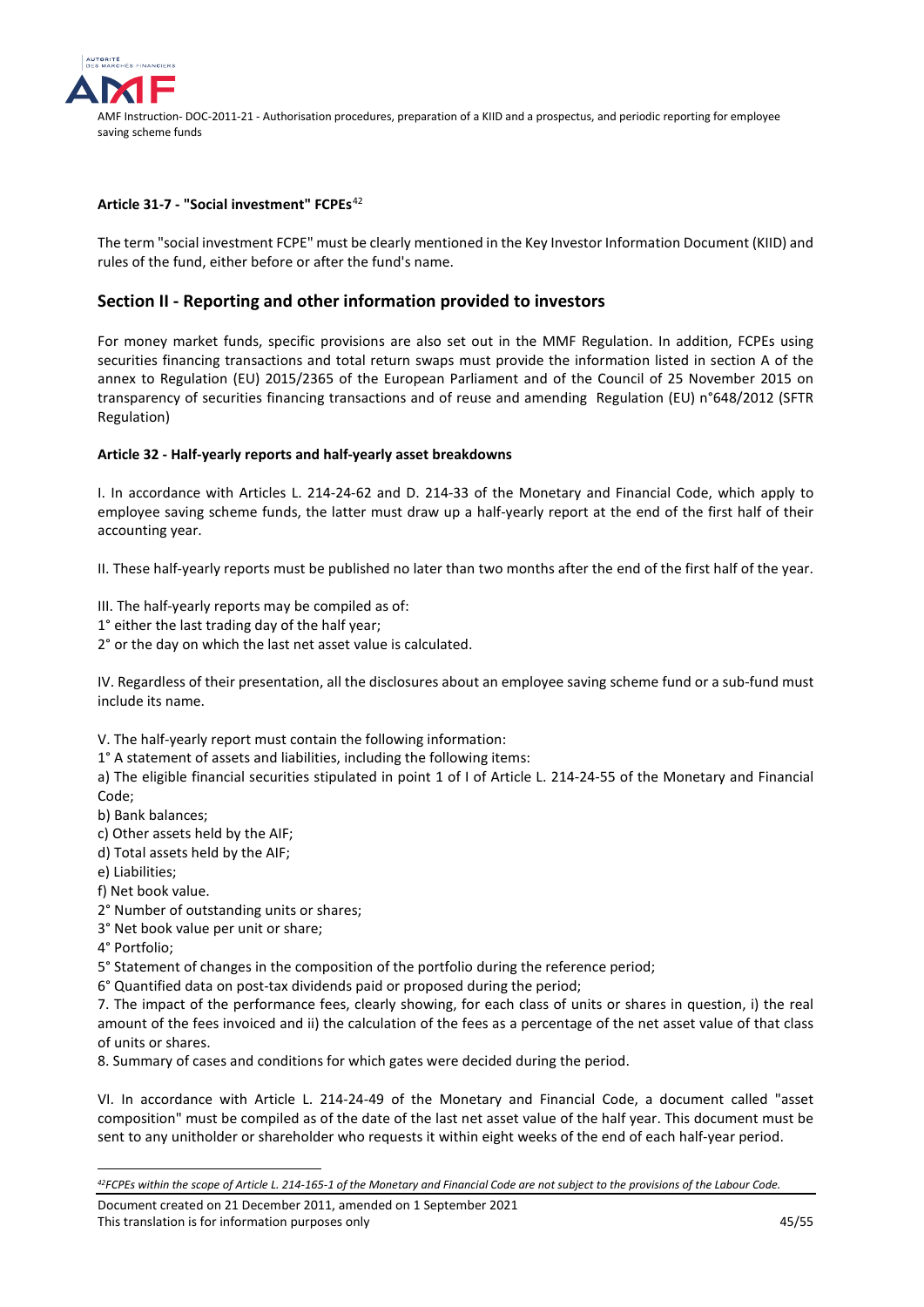#### Article 31-7 - "Social investment" FCPEs[42]

The term "social investment FCPE" must be clearly mentioned in the Key Investor Information Document (KIID) and rules of the fund, either before or after the fund's name.

## Section II - Reporting and other information provided to investors

For money market funds, specific provisions are also set out in the MMF Regulation. In addition, FCPEs using securities financing transactions and total return swaps must provide the information listed in section A of the annex to Regulation (EU) 2015/2365 of the European Parliament and of the Council of 25 November 2015 on transparency of securities financing transactions and of reuse and amending Regulation (EU) n°648/2012 (SFTR Regulation)

#### Article 32 - Half-yearly reports and half-yearly asset breakdowns

I. In accordance with Articles L. 214-24-62 and D. 214-33 of the Monetary and Financial Code, which apply to employee saving scheme funds, the latter must draw up a half-yearly report at the end of the first half of their accounting year.

II. These half-yearly reports must be published no later than two months after the end of the first half of the year.

III. The half-yearly reports may be compiled as of:
1° either the last trading day of the half year;
2° or the day on which the last net asset value is calculated.

IV. Regardless of their presentation, all the disclosures about an employee saving scheme fund or a sub-fund must include its name.

V. The half-yearly report must contain the following information:
1° A statement of assets and liabilities, including the following items:
a) The eligible financial securities stipulated in point 1 of I of Article L. 214-24-55 of the Monetary and Financial Code;
b) Bank balances;
c) Other assets held by the AIF;
d) Total assets held by the AIF;
e) Liabilities;
f) Net book value.
2° Number of outstanding units or shares;
3° Net book value per unit or share;
4° Portfolio;
5° Statement of changes in the composition of the portfolio during the reference period;
6° Quantified data on post-tax dividends paid or proposed during the period;
7. The impact of the performance fees, clearly showing, for each class of units or shares in question, i) the real amount of the fees invoiced and ii) the calculation of the fees as a percentage of the net asset value of that class of units or shares.
8. Summary of cases and conditions for which gates were decided during the period.

VI. In accordance with Article L. 214-24-49 of the Monetary and Financial Code, a document called "asset composition" must be compiled as of the date of the last net asset value of the half year. This document must be sent to any unitholder or shareholder who requests it within eight weeks of the end of each half-year period.

---

[42] *FCPEs within the scope of Article L. 214-165-1 of the Monetary and Financial Code are not subject to the provisions of the Labour Code.*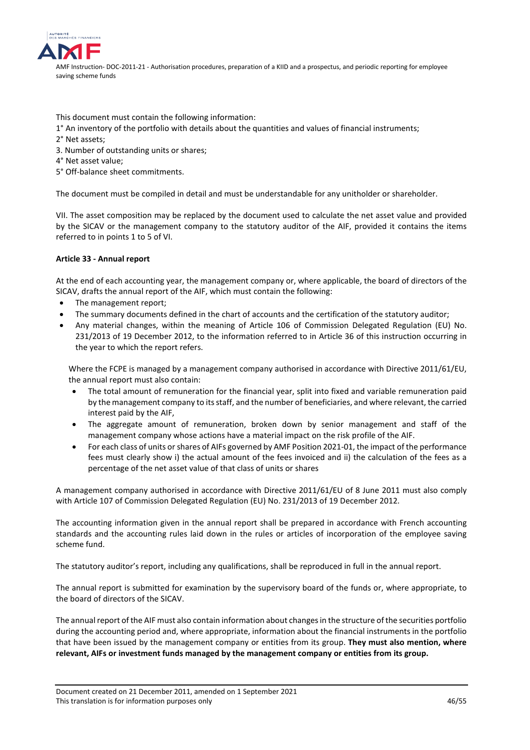This document must contain the following information:

1° An inventory of the portfolio with details about the quantities and values of financial instruments;

2° Net assets;

3. Number of outstanding units or shares;

4° Net asset value;

5° Off-balance sheet commitments.

The document must be compiled in detail and must be understandable for any unitholder or shareholder.

VII. The asset composition may be replaced by the document used to calculate the net asset value and provided by the SICAV or the management company to the statutory auditor of the AIF, provided it contains the items referred to in points 1 to 5 of VI.

**Article 33 - Annual report**

At the end of each accounting year, the management company or, where applicable, the board of directors of the SICAV, drafts the annual report of the AIF, which must contain the following:

- The management report;
- The summary documents defined in the chart of accounts and the certification of the statutory auditor;
- Any material changes, within the meaning of Article 106 of Commission Delegated Regulation (EU) No. 231/2013 of 19 December 2012, to the information referred to in Article 36 of this instruction occurring in the year to which the report refers.

Where the FCPE is managed by a management company authorised in accordance with Directive 2011/61/EU, the annual report must also contain:

- The total amount of remuneration for the financial year, split into fixed and variable remuneration paid by the management company to its staff, and the number of beneficiaries, and where relevant, the carried interest paid by the AIF,
- The aggregate amount of remuneration, broken down by senior management and staff of the management company whose actions have a material impact on the risk profile of the AIF.
- For each class of units or shares of AIFs governed by AMF Position 2021-01, the impact of the performance fees must clearly show i) the actual amount of the fees invoiced and ii) the calculation of the fees as a percentage of the net asset value of that class of units or shares

A management company authorised in accordance with Directive 2011/61/EU of 8 June 2011 must also comply with Article 107 of Commission Delegated Regulation (EU) No. 231/2013 of 19 December 2012.

The accounting information given in the annual report shall be prepared in accordance with French accounting standards and the accounting rules laid down in the rules or articles of incorporation of the employee saving scheme fund.

The statutory auditor's report, including any qualifications, shall be reproduced in full in the annual report.

The annual report is submitted for examination by the supervisory board of the funds or, where appropriate, to the board of directors of the SICAV.

The annual report of the AIF must also contain information about changes in the structure of the securities portfolio during the accounting period and, where appropriate, information about the financial instruments in the portfolio that have been issued by the management company or entities from its group. **They must also mention, where relevant, AIFs or investment funds managed by the management company or entities from its group.**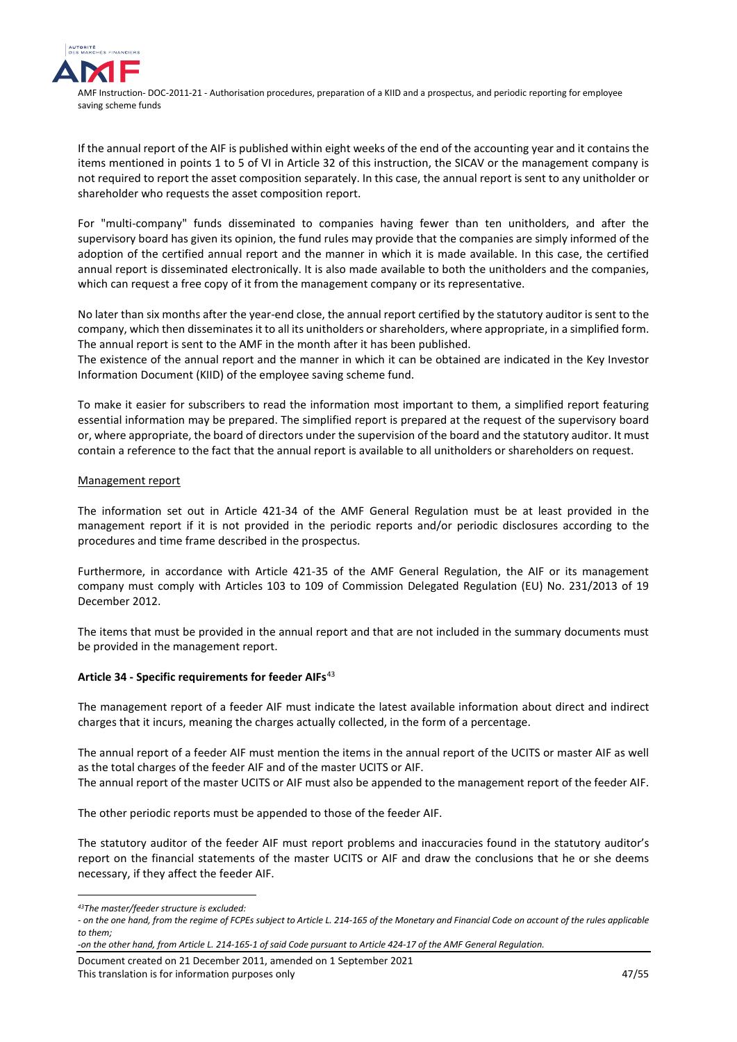If the annual report of the AIF is published within eight weeks of the end of the accounting year and it contains the items mentioned in points 1 to 5 of VI in Article 32 of this instruction, the SICAV or the management company is not required to report the asset composition separately. In this case, the annual report is sent to any unitholder or shareholder who requests the asset composition report.

For "multi-company" funds disseminated to companies having fewer than ten unitholders, and after the supervisory board has given its opinion, the fund rules may provide that the companies are simply informed of the adoption of the certified annual report and the manner in which it is made available. In this case, the certified annual report is disseminated electronically. It is also made available to both the unitholders and the companies, which can request a free copy of it from the management company or its representative.

No later than six months after the year-end close, the annual report certified by the statutory auditor is sent to the company, which then disseminates it to all its unitholders or shareholders, where appropriate, in a simplified form. The annual report is sent to the AMF in the month after it has been published.
The existence of the annual report and the manner in which it can be obtained are indicated in the Key Investor Information Document (KIID) of the employee saving scheme fund.

To make it easier for subscribers to read the information most important to them, a simplified report featuring essential information may be prepared. The simplified report is prepared at the request of the supervisory board or, where appropriate, the board of directors under the supervision of the board and the statutory auditor. It must contain a reference to the fact that the annual report is available to all unitholders or shareholders on request.

Management report

The information set out in Article 421-34 of the AMF General Regulation must be at least provided in the management report if it is not provided in the periodic reports and/or periodic disclosures according to the procedures and time frame described in the prospectus.

Furthermore, in accordance with Article 421-35 of the AMF General Regulation, the AIF or its management company must comply with Articles 103 to 109 of Commission Delegated Regulation (EU) No. 231/2013 of 19 December 2012.

The items that must be provided in the annual report and that are not included in the summary documents must be provided in the management report.

### Article 34 - Specific requirements for feeder AIFs[43]

The management report of a feeder AIF must indicate the latest available information about direct and indirect charges that it incurs, meaning the charges actually collected, in the form of a percentage.

The annual report of a feeder AIF must mention the items in the annual report of the UCITS or master AIF as well as the total charges of the feeder AIF and of the master UCITS or AIF.
The annual report of the master UCITS or AIF must also be appended to the management report of the feeder AIF.

The other periodic reports must be appended to those of the feeder AIF.

The statutory auditor of the feeder AIF must report problems and inaccuracies found in the statutory auditor's report on the financial statements of the master UCITS or AIF and draw the conclusions that he or she deems necessary, if they affect the feeder AIF.

---

*[43] The master/feeder structure is excluded:*
*- on the one hand, from the regime of FCPEs subject to Article L. 214-165 of the Monetary and Financial Code on account of the rules applicable to them;*
*-on the other hand, from Article L. 214-165-1 of said Code pursuant to Article 424-17 of the AMF General Regulation.*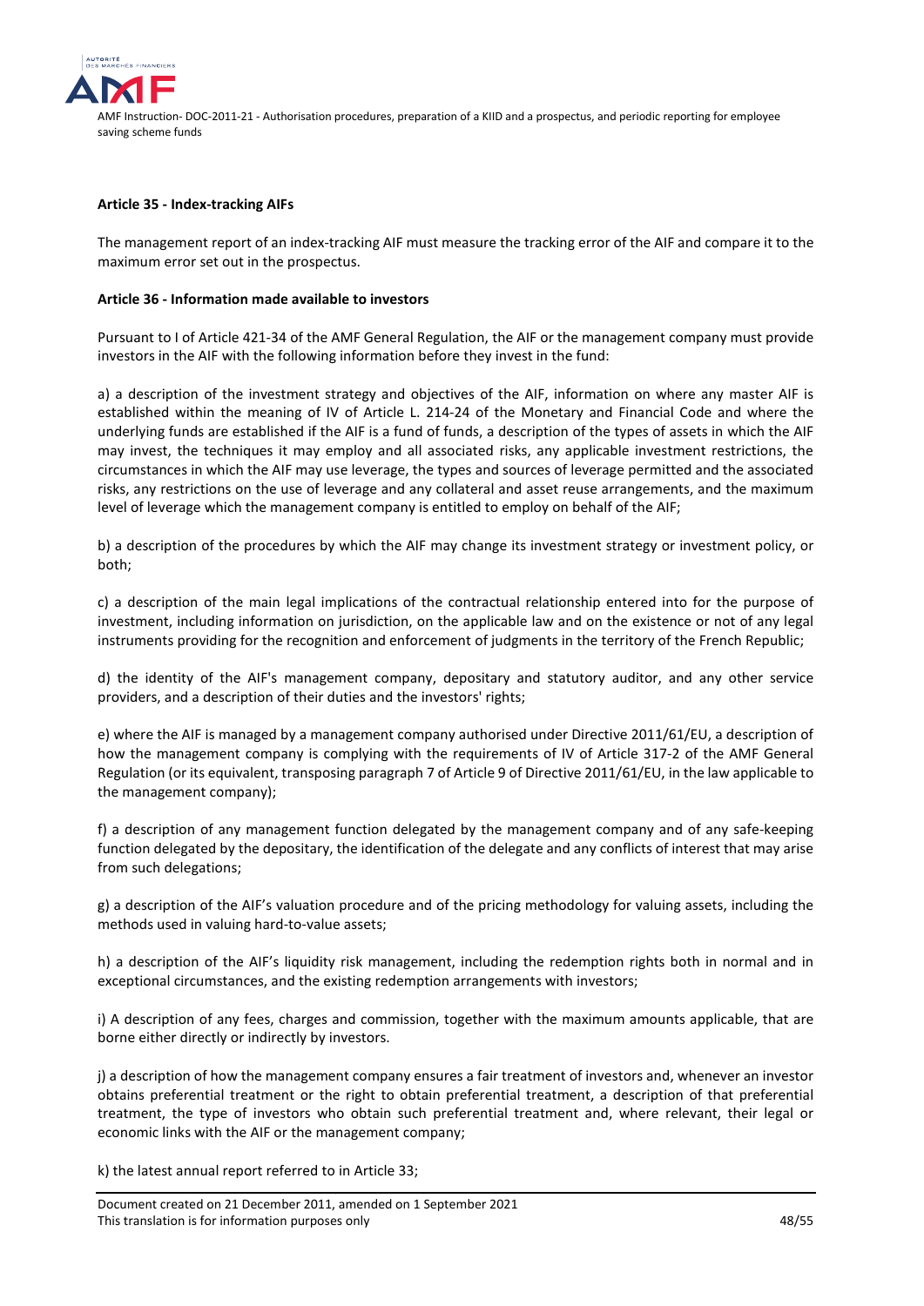**Article 35 - Index-tracking AIFs**

The management report of an index-tracking AIF must measure the tracking error of the AIF and compare it to the maximum error set out in the prospectus.

**Article 36 - Information made available to investors**

Pursuant to I of Article 421-34 of the AMF General Regulation, the AIF or the management company must provide investors in the AIF with the following information before they invest in the fund:

a) a description of the investment strategy and objectives of the AIF, information on where any master AIF is established within the meaning of IV of Article L. 214-24 of the Monetary and Financial Code and where the underlying funds are established if the AIF is a fund of funds, a description of the types of assets in which the AIF may invest, the techniques it may employ and all associated risks, any applicable investment restrictions, the circumstances in which the AIF may use leverage, the types and sources of leverage permitted and the associated risks, any restrictions on the use of leverage and any collateral and asset reuse arrangements, and the maximum level of leverage which the management company is entitled to employ on behalf of the AIF;

b) a description of the procedures by which the AIF may change its investment strategy or investment policy, or both;

c) a description of the main legal implications of the contractual relationship entered into for the purpose of investment, including information on jurisdiction, on the applicable law and on the existence or not of any legal instruments providing for the recognition and enforcement of judgments in the territory of the French Republic;

d) the identity of the AIF's management company, depositary and statutory auditor, and any other service providers, and a description of their duties and the investors' rights;

e) where the AIF is managed by a management company authorised under Directive 2011/61/EU, a description of how the management company is complying with the requirements of IV of Article 317-2 of the AMF General Regulation (or its equivalent, transposing paragraph 7 of Article 9 of Directive 2011/61/EU, in the law applicable to the management company);

f) a description of any management function delegated by the management company and of any safe-keeping function delegated by the depositary, the identification of the delegate and any conflicts of interest that may arise from such delegations;

g) a description of the AIF's valuation procedure and of the pricing methodology for valuing assets, including the methods used in valuing hard-to-value assets;

h) a description of the AIF's liquidity risk management, including the redemption rights both in normal and in exceptional circumstances, and the existing redemption arrangements with investors;

i) A description of any fees, charges and commission, together with the maximum amounts applicable, that are borne either directly or indirectly by investors.

j) a description of how the management company ensures a fair treatment of investors and, whenever an investor obtains preferential treatment or the right to obtain preferential treatment, a description of that preferential treatment, the type of investors who obtain such preferential treatment and, where relevant, their legal or economic links with the AIF or the management company;

k) the latest annual report referred to in Article 33;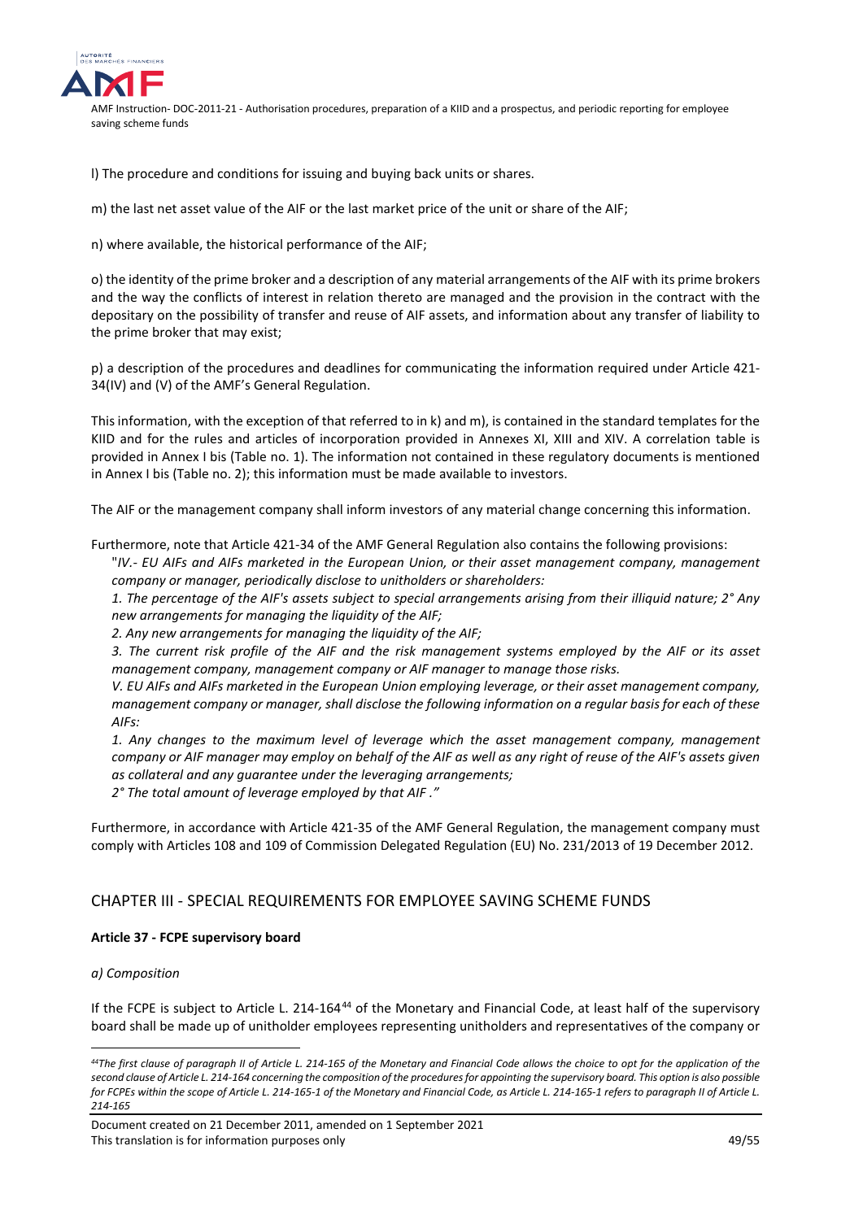l) The procedure and conditions for issuing and buying back units or shares.

m) the last net asset value of the AIF or the last market price of the unit or share of the AIF;

n) where available, the historical performance of the AIF;

o) the identity of the prime broker and a description of any material arrangements of the AIF with its prime brokers and the way the conflicts of interest in relation thereto are managed and the provision in the contract with the depositary on the possibility of transfer and reuse of AIF assets, and information about any transfer of liability to the prime broker that may exist;

p) a description of the procedures and deadlines for communicating the information required under Article 421-34(IV) and (V) of the AMF's General Regulation.

This information, with the exception of that referred to in k) and m), is contained in the standard templates for the KIID and for the rules and articles of incorporation provided in Annexes XI, XIII and XIV. A correlation table is provided in Annex I bis (Table no. 1). The information not contained in these regulatory documents is mentioned in Annex I bis (Table no. 2); this information must be made available to investors.

The AIF or the management company shall inform investors of any material change concerning this information.

Furthermore, note that Article 421-34 of the AMF General Regulation also contains the following provisions:

"*IV.- EU AIFs and AIFs marketed in the European Union, or their asset management company, management company or manager, periodically disclose to unitholders or shareholders:*

*1. The percentage of the AIF's assets subject to special arrangements arising from their illiquid nature; 2° Any new arrangements for managing the liquidity of the AIF;*

*2. Any new arrangements for managing the liquidity of the AIF;*

*3. The current risk profile of the AIF and the risk management systems employed by the AIF or its asset management company, management company or AIF manager to manage those risks.*

*V. EU AIFs and AIFs marketed in the European Union employing leverage, or their asset management company, management company or manager, shall disclose the following information on a regular basis for each of these AIFs:*

*1. Any changes to the maximum level of leverage which the asset management company, management company or AIF manager may employ on behalf of the AIF as well as any right of reuse of the AIF's assets given as collateral and any guarantee under the leveraging arrangements;*

*2° The total amount of leverage employed by that AIF ."*

Furthermore, in accordance with Article 421-35 of the AMF General Regulation, the management company must comply with Articles 108 and 109 of Commission Delegated Regulation (EU) No. 231/2013 of 19 December 2012.

## CHAPTER III - SPECIAL REQUIREMENTS FOR EMPLOYEE SAVING SCHEME FUNDS

### Article 37 - FCPE supervisory board

*a) Composition*

If the FCPE is subject to Article L. 214-164[44] of the Monetary and Financial Code, at least half of the supervisory board shall be made up of unitholder employees representing unitholders and representatives of the company or

---

*[44] The first clause of paragraph II of Article L. 214-165 of the Monetary and Financial Code allows the choice to opt for the application of the second clause of Article L. 214-164 concerning the composition of the procedures for appointing the supervisory board. This option is also possible for FCPEs within the scope of Article L. 214-165-1 of the Monetary and Financial Code, as Article L. 214-165-1 refers to paragraph II of Article L. 214-165*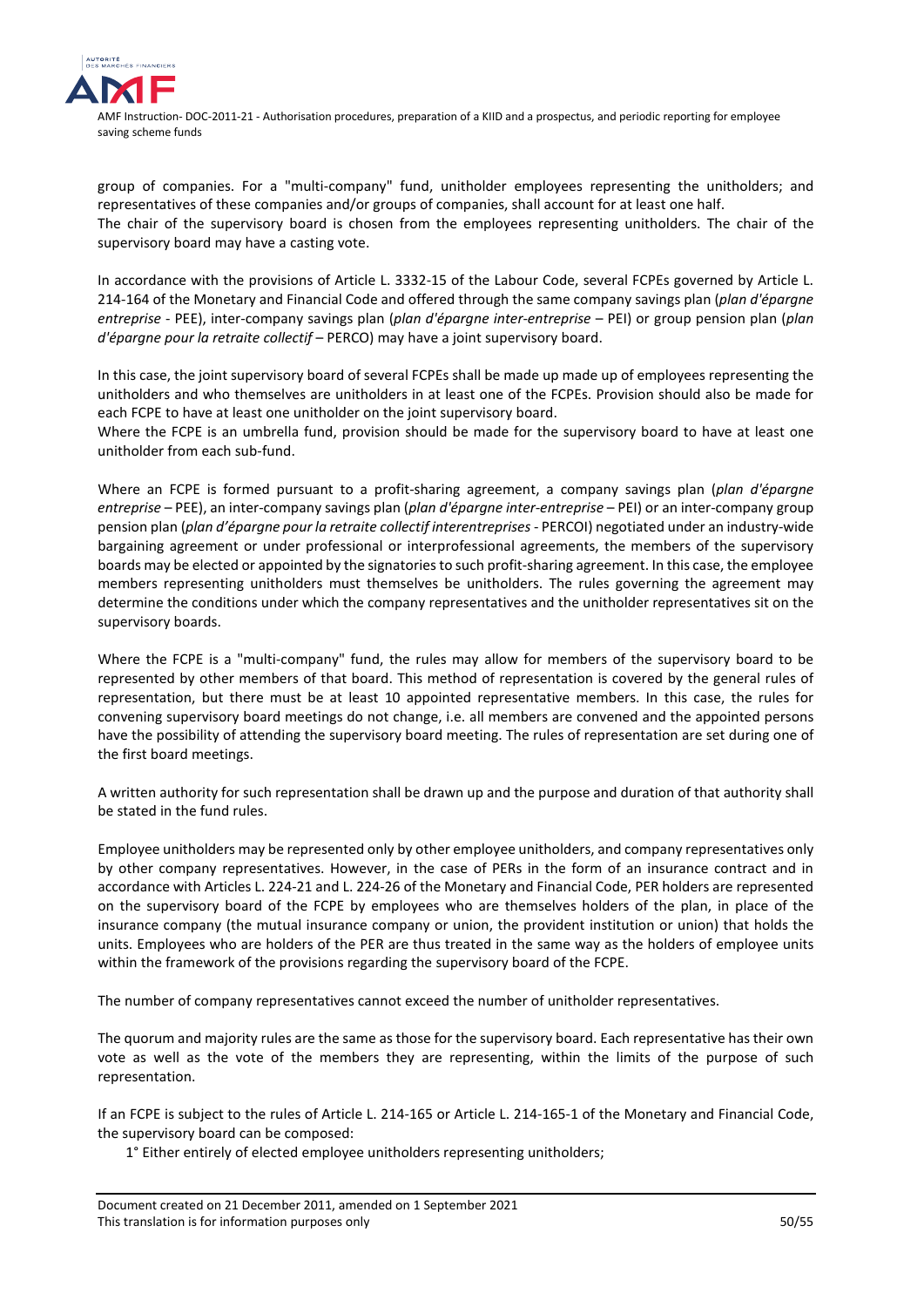group of companies. For a "multi-company" fund, unitholder employees representing the unitholders; and representatives of these companies and/or groups of companies, shall account for at least one half.
The chair of the supervisory board is chosen from the employees representing unitholders. The chair of the supervisory board may have a casting vote.

In accordance with the provisions of Article L. 3332-15 of the Labour Code, several FCPEs governed by Article L. 214-164 of the Monetary and Financial Code and offered through the same company savings plan (*plan d'épargne entreprise* - PEE), inter-company savings plan (*plan d'épargne inter-entreprise* – PEI) or group pension plan (*plan d'épargne pour la retraite collectif* – PERCO) may have a joint supervisory board.

In this case, the joint supervisory board of several FCPEs shall be made up made up of employees representing the unitholders and who themselves are unitholders in at least one of the FCPEs. Provision should also be made for each FCPE to have at least one unitholder on the joint supervisory board.
Where the FCPE is an umbrella fund, provision should be made for the supervisory board to have at least one unitholder from each sub-fund.

Where an FCPE is formed pursuant to a profit-sharing agreement, a company savings plan (*plan d'épargne entreprise* – PEE), an inter-company savings plan (*plan d'épargne inter-entreprise* – PEI) or an inter-company group pension plan (*plan d'épargne pour la retraite collectif interentreprises* - PERCOI) negotiated under an industry-wide bargaining agreement or under professional or interprofessional agreements, the members of the supervisory boards may be elected or appointed by the signatories to such profit-sharing agreement. In this case, the employee members representing unitholders must themselves be unitholders. The rules governing the agreement may determine the conditions under which the company representatives and the unitholder representatives sit on the supervisory boards.

Where the FCPE is a "multi-company" fund, the rules may allow for members of the supervisory board to be represented by other members of that board. This method of representation is covered by the general rules of representation, but there must be at least 10 appointed representative members. In this case, the rules for convening supervisory board meetings do not change, i.e. all members are convened and the appointed persons have the possibility of attending the supervisory board meeting. The rules of representation are set during one of the first board meetings.

A written authority for such representation shall be drawn up and the purpose and duration of that authority shall be stated in the fund rules.

Employee unitholders may be represented only by other employee unitholders, and company representatives only by other company representatives. However, in the case of PERs in the form of an insurance contract and in accordance with Articles L. 224-21 and L. 224-26 of the Monetary and Financial Code, PER holders are represented on the supervisory board of the FCPE by employees who are themselves holders of the plan, in place of the insurance company (the mutual insurance company or union, the provident institution or union) that holds the units. Employees who are holders of the PER are thus treated in the same way as the holders of employee units within the framework of the provisions regarding the supervisory board of the FCPE.

The number of company representatives cannot exceed the number of unitholder representatives.

The quorum and majority rules are the same as those for the supervisory board. Each representative has their own vote as well as the vote of the members they are representing, within the limits of the purpose of such representation.

If an FCPE is subject to the rules of Article L. 214-165 or Article L. 214-165-1 of the Monetary and Financial Code, the supervisory board can be composed:

1° Either entirely of elected employee unitholders representing unitholders;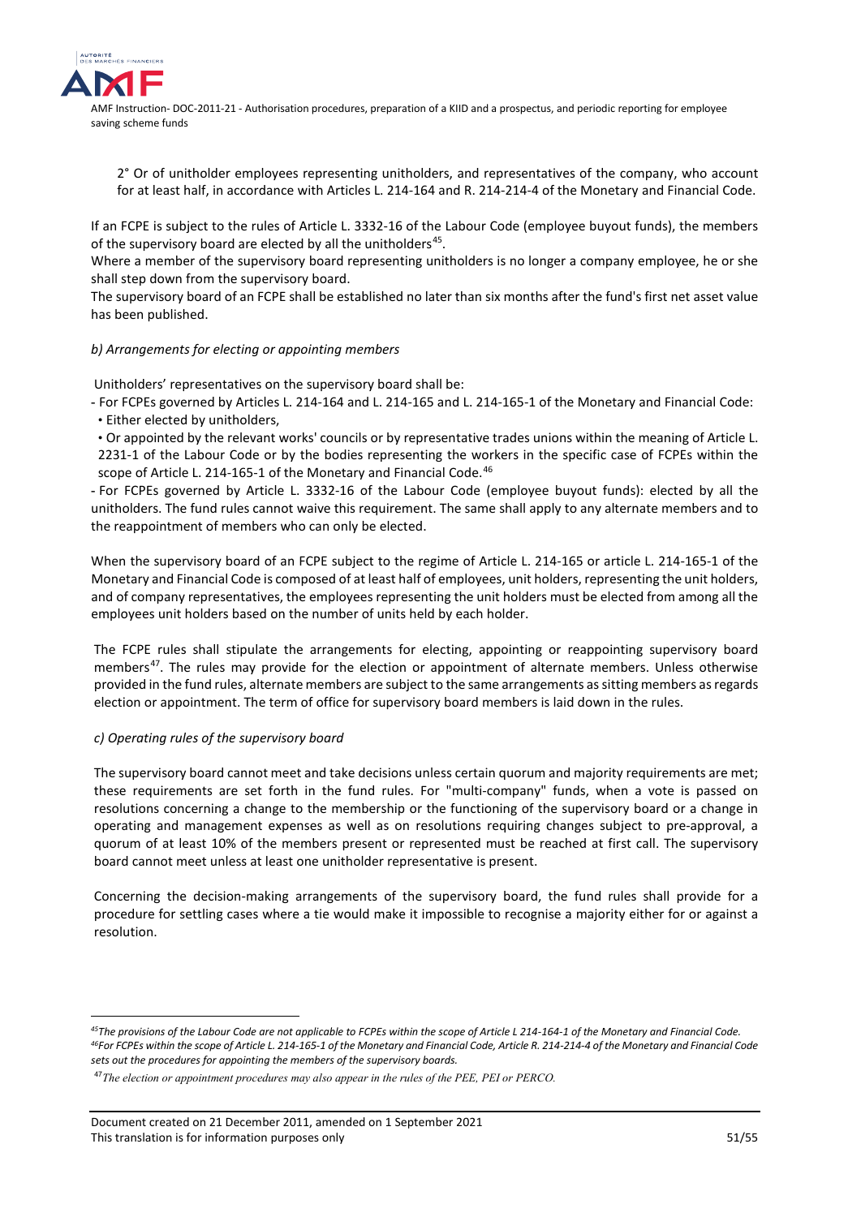2° Or of unitholder employees representing unitholders, and representatives of the company, who account for at least half, in accordance with Articles L. 214-164 and R. 214-214-4 of the Monetary and Financial Code.

If an FCPE is subject to the rules of Article L. 3332-16 of the Labour Code (employee buyout funds), the members of the supervisory board are elected by all the unitholders[45].

Where a member of the supervisory board representing unitholders is no longer a company employee, he or she shall step down from the supervisory board.

The supervisory board of an FCPE shall be established no later than six months after the fund's first net asset value has been published.

*b) Arrangements for electing or appointing members*

Unitholders' representatives on the supervisory board shall be:

- For FCPEs governed by Articles L. 214-164 and L. 214-165 and L. 214-165-1 of the Monetary and Financial Code:
  - Either elected by unitholders,
  - Or appointed by the relevant works' councils or by representative trades unions within the meaning of Article L. 2231-1 of the Labour Code or by the bodies representing the workers in the specific case of FCPEs within the scope of Article L. 214-165-1 of the Monetary and Financial Code.[46]
- For FCPEs governed by Article L. 3332-16 of the Labour Code (employee buyout funds): elected by all the unitholders. The fund rules cannot waive this requirement. The same shall apply to any alternate members and to the reappointment of members who can only be elected.

When the supervisory board of an FCPE subject to the regime of Article L. 214-165 or article L. 214-165-1 of the Monetary and Financial Code is composed of at least half of employees, unit holders, representing the unit holders, and of company representatives, the employees representing the unit holders must be elected from among all the employees unit holders based on the number of units held by each holder.

The FCPE rules shall stipulate the arrangements for electing, appointing or reappointing supervisory board members[47]. The rules may provide for the election or appointment of alternate members. Unless otherwise provided in the fund rules, alternate members are subject to the same arrangements as sitting members as regards election or appointment. The term of office for supervisory board members is laid down in the rules.

*c) Operating rules of the supervisory board*

The supervisory board cannot meet and take decisions unless certain quorum and majority requirements are met; these requirements are set forth in the fund rules. For "multi-company" funds, when a vote is passed on resolutions concerning a change to the membership or the functioning of the supervisory board or a change in operating and management expenses as well as on resolutions requiring changes subject to pre-approval, a quorum of at least 10% of the members present or represented must be reached at first call. The supervisory board cannot meet unless at least one unitholder representative is present.

Concerning the decision-making arrangements of the supervisory board, the fund rules shall provide for a procedure for settling cases where a tie would make it impossible to recognise a majority either for or against a resolution.

---

[45] *The provisions of the Labour Code are not applicable to FCPEs within the scope of Article L 214-164-1 of the Monetary and Financial Code.*

[46] *For FCPEs within the scope of Article L. 214-165-1 of the Monetary and Financial Code, Article R. 214-214-4 of the Monetary and Financial Code sets out the procedures for appointing the members of the supervisory boards.*

[47] *The election or appointment procedures may also appear in the rules of the PEE, PEI or PERCO.*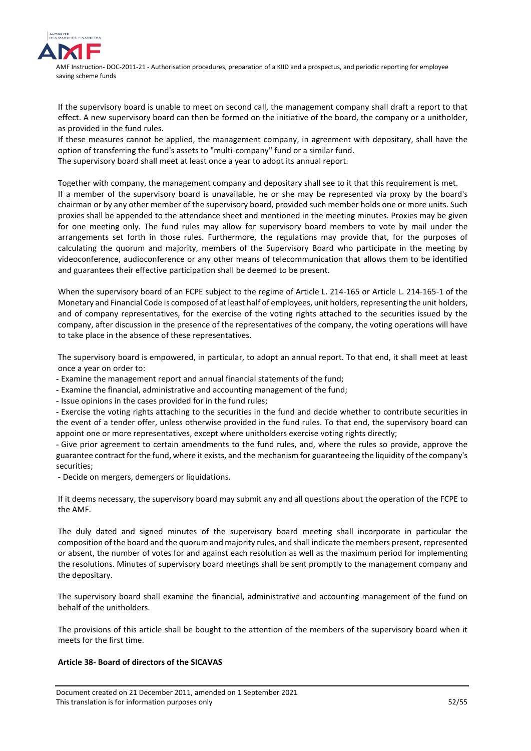If the supervisory board is unable to meet on second call, the management company shall draft a report to that effect. A new supervisory board can then be formed on the initiative of the board, the company or a unitholder, as provided in the fund rules.

If these measures cannot be applied, the management company, in agreement with depositary, shall have the option of transferring the fund's assets to "multi-company" fund or a similar fund.

The supervisory board shall meet at least once a year to adopt its annual report.

Together with company, the management company and depositary shall see to it that this requirement is met.

If a member of the supervisory board is unavailable, he or she may be represented via proxy by the board's chairman or by any other member of the supervisory board, provided such member holds one or more units. Such proxies shall be appended to the attendance sheet and mentioned in the meeting minutes. Proxies may be given for one meeting only. The fund rules may allow for supervisory board members to vote by mail under the arrangements set forth in those rules. Furthermore, the regulations may provide that, for the purposes of calculating the quorum and majority, members of the Supervisory Board who participate in the meeting by videoconference, audioconference or any other means of telecommunication that allows them to be identified and guarantees their effective participation shall be deemed to be present.

When the supervisory board of an FCPE subject to the regime of Article L. 214-165 or Article L. 214-165-1 of the Monetary and Financial Code is composed of at least half of employees, unit holders, representing the unit holders, and of company representatives, for the exercise of the voting rights attached to the securities issued by the company, after discussion in the presence of the representatives of the company, the voting operations will have to take place in the absence of these representatives.

The supervisory board is empowered, in particular, to adopt an annual report. To that end, it shall meet at least once a year on order to:

- Examine the management report and annual financial statements of the fund;
- Examine the financial, administrative and accounting management of the fund;
- Issue opinions in the cases provided for in the fund rules;
- Exercise the voting rights attaching to the securities in the fund and decide whether to contribute securities in the event of a tender offer, unless otherwise provided in the fund rules. To that end, the supervisory board can appoint one or more representatives, except where unitholders exercise voting rights directly;
- Give prior agreement to certain amendments to the fund rules, and, where the rules so provide, approve the guarantee contract for the fund, where it exists, and the mechanism for guaranteeing the liquidity of the company's securities;
- Decide on mergers, demergers or liquidations.

If it deems necessary, the supervisory board may submit any and all questions about the operation of the FCPE to the AMF.

The duly dated and signed minutes of the supervisory board meeting shall incorporate in particular the composition of the board and the quorum and majority rules, and shall indicate the members present, represented or absent, the number of votes for and against each resolution as well as the maximum period for implementing the resolutions. Minutes of supervisory board meetings shall be sent promptly to the management company and the depositary.

The supervisory board shall examine the financial, administrative and accounting management of the fund on behalf of the unitholders.

The provisions of this article shall be bought to the attention of the members of the supervisory board when it meets for the first time.

**Article 38- Board of directors of the SICAVAS**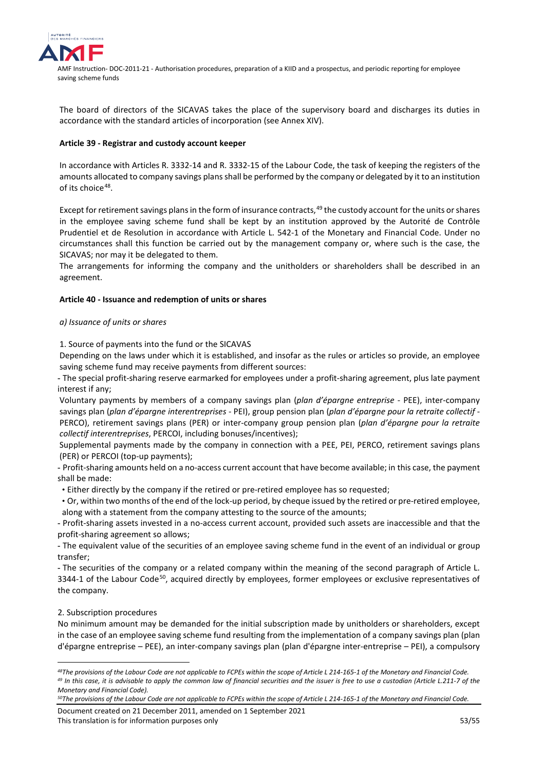The board of directors of the SICAVAS takes the place of the supervisory board and discharges its duties in accordance with the standard articles of incorporation (see Annex XIV).

**Article 39 - Registrar and custody account keeper**

In accordance with Articles R. 3332-14 and R. 3332-15 of the Labour Code, the task of keeping the registers of the amounts allocated to company savings plans shall be performed by the company or delegated by it to an institution of its choice[48].

Except for retirement savings plans in the form of insurance contracts,[49] the custody account for the units or shares in the employee saving scheme fund shall be kept by an institution approved by the Autorité de Contrôle Prudentiel et de Resolution in accordance with Article L. 542-1 of the Monetary and Financial Code. Under no circumstances shall this function be carried out by the management company or, where such is the case, the SICAVAS; nor may it be delegated to them.

The arrangements for informing the company and the unitholders or shareholders shall be described in an agreement.

**Article 40 - Issuance and redemption of units or shares**

*a) Issuance of units or shares*

1. Source of payments into the fund or the SICAVAS

Depending on the laws under which it is established, and insofar as the rules or articles so provide, an employee saving scheme fund may receive payments from different sources:

- The special profit-sharing reserve earmarked for employees under a profit-sharing agreement, plus late payment interest if any;

Voluntary payments by members of a company savings plan (*plan d'épargne entreprise* - PEE), inter-company savings plan (*plan d'épargne interentreprises* - PEI), group pension plan (*plan d'épargne pour la retraite collectif* - PERCO), retirement savings plans (PER) or inter-company group pension plan (*plan d'épargne pour la retraite collectif interentreprises*, PERCOI, including bonuses/incentives);

Supplemental payments made by the company in connection with a PEE, PEI, PERCO, retirement savings plans (PER) or PERCOI (top-up payments);

- Profit-sharing amounts held on a no-access current account that have become available; in this case, the payment shall be made:
  - Either directly by the company if the retired or pre-retired employee has so requested;
  - Or, within two months of the end of the lock-up period, by cheque issued by the retired or pre-retired employee, along with a statement from the company attesting to the source of the amounts;
- Profit-sharing assets invested in a no-access current account, provided such assets are inaccessible and that the profit-sharing agreement so allows;
- The equivalent value of the securities of an employee saving scheme fund in the event of an individual or group transfer;
- The securities of the company or a related company within the meaning of the second paragraph of Article L. 3344-1 of the Labour Code[50], acquired directly by employees, former employees or exclusive representatives of the company.

2. Subscription procedures

No minimum amount may be demanded for the initial subscription made by unitholders or shareholders, except in the case of an employee saving scheme fund resulting from the implementation of a company savings plan (plan d'épargne entreprise – PEE), an inter-company savings plan (plan d'épargne inter-entreprise – PEI), a compulsory

---

[48] *The provisions of the Labour Code are not applicable to FCPEs within the scope of Article L 214-165-1 of the Monetary and Financial Code.*

[49] *In this case, it is advisable to apply the common law of financial securities and the issuer is free to use a custodian (Article L.211-7 of the Monetary and Financial Code).*

[50] *The provisions of the Labour Code are not applicable to FCPEs within the scope of Article L 214-165-1 of the Monetary and Financial Code.*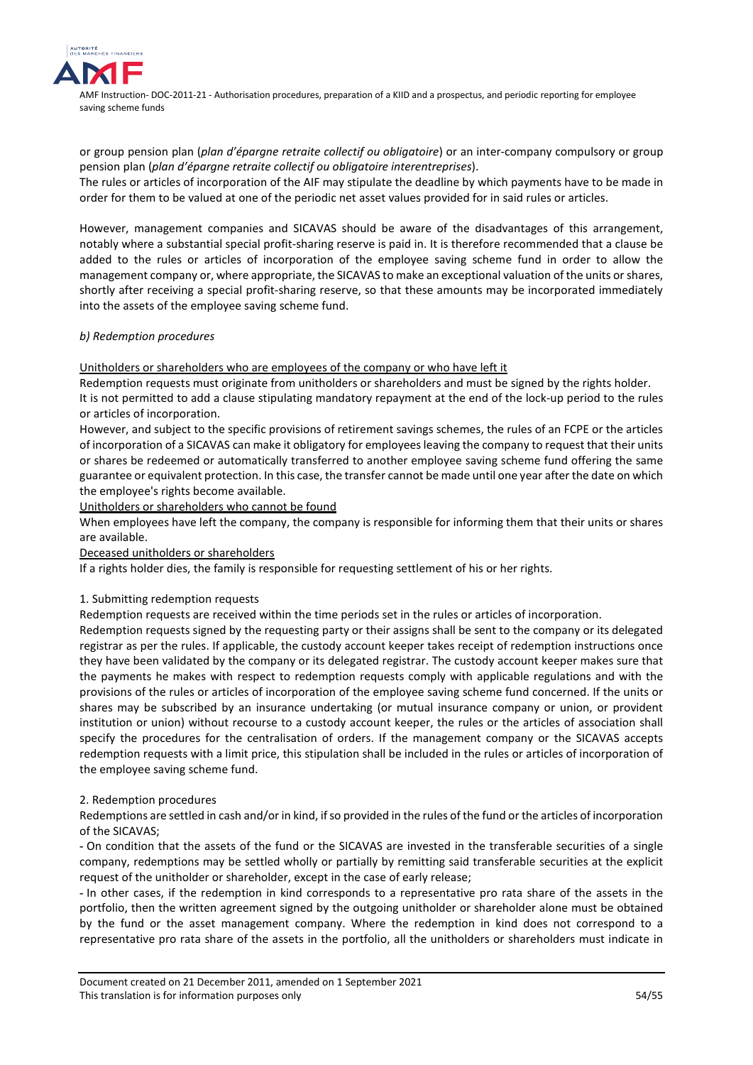or group pension plan (*plan d'épargne retraite collectif ou obligatoire*) or an inter-company compulsory or group pension plan (*plan d'épargne retraite collectif ou obligatoire interentreprises*).
The rules or articles of incorporation of the AIF may stipulate the deadline by which payments have to be made in order for them to be valued at one of the periodic net asset values provided for in said rules or articles.

However, management companies and SICAVAS should be aware of the disadvantages of this arrangement, notably where a substantial special profit-sharing reserve is paid in. It is therefore recommended that a clause be added to the rules or articles of incorporation of the employee saving scheme fund in order to allow the management company or, where appropriate, the SICAVAS to make an exceptional valuation of the units or shares, shortly after receiving a special profit-sharing reserve, so that these amounts may be incorporated immediately into the assets of the employee saving scheme fund.

*b) Redemption procedures*

Unitholders or shareholders who are employees of the company or who have left it

Redemption requests must originate from unitholders or shareholders and must be signed by the rights holder.
It is not permitted to add a clause stipulating mandatory repayment at the end of the lock-up period to the rules or articles of incorporation.
However, and subject to the specific provisions of retirement savings schemes, the rules of an FCPE or the articles of incorporation of a SICAVAS can make it obligatory for employees leaving the company to request that their units or shares be redeemed or automatically transferred to another employee saving scheme fund offering the same guarantee or equivalent protection. In this case, the transfer cannot be made until one year after the date on which the employee's rights become available.

Unitholders or shareholders who cannot be found

When employees have left the company, the company is responsible for informing them that their units or shares are available.

Deceased unitholders or shareholders

If a rights holder dies, the family is responsible for requesting settlement of his or her rights.

1. Submitting redemption requests

Redemption requests are received within the time periods set in the rules or articles of incorporation.
Redemption requests signed by the requesting party or their assigns shall be sent to the company or its delegated registrar as per the rules. If applicable, the custody account keeper takes receipt of redemption instructions once they have been validated by the company or its delegated registrar. The custody account keeper makes sure that the payments he makes with respect to redemption requests comply with applicable regulations and with the provisions of the rules or articles of incorporation of the employee saving scheme fund concerned. If the units or shares may be subscribed by an insurance undertaking (or mutual insurance company or union, or provident institution or union) without recourse to a custody account keeper, the rules or the articles of association shall specify the procedures for the centralisation of orders. If the management company or the SICAVAS accepts redemption requests with a limit price, this stipulation shall be included in the rules or articles of incorporation of the employee saving scheme fund.

2. Redemption procedures

Redemptions are settled in cash and/or in kind, if so provided in the rules of the fund or the articles of incorporation of the SICAVAS;

- On condition that the assets of the fund or the SICAVAS are invested in the transferable securities of a single company, redemptions may be settled wholly or partially by remitting said transferable securities at the explicit request of the unitholder or shareholder, except in the case of early release;
- In other cases, if the redemption in kind corresponds to a representative pro rata share of the assets in the portfolio, then the written agreement signed by the outgoing unitholder or shareholder alone must be obtained by the fund or the asset management company. Where the redemption in kind does not correspond to a representative pro rata share of the assets in the portfolio, all the unitholders or shareholders must indicate in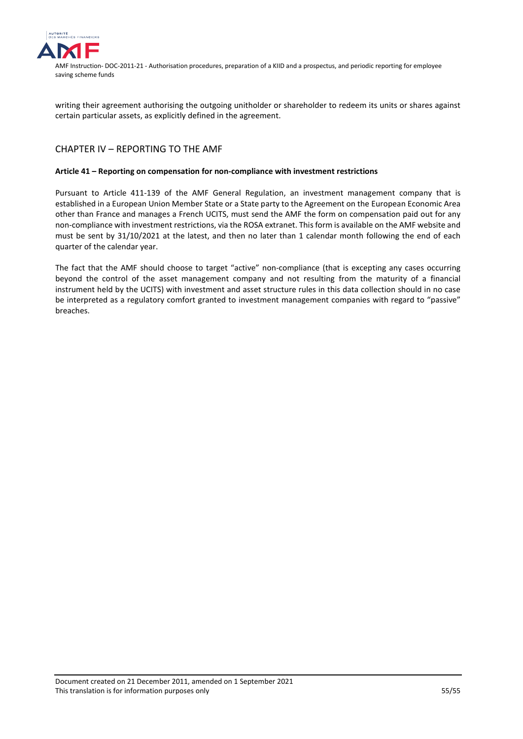writing their agreement authorising the outgoing unitholder or shareholder to redeem its units or shares against certain particular assets, as explicitly defined in the agreement.

## CHAPTER IV – REPORTING TO THE AMF

#### Article 41 – Reporting on compensation for non-compliance with investment restrictions

Pursuant to Article 411-139 of the AMF General Regulation, an investment management company that is established in a European Union Member State or a State party to the Agreement on the European Economic Area other than France and manages a French UCITS, must send the AMF the form on compensation paid out for any non-compliance with investment restrictions, via the ROSA extranet. This form is available on the AMF website and must be sent by 31/10/2021 at the latest, and then no later than 1 calendar month following the end of each quarter of the calendar year.

The fact that the AMF should choose to target "active" non-compliance (that is excepting any cases occurring beyond the control of the asset management company and not resulting from the maturity of a financial instrument held by the UCITS) with investment and asset structure rules in this data collection should in no case be interpreted as a regulatory comfort granted to investment management companies with regard to "passive" breaches.